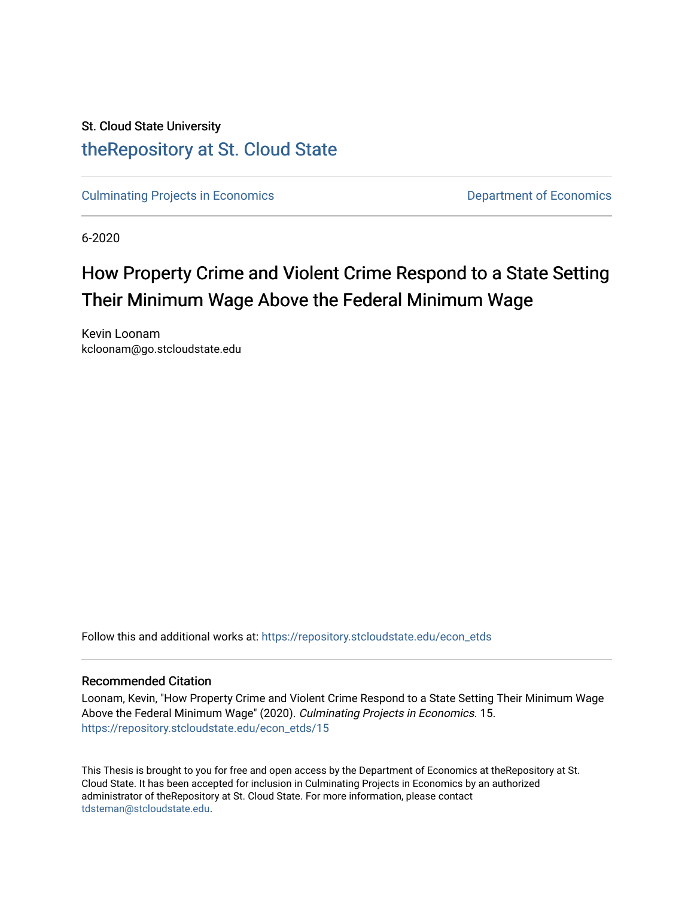St. Cloud State University

# theRepository at St. Cloud State

Culminating Projects in Economics

Department of Economics

6-2020

# How Property Crime and Violent Crime Respond to a State Setting Their Minimum Wage Above the Federal Minimum Wage

Kevin Loonam
kcloonam@go.stcloudstate.edu

Follow this and additional works at: https://repository.stcloudstate.edu/econ_etds

### Recommended Citation

Loonam, Kevin, "How Property Crime and Violent Crime Respond to a State Setting Their Minimum Wage Above the Federal Minimum Wage" (2020). *Culminating Projects in Economics*. 15.
https://repository.stcloudstate.edu/econ_etds/15

This Thesis is brought to you for free and open access by the Department of Economics at theRepository at St. Cloud State. It has been accepted for inclusion in Culminating Projects in Economics by an authorized administrator of theRepository at St. Cloud State. For more information, please contact tdsteman@stcloudstate.edu.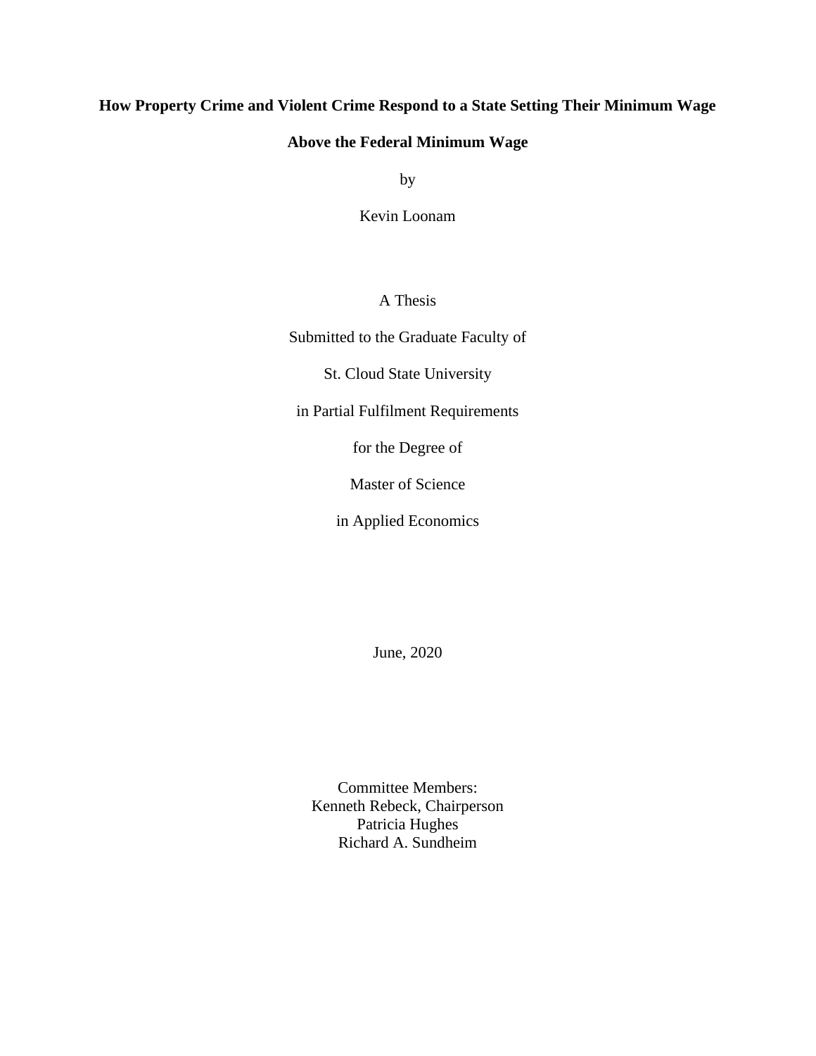# How Property Crime and Violent Crime Respond to a State Setting Their Minimum Wage Above the Federal Minimum Wage

by

Kevin Loonam

A Thesis

Submitted to the Graduate Faculty of

St. Cloud State University

in Partial Fulfilment Requirements

for the Degree of

Master of Science

in Applied Economics

June, 2020

Committee Members:
Kenneth Rebeck, Chairperson
Patricia Hughes
Richard A. Sundheim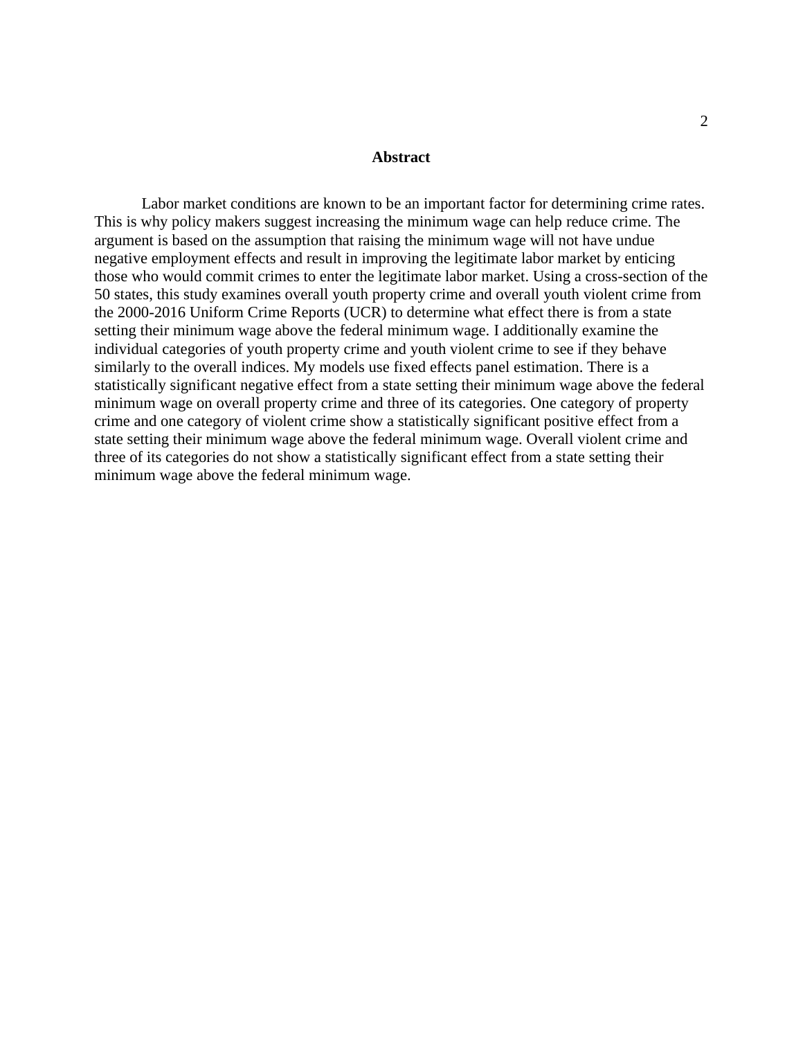# Abstract

Labor market conditions are known to be an important factor for determining crime rates. This is why policy makers suggest increasing the minimum wage can help reduce crime. The argument is based on the assumption that raising the minimum wage will not have undue negative employment effects and result in improving the legitimate labor market by enticing those who would commit crimes to enter the legitimate labor market. Using a cross-section of the 50 states, this study examines overall youth property crime and overall youth violent crime from the 2000-2016 Uniform Crime Reports (UCR) to determine what effect there is from a state setting their minimum wage above the federal minimum wage. I additionally examine the individual categories of youth property crime and youth violent crime to see if they behave similarly to the overall indices. My models use fixed effects panel estimation. There is a statistically significant negative effect from a state setting their minimum wage above the federal minimum wage on overall property crime and three of its categories. One category of property crime and one category of violent crime show a statistically significant positive effect from a state setting their minimum wage above the federal minimum wage. Overall violent crime and three of its categories do not show a statistically significant effect from a state setting their minimum wage above the federal minimum wage.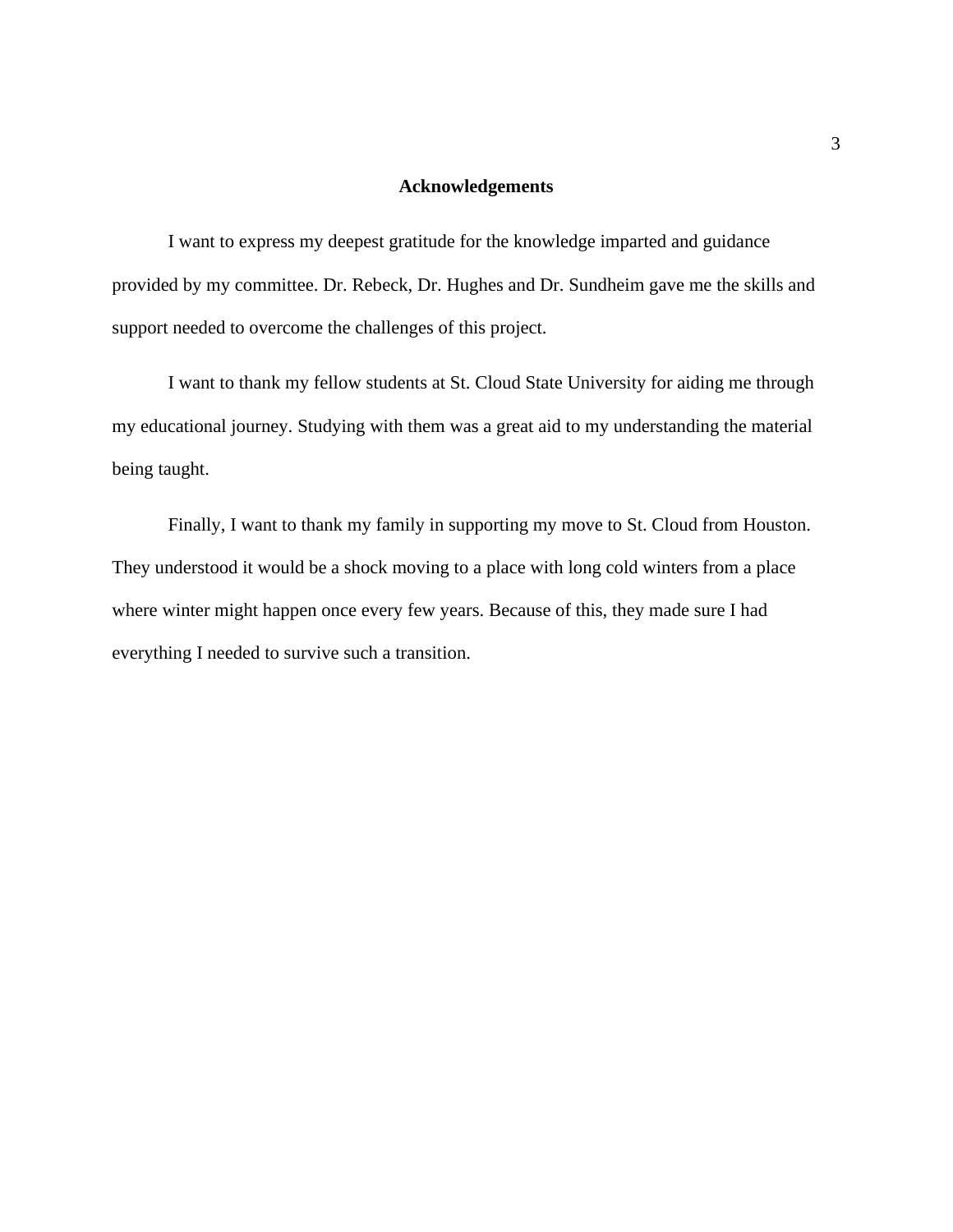# Acknowledgements

I want to express my deepest gratitude for the knowledge imparted and guidance provided by my committee. Dr. Rebeck, Dr. Hughes and Dr. Sundheim gave me the skills and support needed to overcome the challenges of this project.

I want to thank my fellow students at St. Cloud State University for aiding me through my educational journey. Studying with them was a great aid to my understanding the material being taught.

Finally, I want to thank my family in supporting my move to St. Cloud from Houston. They understood it would be a shock moving to a place with long cold winters from a place where winter might happen once every few years. Because of this, they made sure I had everything I needed to survive such a transition.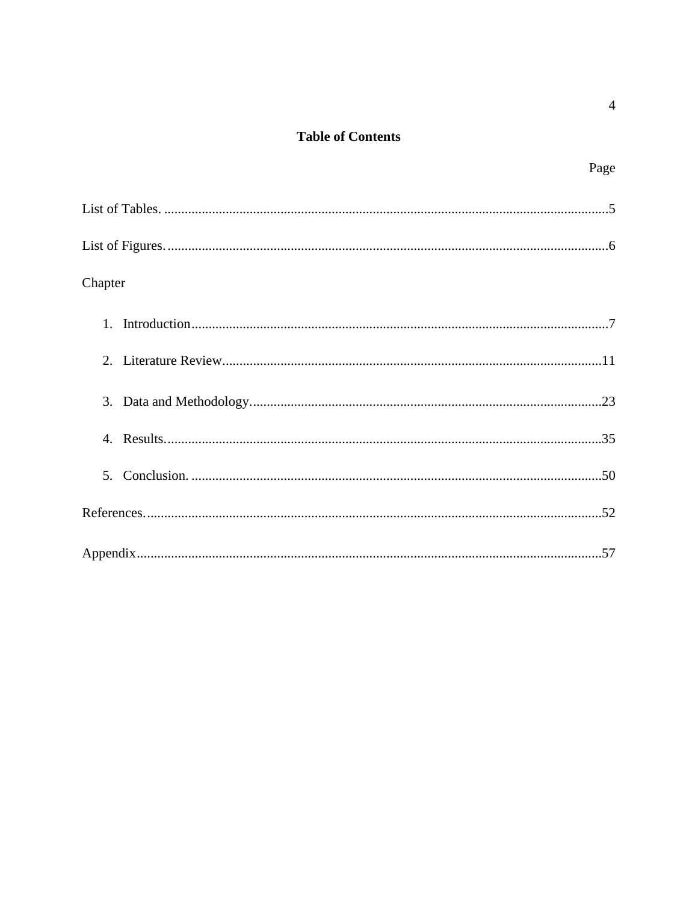# Table of Contents

Page

List of Tables. ....................................................5

List of Figures. ....................................................6

Chapter

1. Introduction....................................................7
2. Literature Review....................................................11
3. Data and Methodology....................................................23
4. Results....................................................35
5. Conclusion. ....................................................50

References....................................................52

Appendix....................................................57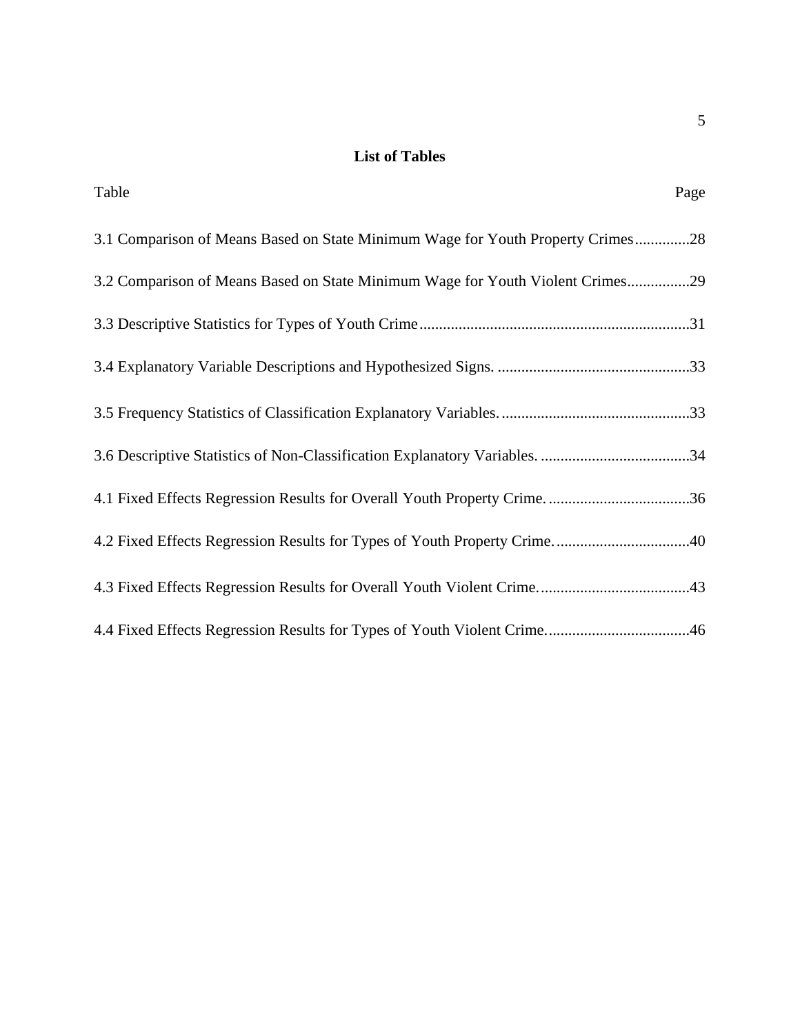# List of Tables

| Table | Page |
|---|---|
| 3.1 Comparison of Means Based on State Minimum Wage for Youth Property Crimes | 28 |
| 3.2 Comparison of Means Based on State Minimum Wage for Youth Violent Crimes | 29 |
| 3.3 Descriptive Statistics for Types of Youth Crime | 31 |
| 3.4 Explanatory Variable Descriptions and Hypothesized Signs. | 33 |
| 3.5 Frequency Statistics of Classification Explanatory Variables. | 33 |
| 3.6 Descriptive Statistics of Non-Classification Explanatory Variables. | 34 |
| 4.1 Fixed Effects Regression Results for Overall Youth Property Crime. | 36 |
| 4.2 Fixed Effects Regression Results for Types of Youth Property Crime. | 40 |
| 4.3 Fixed Effects Regression Results for Overall Youth Violent Crime. | 43 |
| 4.4 Fixed Effects Regression Results for Types of Youth Violent Crime. | 46 |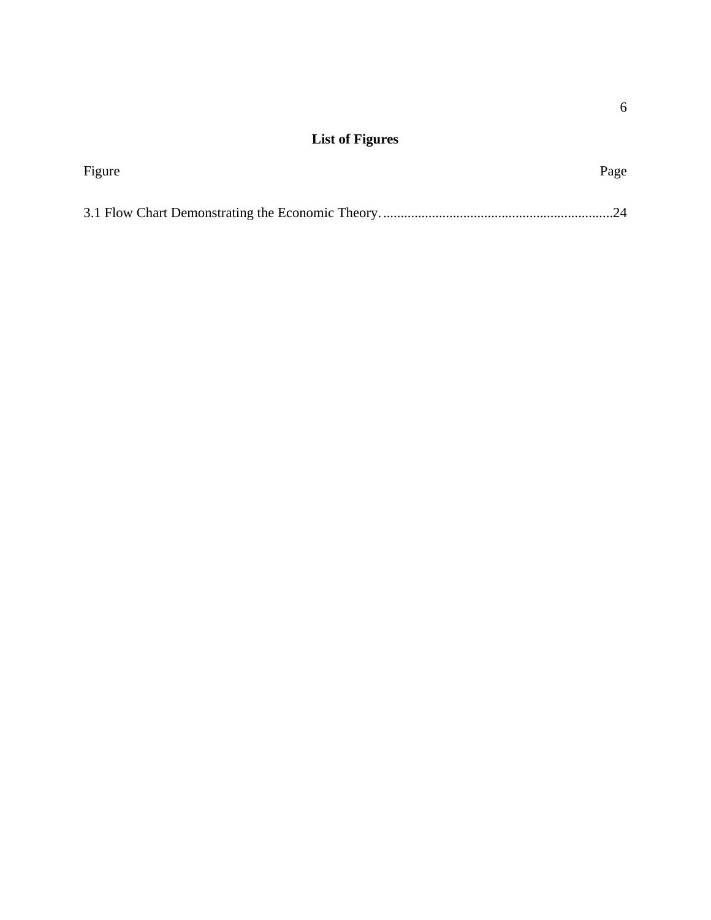## List of Figures

| Figure | Page |
|---|---|
| 3.1 Flow Chart Demonstrating the Economic Theory | 24 |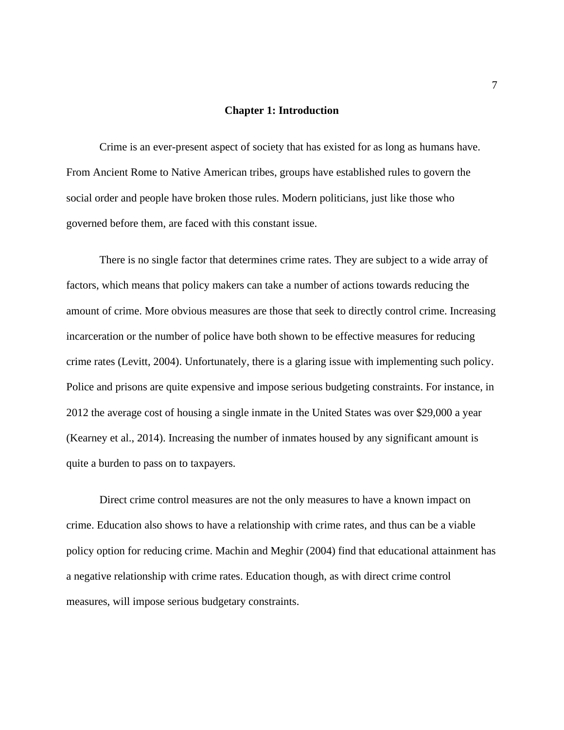# Chapter 1: Introduction

Crime is an ever-present aspect of society that has existed for as long as humans have. From Ancient Rome to Native American tribes, groups have established rules to govern the social order and people have broken those rules. Modern politicians, just like those who governed before them, are faced with this constant issue.

There is no single factor that determines crime rates. They are subject to a wide array of factors, which means that policy makers can take a number of actions towards reducing the amount of crime. More obvious measures are those that seek to directly control crime. Increasing incarceration or the number of police have both shown to be effective measures for reducing crime rates (Levitt, 2004). Unfortunately, there is a glaring issue with implementing such policy. Police and prisons are quite expensive and impose serious budgeting constraints. For instance, in 2012 the average cost of housing a single inmate in the United States was over $29,000 a year (Kearney et al., 2014). Increasing the number of inmates housed by any significant amount is quite a burden to pass on to taxpayers.

Direct crime control measures are not the only measures to have a known impact on crime. Education also shows to have a relationship with crime rates, and thus can be a viable policy option for reducing crime. Machin and Meghir (2004) find that educational attainment has a negative relationship with crime rates. Education though, as with direct crime control measures, will impose serious budgetary constraints.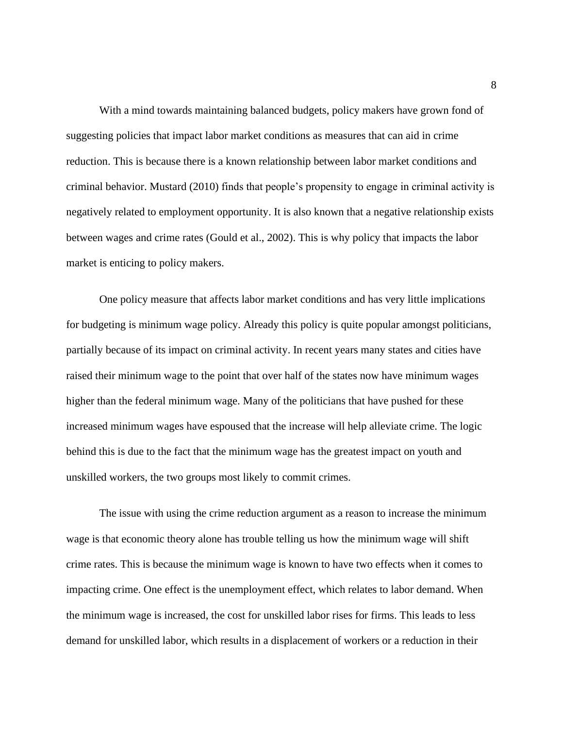With a mind towards maintaining balanced budgets, policy makers have grown fond of suggesting policies that impact labor market conditions as measures that can aid in crime reduction. This is because there is a known relationship between labor market conditions and criminal behavior. Mustard (2010) finds that people's propensity to engage in criminal activity is negatively related to employment opportunity. It is also known that a negative relationship exists between wages and crime rates (Gould et al., 2002). This is why policy that impacts the labor market is enticing to policy makers.

One policy measure that affects labor market conditions and has very little implications for budgeting is minimum wage policy. Already this policy is quite popular amongst politicians, partially because of its impact on criminal activity. In recent years many states and cities have raised their minimum wage to the point that over half of the states now have minimum wages higher than the federal minimum wage. Many of the politicians that have pushed for these increased minimum wages have espoused that the increase will help alleviate crime. The logic behind this is due to the fact that the minimum wage has the greatest impact on youth and unskilled workers, the two groups most likely to commit crimes.

The issue with using the crime reduction argument as a reason to increase the minimum wage is that economic theory alone has trouble telling us how the minimum wage will shift crime rates. This is because the minimum wage is known to have two effects when it comes to impacting crime. One effect is the unemployment effect, which relates to labor demand. When the minimum wage is increased, the cost for unskilled labor rises for firms. This leads to less demand for unskilled labor, which results in a displacement of workers or a reduction in their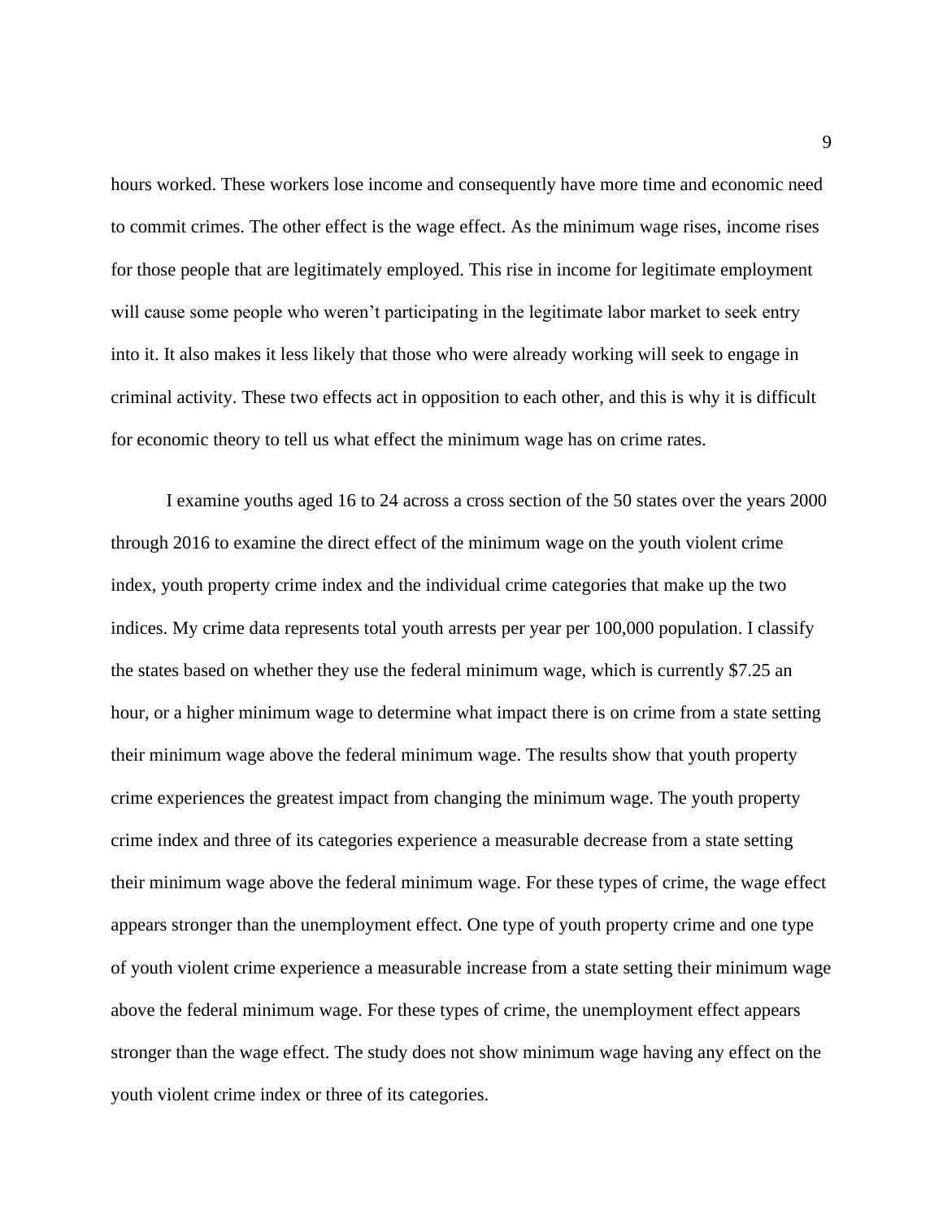hours worked. These workers lose income and consequently have more time and economic need to commit crimes. The other effect is the wage effect. As the minimum wage rises, income rises for those people that are legitimately employed. This rise in income for legitimate employment will cause some people who weren't participating in the legitimate labor market to seek entry into it. It also makes it less likely that those who were already working will seek to engage in criminal activity. These two effects act in opposition to each other, and this is why it is difficult for economic theory to tell us what effect the minimum wage has on crime rates.

I examine youths aged 16 to 24 across a cross section of the 50 states over the years 2000 through 2016 to examine the direct effect of the minimum wage on the youth violent crime index, youth property crime index and the individual crime categories that make up the two indices. My crime data represents total youth arrests per year per 100,000 population. I classify the states based on whether they use the federal minimum wage, which is currently $7.25 an hour, or a higher minimum wage to determine what impact there is on crime from a state setting their minimum wage above the federal minimum wage. The results show that youth property crime experiences the greatest impact from changing the minimum wage. The youth property crime index and three of its categories experience a measurable decrease from a state setting their minimum wage above the federal minimum wage. For these types of crime, the wage effect appears stronger than the unemployment effect. One type of youth property crime and one type of youth violent crime experience a measurable increase from a state setting their minimum wage above the federal minimum wage. For these types of crime, the unemployment effect appears stronger than the wage effect. The study does not show minimum wage having any effect on the youth violent crime index or three of its categories.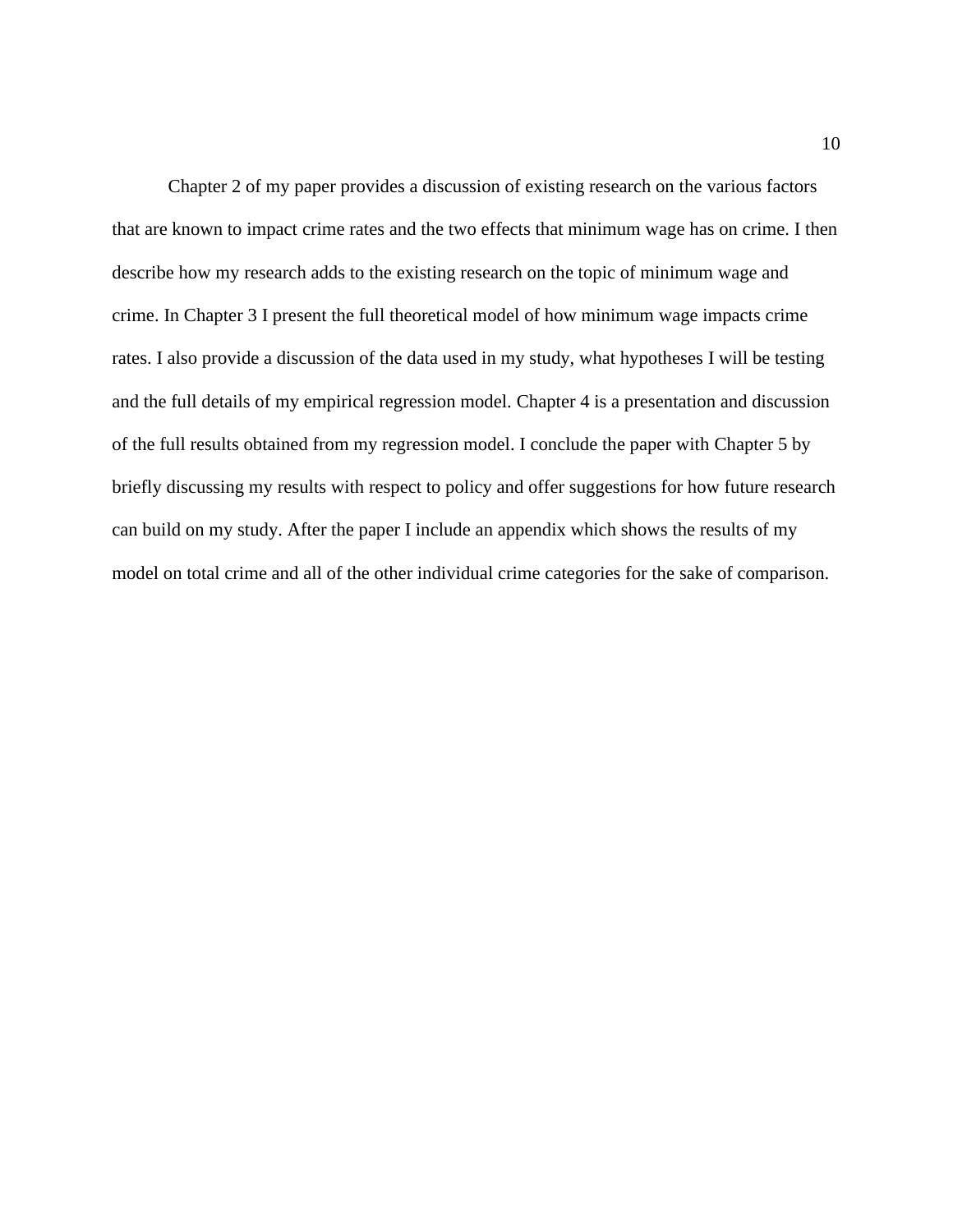Chapter 2 of my paper provides a discussion of existing research on the various factors that are known to impact crime rates and the two effects that minimum wage has on crime. I then describe how my research adds to the existing research on the topic of minimum wage and crime. In Chapter 3 I present the full theoretical model of how minimum wage impacts crime rates. I also provide a discussion of the data used in my study, what hypotheses I will be testing and the full details of my empirical regression model. Chapter 4 is a presentation and discussion of the full results obtained from my regression model. I conclude the paper with Chapter 5 by briefly discussing my results with respect to policy and offer suggestions for how future research can build on my study. After the paper I include an appendix which shows the results of my model on total crime and all of the other individual crime categories for the sake of comparison.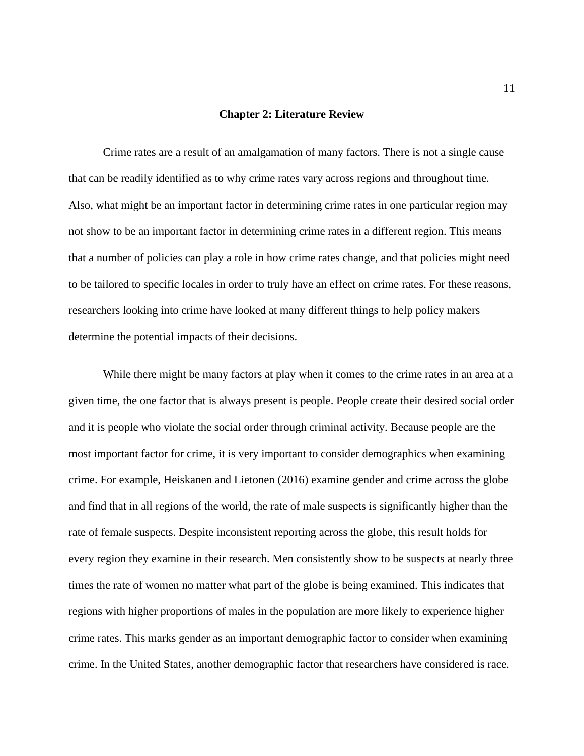# Chapter 2: Literature Review

Crime rates are a result of an amalgamation of many factors. There is not a single cause that can be readily identified as to why crime rates vary across regions and throughout time. Also, what might be an important factor in determining crime rates in one particular region may not show to be an important factor in determining crime rates in a different region. This means that a number of policies can play a role in how crime rates change, and that policies might need to be tailored to specific locales in order to truly have an effect on crime rates. For these reasons, researchers looking into crime have looked at many different things to help policy makers determine the potential impacts of their decisions.

While there might be many factors at play when it comes to the crime rates in an area at a given time, the one factor that is always present is people. People create their desired social order and it is people who violate the social order through criminal activity. Because people are the most important factor for crime, it is very important to consider demographics when examining crime. For example, Heiskanen and Lietonen (2016) examine gender and crime across the globe and find that in all regions of the world, the rate of male suspects is significantly higher than the rate of female suspects. Despite inconsistent reporting across the globe, this result holds for every region they examine in their research. Men consistently show to be suspects at nearly three times the rate of women no matter what part of the globe is being examined. This indicates that regions with higher proportions of males in the population are more likely to experience higher crime rates. This marks gender as an important demographic factor to consider when examining crime. In the United States, another demographic factor that researchers have considered is race.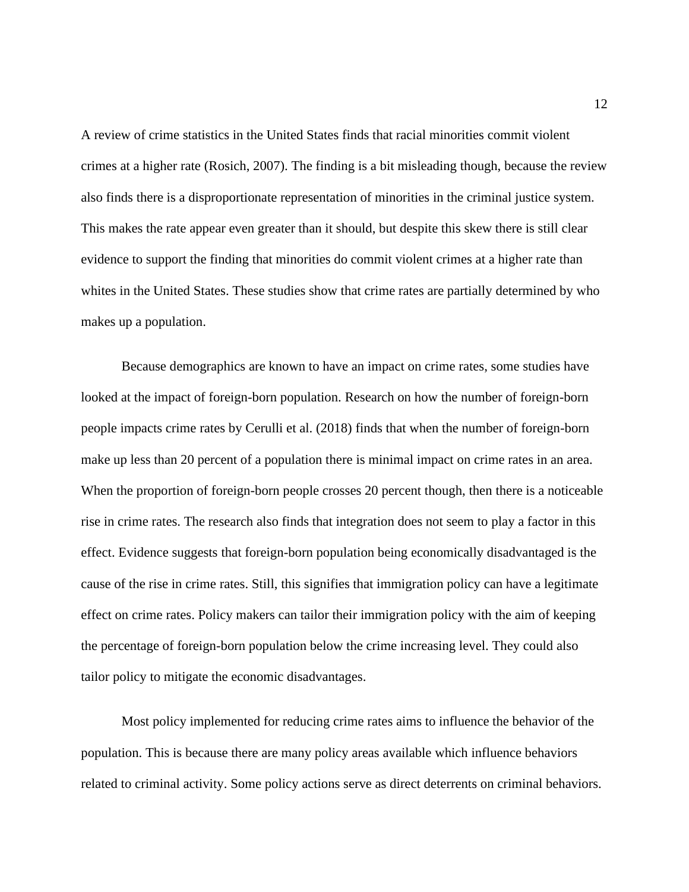A review of crime statistics in the United States finds that racial minorities commit violent crimes at a higher rate (Rosich, 2007). The finding is a bit misleading though, because the review also finds there is a disproportionate representation of minorities in the criminal justice system. This makes the rate appear even greater than it should, but despite this skew there is still clear evidence to support the finding that minorities do commit violent crimes at a higher rate than whites in the United States. These studies show that crime rates are partially determined by who makes up a population.

Because demographics are known to have an impact on crime rates, some studies have looked at the impact of foreign-born population. Research on how the number of foreign-born people impacts crime rates by Cerulli et al. (2018) finds that when the number of foreign-born make up less than 20 percent of a population there is minimal impact on crime rates in an area. When the proportion of foreign-born people crosses 20 percent though, then there is a noticeable rise in crime rates. The research also finds that integration does not seem to play a factor in this effect. Evidence suggests that foreign-born population being economically disadvantaged is the cause of the rise in crime rates. Still, this signifies that immigration policy can have a legitimate effect on crime rates. Policy makers can tailor their immigration policy with the aim of keeping the percentage of foreign-born population below the crime increasing level. They could also tailor policy to mitigate the economic disadvantages.

Most policy implemented for reducing crime rates aims to influence the behavior of the population. This is because there are many policy areas available which influence behaviors related to criminal activity. Some policy actions serve as direct deterrents on criminal behaviors.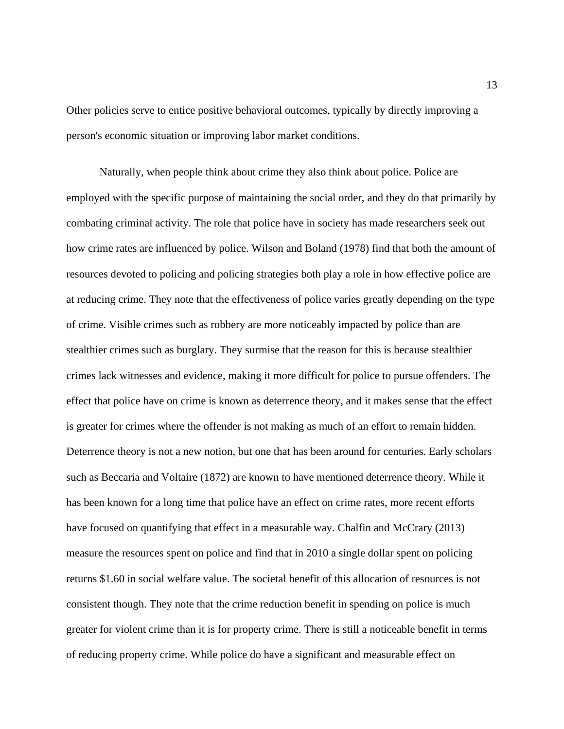Other policies serve to entice positive behavioral outcomes, typically by directly improving a person's economic situation or improving labor market conditions.

Naturally, when people think about crime they also think about police. Police are employed with the specific purpose of maintaining the social order, and they do that primarily by combating criminal activity. The role that police have in society has made researchers seek out how crime rates are influenced by police. Wilson and Boland (1978) find that both the amount of resources devoted to policing and policing strategies both play a role in how effective police are at reducing crime. They note that the effectiveness of police varies greatly depending on the type of crime. Visible crimes such as robbery are more noticeably impacted by police than are stealthier crimes such as burglary. They surmise that the reason for this is because stealthier crimes lack witnesses and evidence, making it more difficult for police to pursue offenders. The effect that police have on crime is known as deterrence theory, and it makes sense that the effect is greater for crimes where the offender is not making as much of an effort to remain hidden. Deterrence theory is not a new notion, but one that has been around for centuries. Early scholars such as Beccaria and Voltaire (1872) are known to have mentioned deterrence theory. While it has been known for a long time that police have an effect on crime rates, more recent efforts have focused on quantifying that effect in a measurable way. Chalfin and McCrary (2013) measure the resources spent on police and find that in 2010 a single dollar spent on policing returns $1.60 in social welfare value. The societal benefit of this allocation of resources is not consistent though. They note that the crime reduction benefit in spending on police is much greater for violent crime than it is for property crime. There is still a noticeable benefit in terms of reducing property crime. While police do have a significant and measurable effect on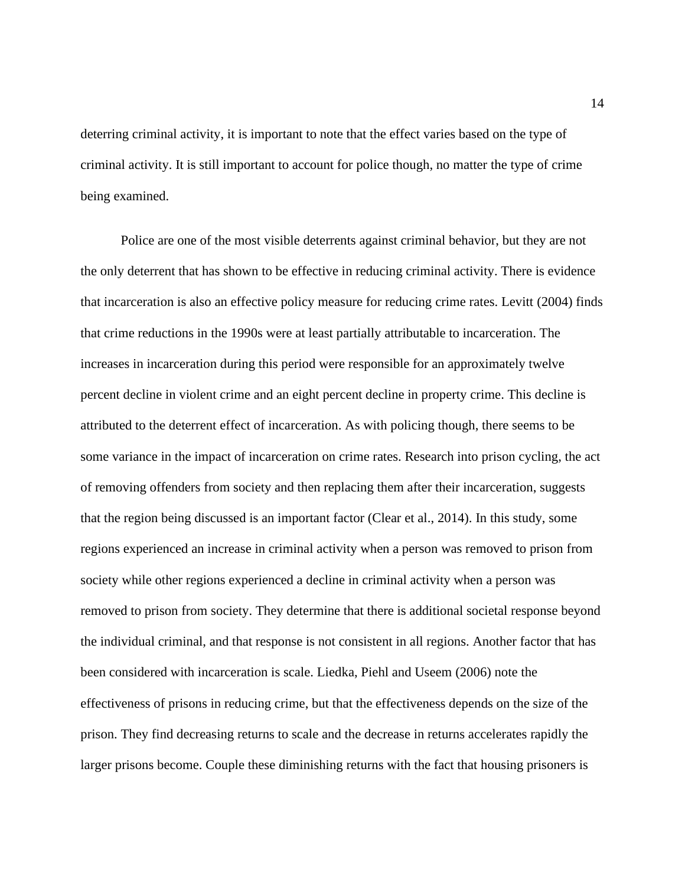deterring criminal activity, it is important to note that the effect varies based on the type of criminal activity. It is still important to account for police though, no matter the type of crime being examined.

Police are one of the most visible deterrents against criminal behavior, but they are not the only deterrent that has shown to be effective in reducing criminal activity. There is evidence that incarceration is also an effective policy measure for reducing crime rates. Levitt (2004) finds that crime reductions in the 1990s were at least partially attributable to incarceration. The increases in incarceration during this period were responsible for an approximately twelve percent decline in violent crime and an eight percent decline in property crime. This decline is attributed to the deterrent effect of incarceration. As with policing though, there seems to be some variance in the impact of incarceration on crime rates. Research into prison cycling, the act of removing offenders from society and then replacing them after their incarceration, suggests that the region being discussed is an important factor (Clear et al., 2014). In this study, some regions experienced an increase in criminal activity when a person was removed to prison from society while other regions experienced a decline in criminal activity when a person was removed to prison from society. They determine that there is additional societal response beyond the individual criminal, and that response is not consistent in all regions. Another factor that has been considered with incarceration is scale. Liedka, Piehl and Useem (2006) note the effectiveness of prisons in reducing crime, but that the effectiveness depends on the size of the prison. They find decreasing returns to scale and the decrease in returns accelerates rapidly the larger prisons become. Couple these diminishing returns with the fact that housing prisoners is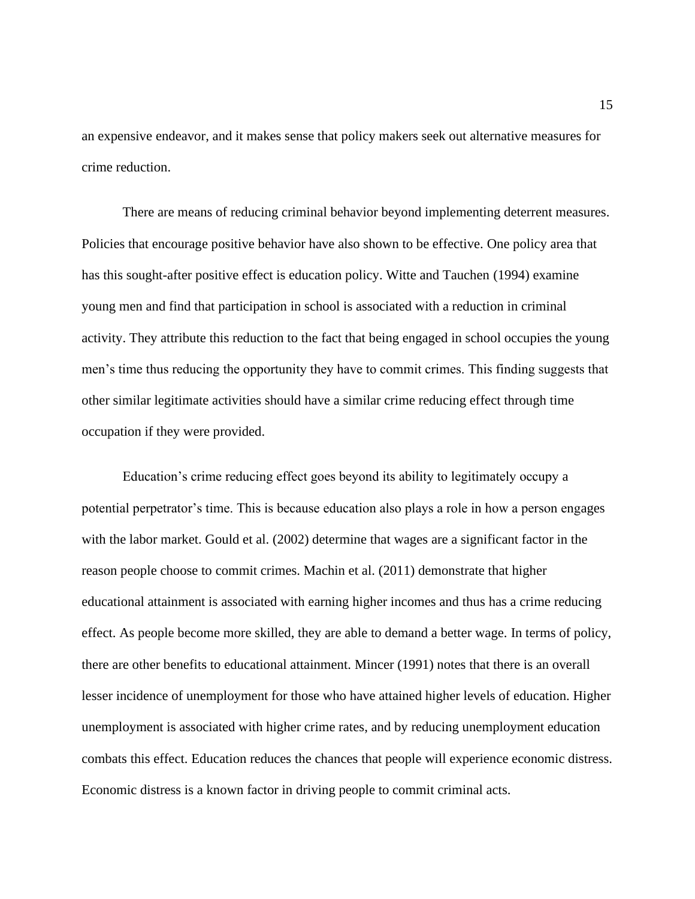an expensive endeavor, and it makes sense that policy makers seek out alternative measures for crime reduction.

There are means of reducing criminal behavior beyond implementing deterrent measures. Policies that encourage positive behavior have also shown to be effective. One policy area that has this sought-after positive effect is education policy. Witte and Tauchen (1994) examine young men and find that participation in school is associated with a reduction in criminal activity. They attribute this reduction to the fact that being engaged in school occupies the young men's time thus reducing the opportunity they have to commit crimes. This finding suggests that other similar legitimate activities should have a similar crime reducing effect through time occupation if they were provided.

Education's crime reducing effect goes beyond its ability to legitimately occupy a potential perpetrator's time. This is because education also plays a role in how a person engages with the labor market. Gould et al. (2002) determine that wages are a significant factor in the reason people choose to commit crimes. Machin et al. (2011) demonstrate that higher educational attainment is associated with earning higher incomes and thus has a crime reducing effect. As people become more skilled, they are able to demand a better wage. In terms of policy, there are other benefits to educational attainment. Mincer (1991) notes that there is an overall lesser incidence of unemployment for those who have attained higher levels of education. Higher unemployment is associated with higher crime rates, and by reducing unemployment education combats this effect. Education reduces the chances that people will experience economic distress. Economic distress is a known factor in driving people to commit criminal acts.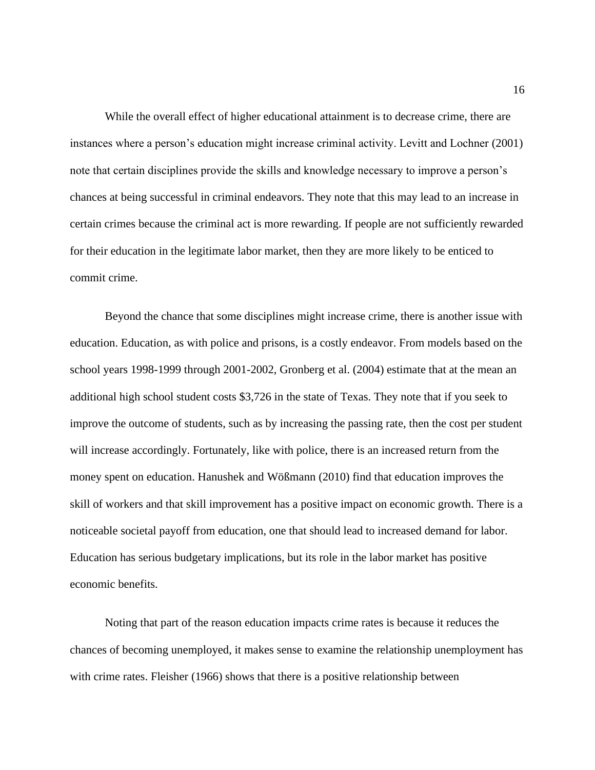While the overall effect of higher educational attainment is to decrease crime, there are instances where a person's education might increase criminal activity. Levitt and Lochner (2001) note that certain disciplines provide the skills and knowledge necessary to improve a person's chances at being successful in criminal endeavors. They note that this may lead to an increase in certain crimes because the criminal act is more rewarding. If people are not sufficiently rewarded for their education in the legitimate labor market, then they are more likely to be enticed to commit crime.

Beyond the chance that some disciplines might increase crime, there is another issue with education. Education, as with police and prisons, is a costly endeavor. From models based on the school years 1998-1999 through 2001-2002, Gronberg et al. (2004) estimate that at the mean an additional high school student costs $3,726 in the state of Texas. They note that if you seek to improve the outcome of students, such as by increasing the passing rate, then the cost per student will increase accordingly. Fortunately, like with police, there is an increased return from the money spent on education. Hanushek and Wößmann (2010) find that education improves the skill of workers and that skill improvement has a positive impact on economic growth. There is a noticeable societal payoff from education, one that should lead to increased demand for labor. Education has serious budgetary implications, but its role in the labor market has positive economic benefits.

Noting that part of the reason education impacts crime rates is because it reduces the chances of becoming unemployed, it makes sense to examine the relationship unemployment has with crime rates. Fleisher (1966) shows that there is a positive relationship between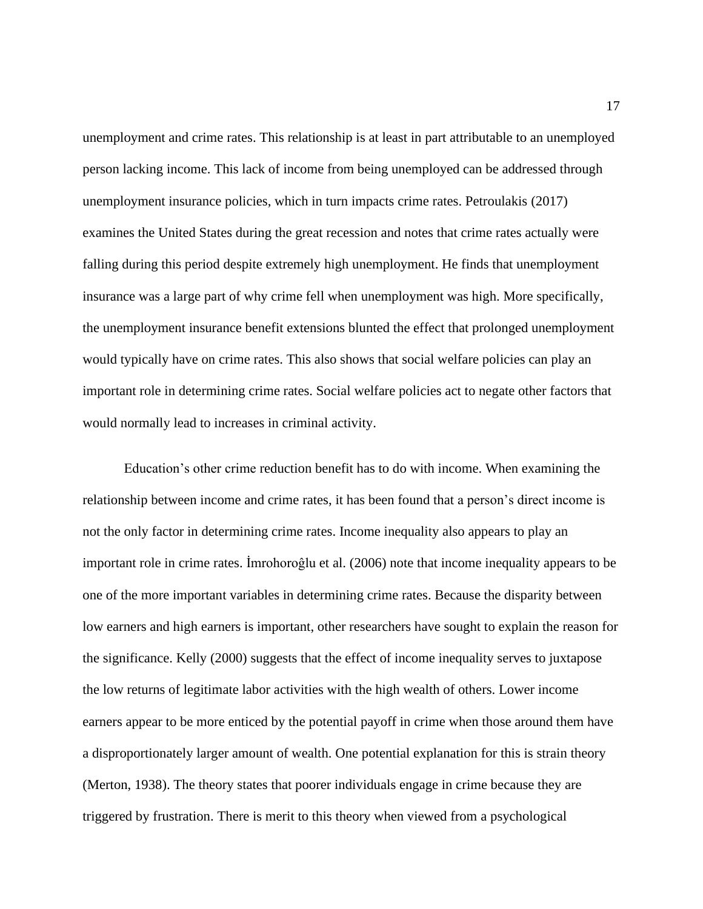unemployment and crime rates. This relationship is at least in part attributable to an unemployed person lacking income. This lack of income from being unemployed can be addressed through unemployment insurance policies, which in turn impacts crime rates. Petroulakis (2017) examines the United States during the great recession and notes that crime rates actually were falling during this period despite extremely high unemployment. He finds that unemployment insurance was a large part of why crime fell when unemployment was high. More specifically, the unemployment insurance benefit extensions blunted the effect that prolonged unemployment would typically have on crime rates. This also shows that social welfare policies can play an important role in determining crime rates. Social welfare policies act to negate other factors that would normally lead to increases in criminal activity.

Education's other crime reduction benefit has to do with income. When examining the relationship between income and crime rates, it has been found that a person's direct income is not the only factor in determining crime rates. Income inequality also appears to play an important role in crime rates. İmrohoroĝlu et al. (2006) note that income inequality appears to be one of the more important variables in determining crime rates. Because the disparity between low earners and high earners is important, other researchers have sought to explain the reason for the significance. Kelly (2000) suggests that the effect of income inequality serves to juxtapose the low returns of legitimate labor activities with the high wealth of others. Lower income earners appear to be more enticed by the potential payoff in crime when those around them have a disproportionately larger amount of wealth. One potential explanation for this is strain theory (Merton, 1938). The theory states that poorer individuals engage in crime because they are triggered by frustration. There is merit to this theory when viewed from a psychological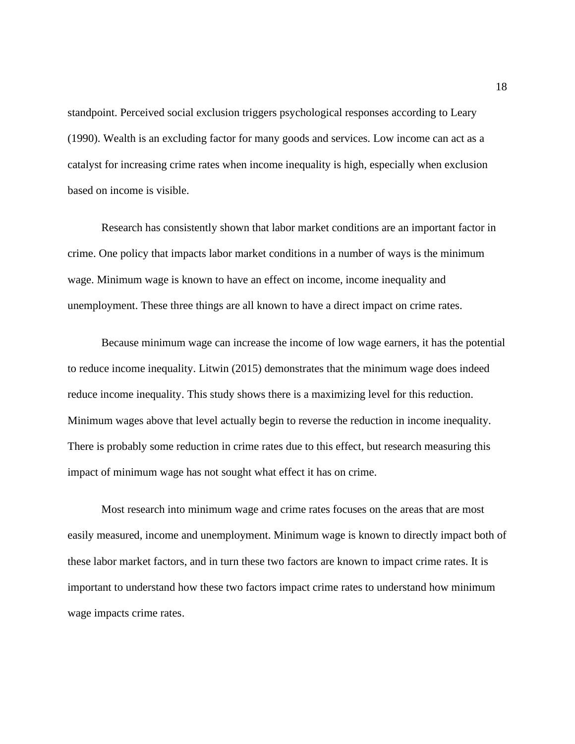standpoint. Perceived social exclusion triggers psychological responses according to Leary (1990). Wealth is an excluding factor for many goods and services. Low income can act as a catalyst for increasing crime rates when income inequality is high, especially when exclusion based on income is visible.

Research has consistently shown that labor market conditions are an important factor in crime. One policy that impacts labor market conditions in a number of ways is the minimum wage. Minimum wage is known to have an effect on income, income inequality and unemployment. These three things are all known to have a direct impact on crime rates.

Because minimum wage can increase the income of low wage earners, it has the potential to reduce income inequality. Litwin (2015) demonstrates that the minimum wage does indeed reduce income inequality. This study shows there is a maximizing level for this reduction. Minimum wages above that level actually begin to reverse the reduction in income inequality. There is probably some reduction in crime rates due to this effect, but research measuring this impact of minimum wage has not sought what effect it has on crime.

Most research into minimum wage and crime rates focuses on the areas that are most easily measured, income and unemployment. Minimum wage is known to directly impact both of these labor market factors, and in turn these two factors are known to impact crime rates. It is important to understand how these two factors impact crime rates to understand how minimum wage impacts crime rates.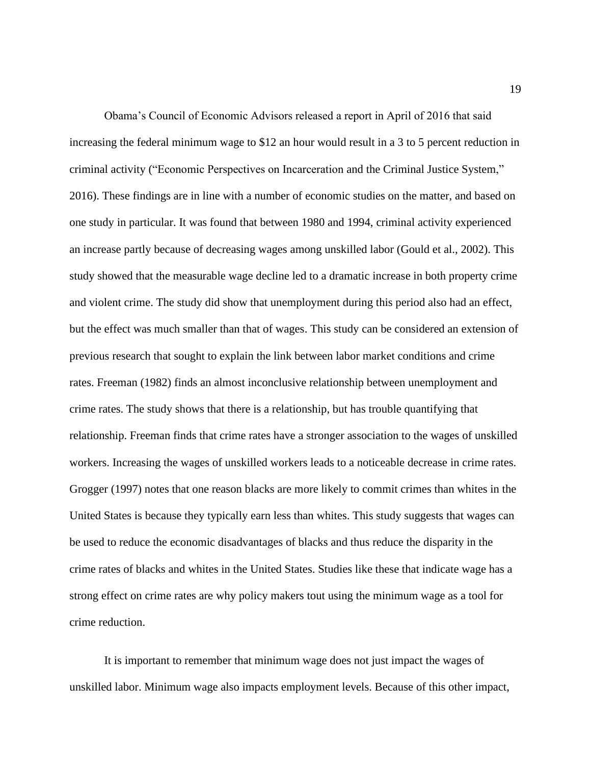Obama's Council of Economic Advisors released a report in April of 2016 that said increasing the federal minimum wage to $12 an hour would result in a 3 to 5 percent reduction in criminal activity ("Economic Perspectives on Incarceration and the Criminal Justice System," 2016). These findings are in line with a number of economic studies on the matter, and based on one study in particular. It was found that between 1980 and 1994, criminal activity experienced an increase partly because of decreasing wages among unskilled labor (Gould et al., 2002). This study showed that the measurable wage decline led to a dramatic increase in both property crime and violent crime. The study did show that unemployment during this period also had an effect, but the effect was much smaller than that of wages. This study can be considered an extension of previous research that sought to explain the link between labor market conditions and crime rates. Freeman (1982) finds an almost inconclusive relationship between unemployment and crime rates. The study shows that there is a relationship, but has trouble quantifying that relationship. Freeman finds that crime rates have a stronger association to the wages of unskilled workers. Increasing the wages of unskilled workers leads to a noticeable decrease in crime rates. Grogger (1997) notes that one reason blacks are more likely to commit crimes than whites in the United States is because they typically earn less than whites. This study suggests that wages can be used to reduce the economic disadvantages of blacks and thus reduce the disparity in the crime rates of blacks and whites in the United States. Studies like these that indicate wage has a strong effect on crime rates are why policy makers tout using the minimum wage as a tool for crime reduction.

It is important to remember that minimum wage does not just impact the wages of unskilled labor. Minimum wage also impacts employment levels. Because of this other impact,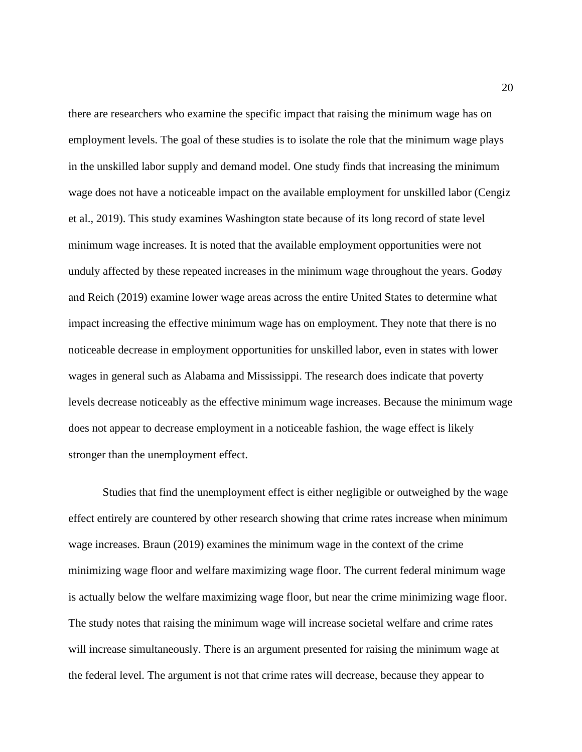there are researchers who examine the specific impact that raising the minimum wage has on employment levels. The goal of these studies is to isolate the role that the minimum wage plays in the unskilled labor supply and demand model. One study finds that increasing the minimum wage does not have a noticeable impact on the available employment for unskilled labor (Cengiz et al., 2019). This study examines Washington state because of its long record of state level minimum wage increases. It is noted that the available employment opportunities were not unduly affected by these repeated increases in the minimum wage throughout the years. Godøy and Reich (2019) examine lower wage areas across the entire United States to determine what impact increasing the effective minimum wage has on employment. They note that there is no noticeable decrease in employment opportunities for unskilled labor, even in states with lower wages in general such as Alabama and Mississippi. The research does indicate that poverty levels decrease noticeably as the effective minimum wage increases. Because the minimum wage does not appear to decrease employment in a noticeable fashion, the wage effect is likely stronger than the unemployment effect.

Studies that find the unemployment effect is either negligible or outweighed by the wage effect entirely are countered by other research showing that crime rates increase when minimum wage increases. Braun (2019) examines the minimum wage in the context of the crime minimizing wage floor and welfare maximizing wage floor. The current federal minimum wage is actually below the welfare maximizing wage floor, but near the crime minimizing wage floor. The study notes that raising the minimum wage will increase societal welfare and crime rates will increase simultaneously. There is an argument presented for raising the minimum wage at the federal level. The argument is not that crime rates will decrease, because they appear to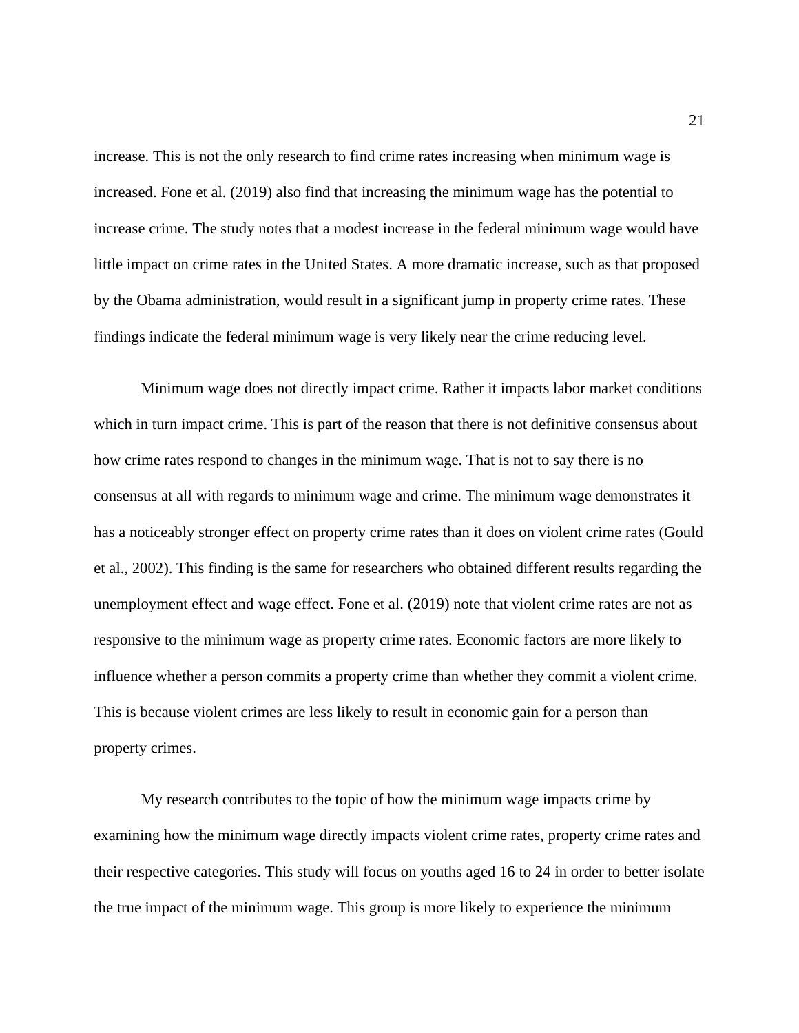increase. This is not the only research to find crime rates increasing when minimum wage is increased. Fone et al. (2019) also find that increasing the minimum wage has the potential to increase crime. The study notes that a modest increase in the federal minimum wage would have little impact on crime rates in the United States. A more dramatic increase, such as that proposed by the Obama administration, would result in a significant jump in property crime rates. These findings indicate the federal minimum wage is very likely near the crime reducing level.

Minimum wage does not directly impact crime. Rather it impacts labor market conditions which in turn impact crime. This is part of the reason that there is not definitive consensus about how crime rates respond to changes in the minimum wage. That is not to say there is no consensus at all with regards to minimum wage and crime. The minimum wage demonstrates it has a noticeably stronger effect on property crime rates than it does on violent crime rates (Gould et al., 2002). This finding is the same for researchers who obtained different results regarding the unemployment effect and wage effect. Fone et al. (2019) note that violent crime rates are not as responsive to the minimum wage as property crime rates. Economic factors are more likely to influence whether a person commits a property crime than whether they commit a violent crime. This is because violent crimes are less likely to result in economic gain for a person than property crimes.

My research contributes to the topic of how the minimum wage impacts crime by examining how the minimum wage directly impacts violent crime rates, property crime rates and their respective categories. This study will focus on youths aged 16 to 24 in order to better isolate the true impact of the minimum wage. This group is more likely to experience the minimum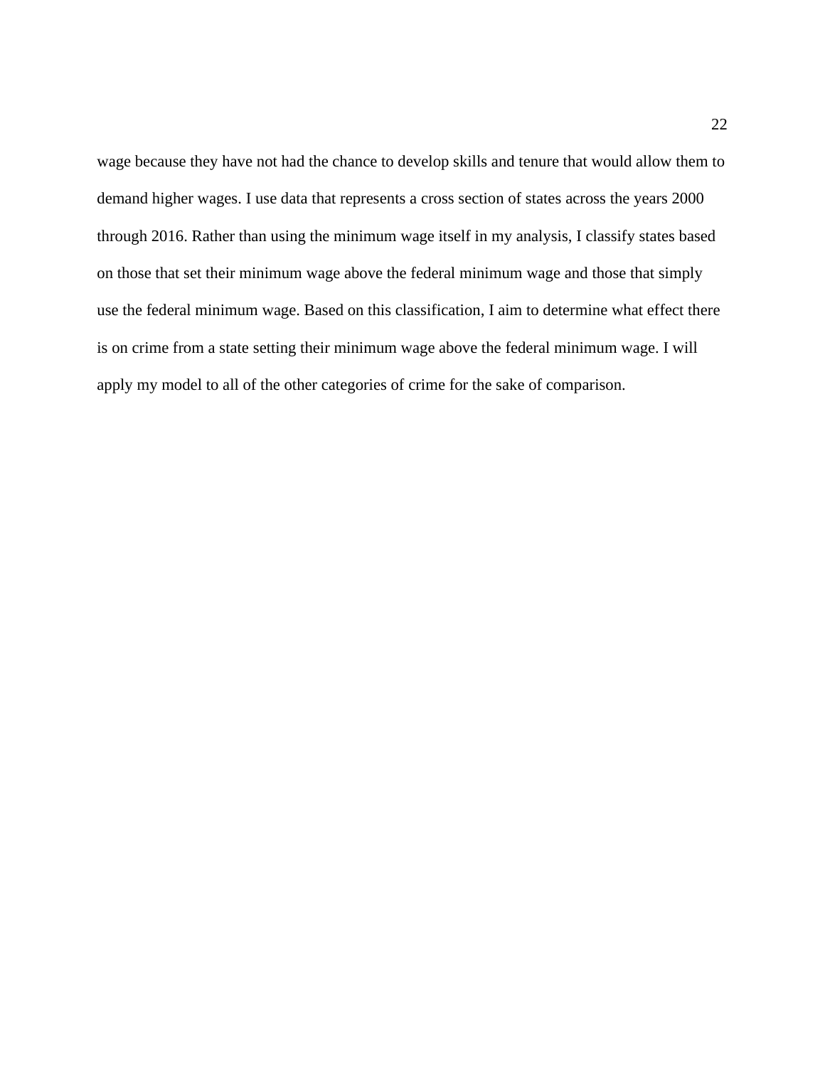wage because they have not had the chance to develop skills and tenure that would allow them to demand higher wages. I use data that represents a cross section of states across the years 2000 through 2016. Rather than using the minimum wage itself in my analysis, I classify states based on those that set their minimum wage above the federal minimum wage and those that simply use the federal minimum wage. Based on this classification, I aim to determine what effect there is on crime from a state setting their minimum wage above the federal minimum wage. I will apply my model to all of the other categories of crime for the sake of comparison.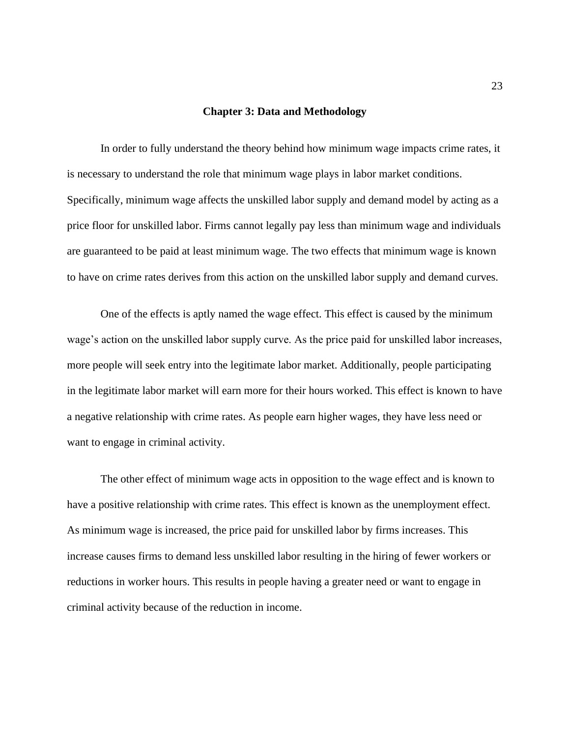# Chapter 3: Data and Methodology

In order to fully understand the theory behind how minimum wage impacts crime rates, it is necessary to understand the role that minimum wage plays in labor market conditions. Specifically, minimum wage affects the unskilled labor supply and demand model by acting as a price floor for unskilled labor. Firms cannot legally pay less than minimum wage and individuals are guaranteed to be paid at least minimum wage. The two effects that minimum wage is known to have on crime rates derives from this action on the unskilled labor supply and demand curves.

One of the effects is aptly named the wage effect. This effect is caused by the minimum wage's action on the unskilled labor supply curve. As the price paid for unskilled labor increases, more people will seek entry into the legitimate labor market. Additionally, people participating in the legitimate labor market will earn more for their hours worked. This effect is known to have a negative relationship with crime rates. As people earn higher wages, they have less need or want to engage in criminal activity.

The other effect of minimum wage acts in opposition to the wage effect and is known to have a positive relationship with crime rates. This effect is known as the unemployment effect. As minimum wage is increased, the price paid for unskilled labor by firms increases. This increase causes firms to demand less unskilled labor resulting in the hiring of fewer workers or reductions in worker hours. This results in people having a greater need or want to engage in criminal activity because of the reduction in income.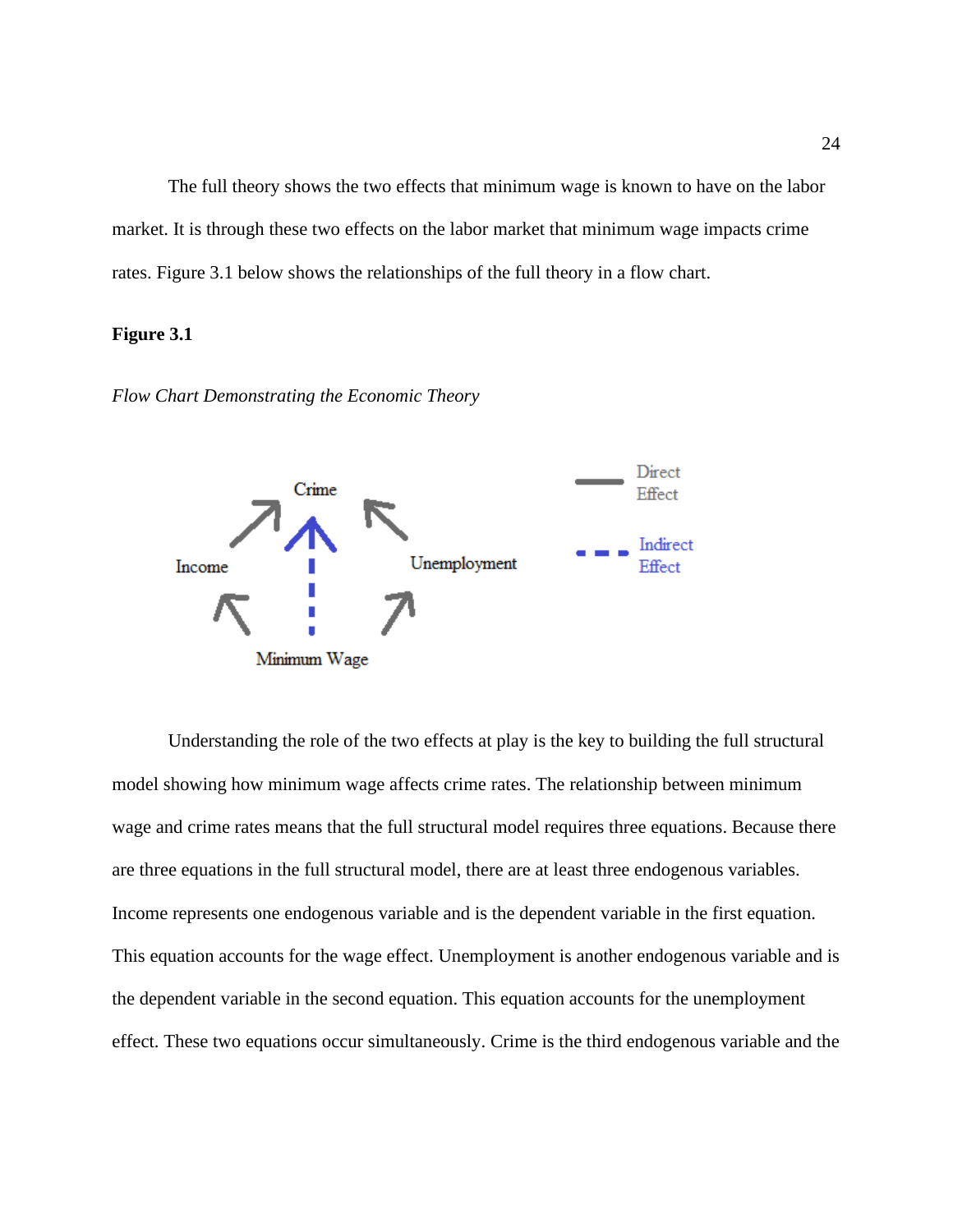The full theory shows the two effects that minimum wage is known to have on the labor market. It is through these two effects on the labor market that minimum wage impacts crime rates. Figure 3.1 below shows the relationships of the full theory in a flow chart.

**Figure 3.1**

*Flow Chart Demonstrating the Economic Theory*

Understanding the role of the two effects at play is the key to building the full structural model showing how minimum wage affects crime rates. The relationship between minimum wage and crime rates means that the full structural model requires three equations. Because there are three equations in the full structural model, there are at least three endogenous variables. Income represents one endogenous variable and is the dependent variable in the first equation. This equation accounts for the wage effect. Unemployment is another endogenous variable and is the dependent variable in the second equation. This equation accounts for the unemployment effect. These two equations occur simultaneously. Crime is the third endogenous variable and the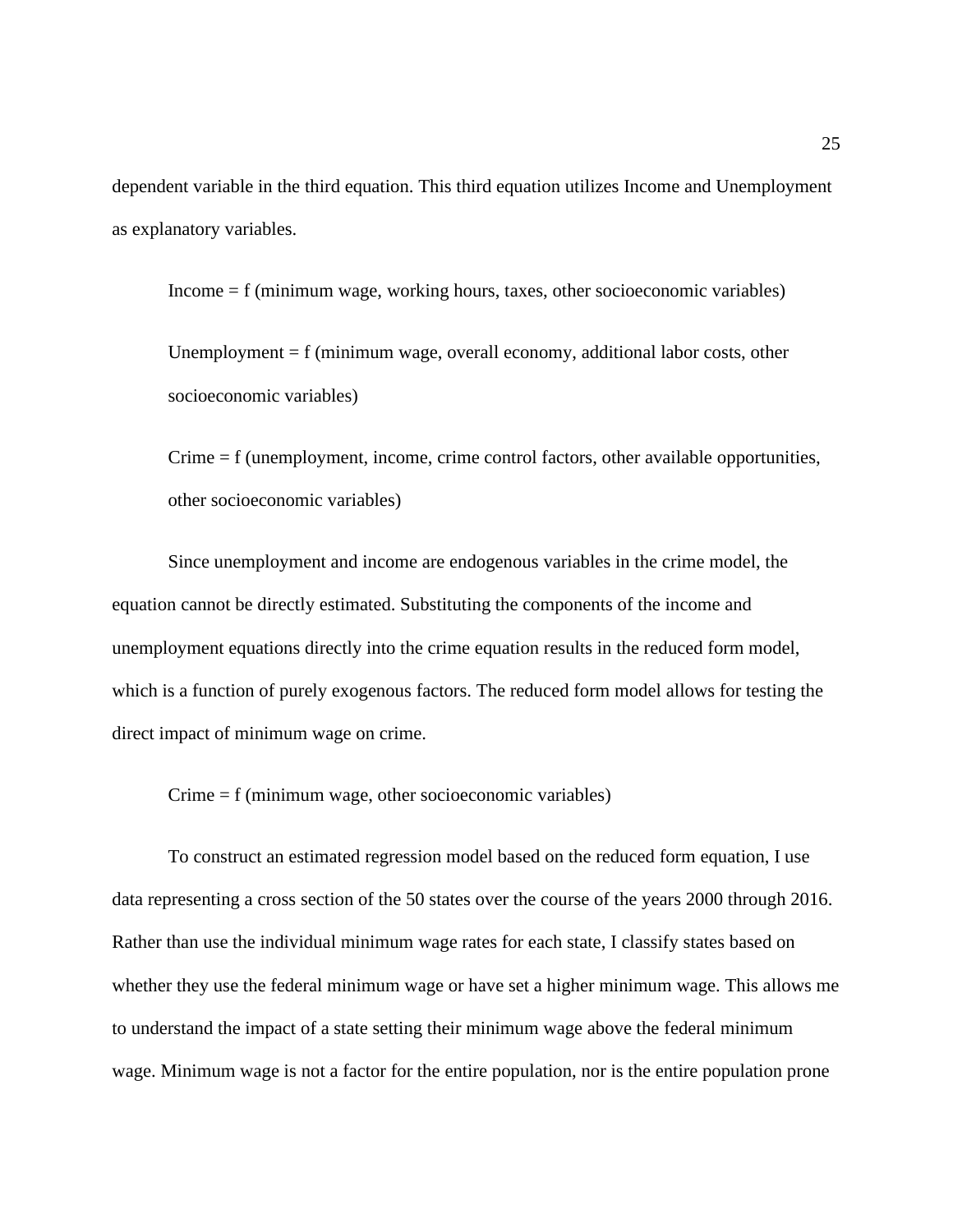dependent variable in the third equation. This third equation utilizes Income and Unemployment as explanatory variables.

Income = f (minimum wage, working hours, taxes, other socioeconomic variables)

Unemployment = f (minimum wage, overall economy, additional labor costs, other socioeconomic variables)

Crime = f (unemployment, income, crime control factors, other available opportunities, other socioeconomic variables)

Since unemployment and income are endogenous variables in the crime model, the equation cannot be directly estimated. Substituting the components of the income and unemployment equations directly into the crime equation results in the reduced form model, which is a function of purely exogenous factors. The reduced form model allows for testing the direct impact of minimum wage on crime.

Crime = f (minimum wage, other socioeconomic variables)

To construct an estimated regression model based on the reduced form equation, I use data representing a cross section of the 50 states over the course of the years 2000 through 2016. Rather than use the individual minimum wage rates for each state, I classify states based on whether they use the federal minimum wage or have set a higher minimum wage. This allows me to understand the impact of a state setting their minimum wage above the federal minimum wage. Minimum wage is not a factor for the entire population, nor is the entire population prone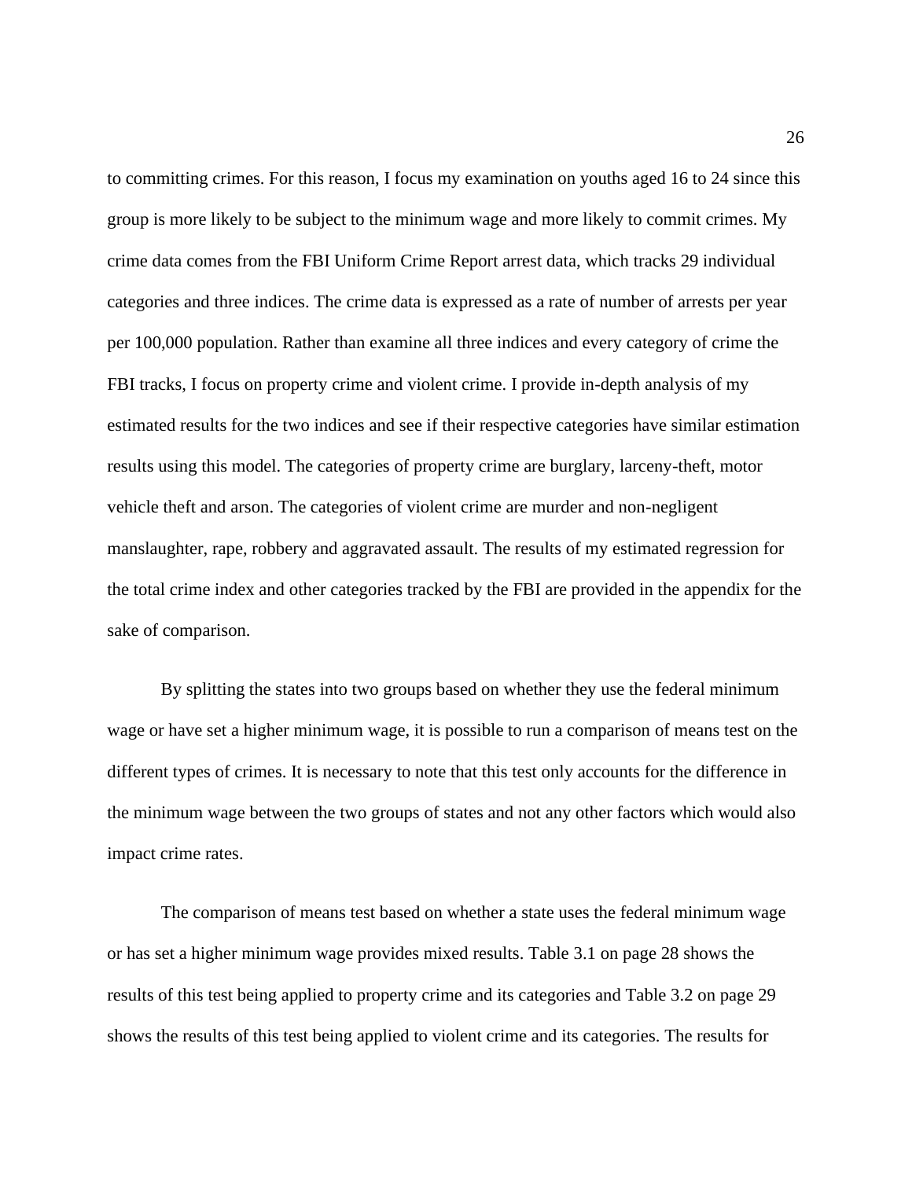to committing crimes. For this reason, I focus my examination on youths aged 16 to 24 since this group is more likely to be subject to the minimum wage and more likely to commit crimes. My crime data comes from the FBI Uniform Crime Report arrest data, which tracks 29 individual categories and three indices. The crime data is expressed as a rate of number of arrests per year per 100,000 population. Rather than examine all three indices and every category of crime the FBI tracks, I focus on property crime and violent crime. I provide in-depth analysis of my estimated results for the two indices and see if their respective categories have similar estimation results using this model. The categories of property crime are burglary, larceny-theft, motor vehicle theft and arson. The categories of violent crime are murder and non-negligent manslaughter, rape, robbery and aggravated assault. The results of my estimated regression for the total crime index and other categories tracked by the FBI are provided in the appendix for the sake of comparison.

By splitting the states into two groups based on whether they use the federal minimum wage or have set a higher minimum wage, it is possible to run a comparison of means test on the different types of crimes. It is necessary to note that this test only accounts for the difference in the minimum wage between the two groups of states and not any other factors which would also impact crime rates.

The comparison of means test based on whether a state uses the federal minimum wage or has set a higher minimum wage provides mixed results. Table 3.1 on page 28 shows the results of this test being applied to property crime and its categories and Table 3.2 on page 29 shows the results of this test being applied to violent crime and its categories. The results for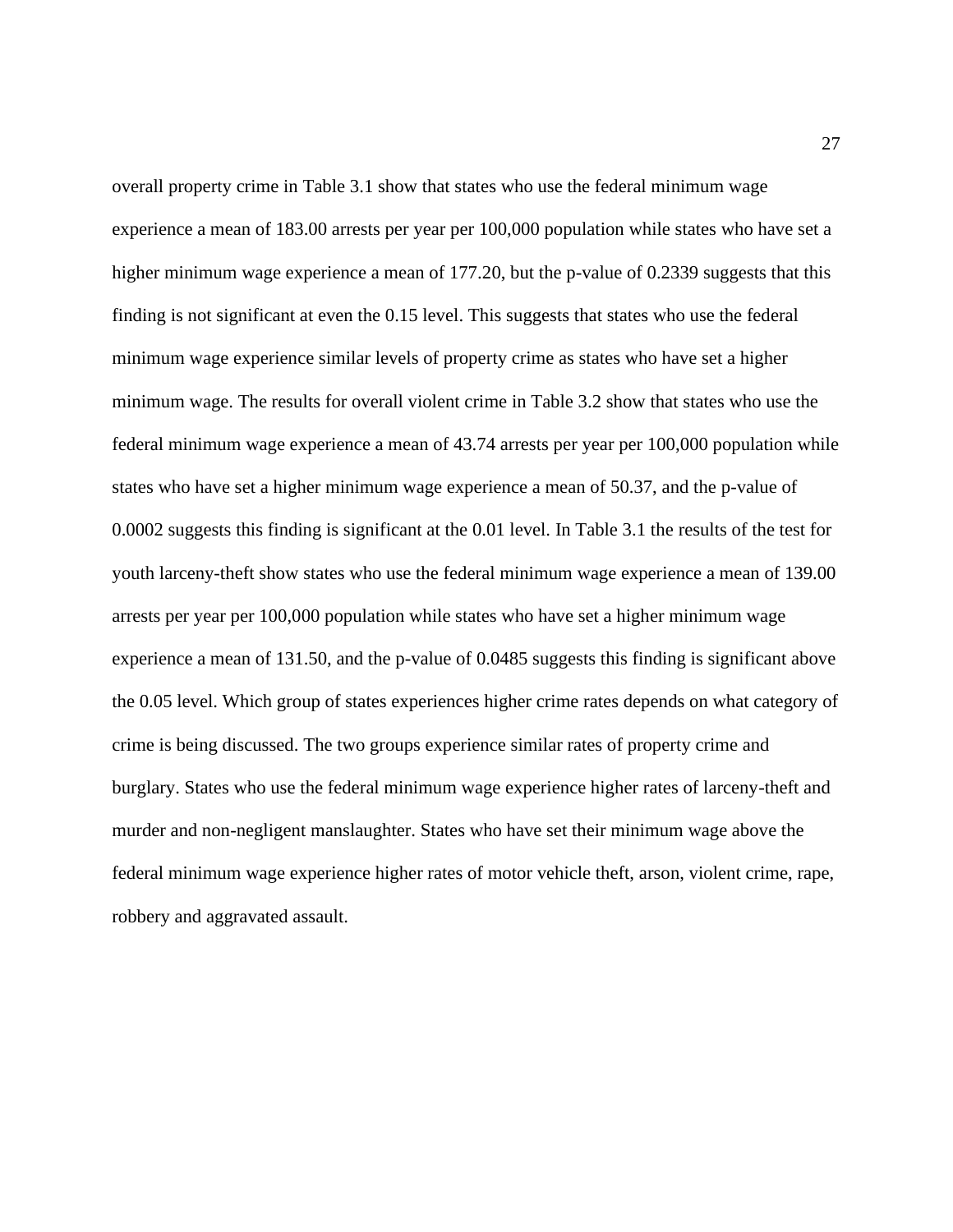overall property crime in Table 3.1 show that states who use the federal minimum wage experience a mean of 183.00 arrests per year per 100,000 population while states who have set a higher minimum wage experience a mean of 177.20, but the p-value of 0.2339 suggests that this finding is not significant at even the 0.15 level. This suggests that states who use the federal minimum wage experience similar levels of property crime as states who have set a higher minimum wage. The results for overall violent crime in Table 3.2 show that states who use the federal minimum wage experience a mean of 43.74 arrests per year per 100,000 population while states who have set a higher minimum wage experience a mean of 50.37, and the p-value of 0.0002 suggests this finding is significant at the 0.01 level. In Table 3.1 the results of the test for youth larceny-theft show states who use the federal minimum wage experience a mean of 139.00 arrests per year per 100,000 population while states who have set a higher minimum wage experience a mean of 131.50, and the p-value of 0.0485 suggests this finding is significant above the 0.05 level. Which group of states experiences higher crime rates depends on what category of crime is being discussed. The two groups experience similar rates of property crime and burglary. States who use the federal minimum wage experience higher rates of larceny-theft and murder and non-negligent manslaughter. States who have set their minimum wage above the federal minimum wage experience higher rates of motor vehicle theft, arson, violent crime, rape, robbery and aggravated assault.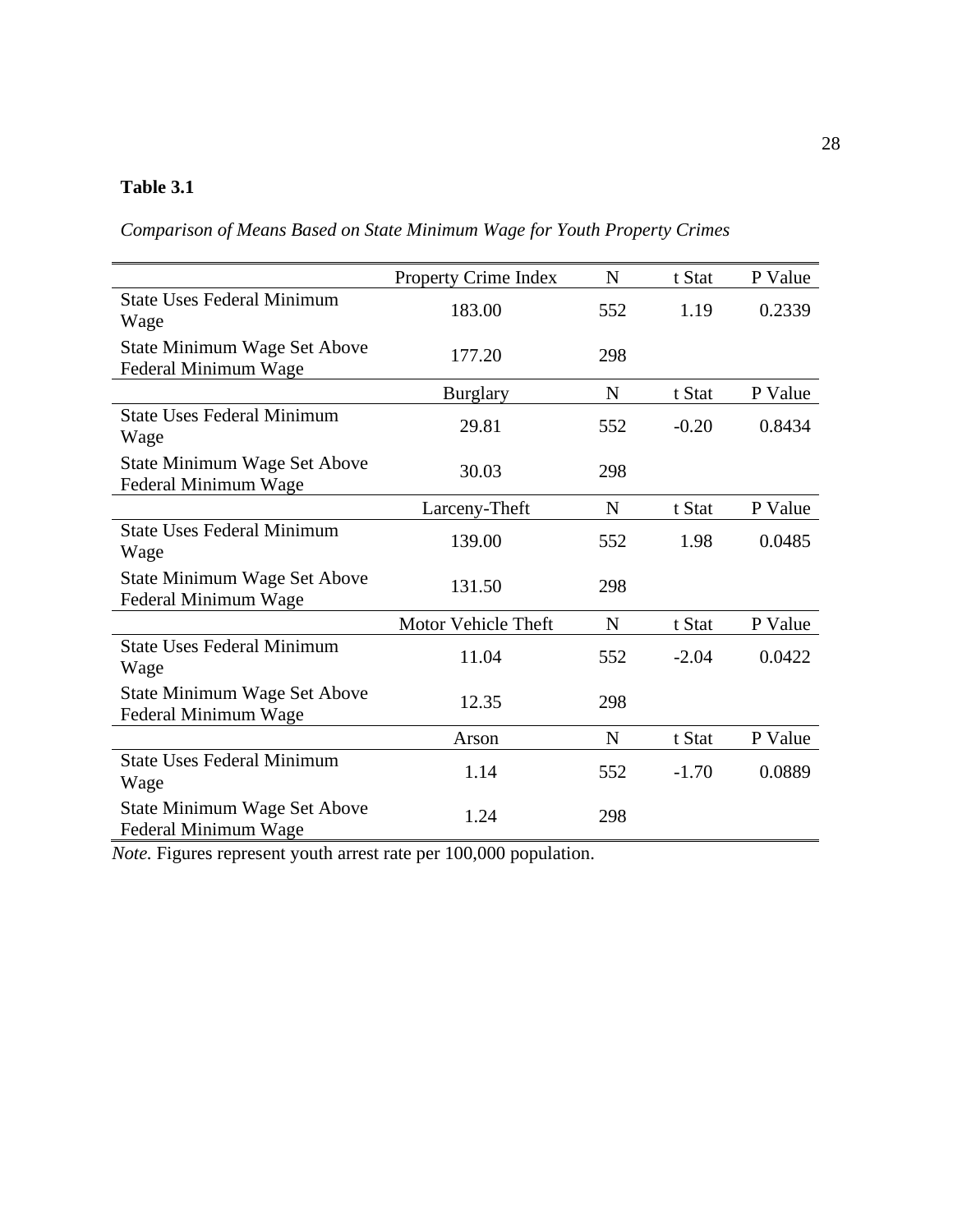**Table 3.1**

*Comparison of Means Based on State Minimum Wage for Youth Property Crimes*

| | Property Crime Index | N | t Stat | P Value |
|---|---|---|---|---|
| State Uses Federal Minimum Wage | 183.00 | 552 | 1.19 | 0.2339 |
| State Minimum Wage Set Above Federal Minimum Wage | 177.20 | 298 | | |
| | Burglary | N | t Stat | P Value |
| State Uses Federal Minimum Wage | 29.81 | 552 | -0.20 | 0.8434 |
| State Minimum Wage Set Above Federal Minimum Wage | 30.03 | 298 | | |
| | Larceny-Theft | N | t Stat | P Value |
| State Uses Federal Minimum Wage | 139.00 | 552 | 1.98 | 0.0485 |
| State Minimum Wage Set Above Federal Minimum Wage | 131.50 | 298 | | |
| | Motor Vehicle Theft | N | t Stat | P Value |
| State Uses Federal Minimum Wage | 11.04 | 552 | -2.04 | 0.0422 |
| State Minimum Wage Set Above Federal Minimum Wage | 12.35 | 298 | | |
| | Arson | N | t Stat | P Value |
| State Uses Federal Minimum Wage | 1.14 | 552 | -1.70 | 0.0889 |
| State Minimum Wage Set Above Federal Minimum Wage | 1.24 | 298 | | |

*Note.* Figures represent youth arrest rate per 100,000 population.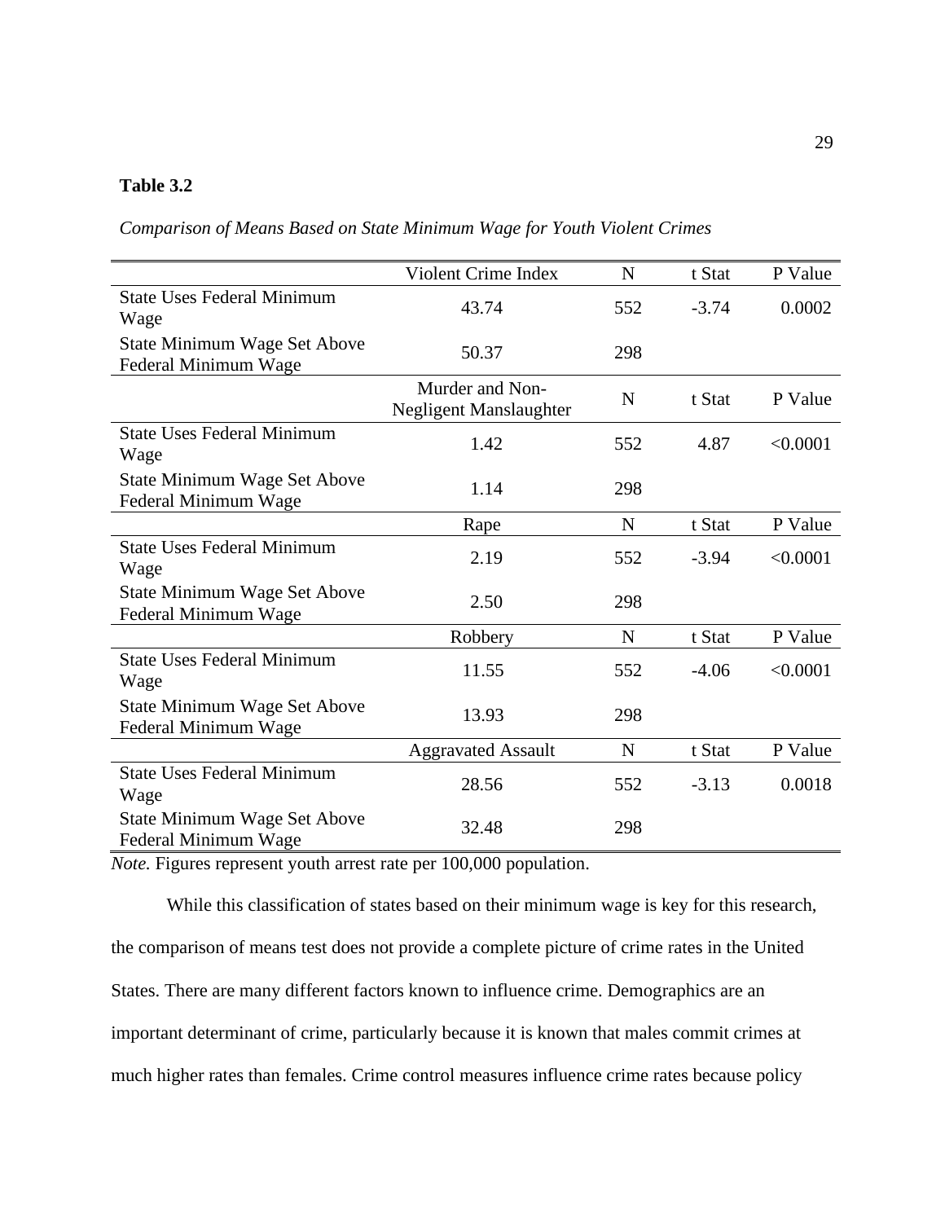**Table 3.2**

*Comparison of Means Based on State Minimum Wage for Youth Violent Crimes*

| | Violent Crime Index | N | t Stat | P Value |
|---|---|---|---|---|
| State Uses Federal Minimum Wage | 43.74 | 552 | -3.74 | 0.0002 |
| State Minimum Wage Set Above Federal Minimum Wage | 50.37 | 298 | | |
| | Murder and Non-Negligent Manslaughter | N | t Stat | P Value |
| State Uses Federal Minimum Wage | 1.42 | 552 | 4.87 | <0.0001 |
| State Minimum Wage Set Above Federal Minimum Wage | 1.14 | 298 | | |
| | Rape | N | t Stat | P Value |
| State Uses Federal Minimum Wage | 2.19 | 552 | -3.94 | <0.0001 |
| State Minimum Wage Set Above Federal Minimum Wage | 2.50 | 298 | | |
| | Robbery | N | t Stat | P Value |
| State Uses Federal Minimum Wage | 11.55 | 552 | -4.06 | <0.0001 |
| State Minimum Wage Set Above Federal Minimum Wage | 13.93 | 298 | | |
| | Aggravated Assault | N | t Stat | P Value |
| State Uses Federal Minimum Wage | 28.56 | 552 | -3.13 | 0.0018 |
| State Minimum Wage Set Above Federal Minimum Wage | 32.48 | 298 | | |

*Note.* Figures represent youth arrest rate per 100,000 population.

While this classification of states based on their minimum wage is key for this research, the comparison of means test does not provide a complete picture of crime rates in the United States. There are many different factors known to influence crime. Demographics are an important determinant of crime, particularly because it is known that males commit crimes at much higher rates than females. Crime control measures influence crime rates because policy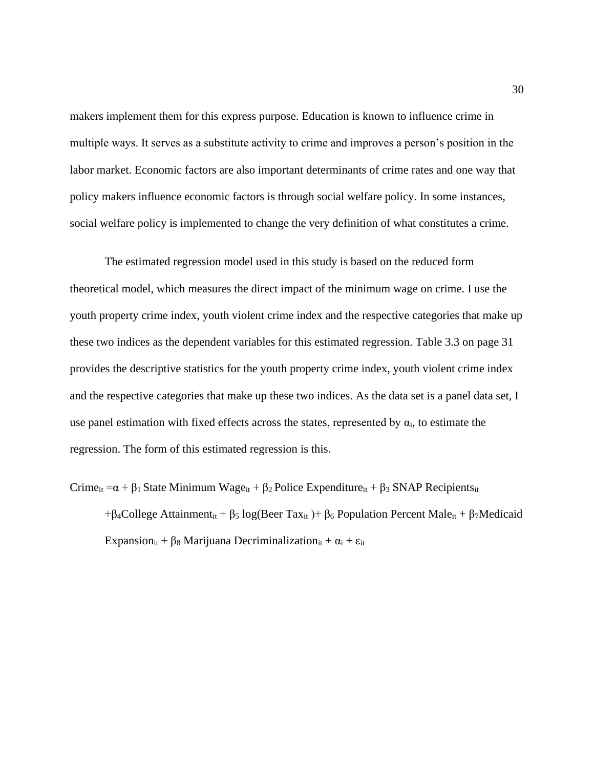makers implement them for this express purpose. Education is known to influence crime in multiple ways. It serves as a substitute activity to crime and improves a person's position in the labor market. Economic factors are also important determinants of crime rates and one way that policy makers influence economic factors is through social welfare policy. In some instances, social welfare policy is implemented to change the very definition of what constitutes a crime.

The estimated regression model used in this study is based on the reduced form theoretical model, which measures the direct impact of the minimum wage on crime. I use the youth property crime index, youth violent crime index and the respective categories that make up these two indices as the dependent variables for this estimated regression. Table 3.3 on page 31 provides the descriptive statistics for the youth property crime index, youth violent crime index and the respective categories that make up these two indices. As the data set is a panel data set, I use panel estimation with fixed effects across the states, represented by $\alpha_i$, to estimate the regression. The form of this estimated regression is this.

$$\text{Crime}_{it} = \alpha + \beta_1 \text{ State Minimum Wage}_{it} + \beta_2 \text{ Police Expenditure}_{it} + \beta_3 \text{ SNAP Recipients}_{it} + \beta_4 \text{College Attainment}_{it} + \beta_5 \log(\text{Beer Tax}_{it}) + \beta_6 \text{ Population Percent Male}_{it} + \beta_7 \text{Medicaid Expansion}_{it} + \beta_8 \text{ Marijuana Decriminalization}_{it} + \alpha_i + \varepsilon_{it}$$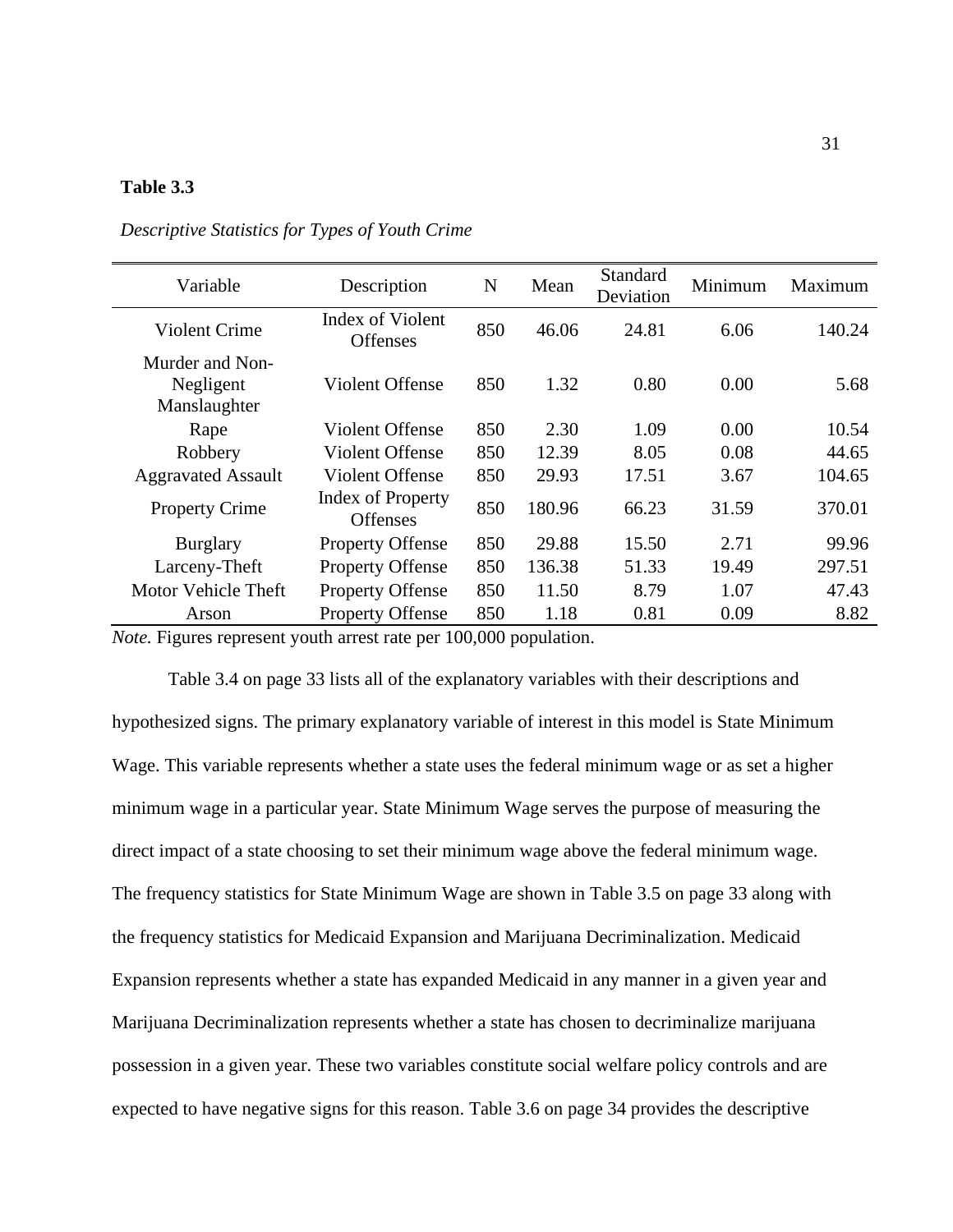**Table 3.3**

*Descriptive Statistics for Types of Youth Crime*

| Variable | Description | N | Mean | Standard Deviation | Minimum | Maximum |
|---|---|---|---|---|---|---|
| Violent Crime | Index of Violent Offenses | 850 | 46.06 | 24.81 | 6.06 | 140.24 |
| Murder and Non-Negligent Manslaughter | Violent Offense | 850 | 1.32 | 0.80 | 0.00 | 5.68 |
| Rape | Violent Offense | 850 | 2.30 | 1.09 | 0.00 | 10.54 |
| Robbery | Violent Offense | 850 | 12.39 | 8.05 | 0.08 | 44.65 |
| Aggravated Assault | Violent Offense | 850 | 29.93 | 17.51 | 3.67 | 104.65 |
| Property Crime | Index of Property Offenses | 850 | 180.96 | 66.23 | 31.59 | 370.01 |
| Burglary | Property Offense | 850 | 29.88 | 15.50 | 2.71 | 99.96 |
| Larceny-Theft | Property Offense | 850 | 136.38 | 51.33 | 19.49 | 297.51 |
| Motor Vehicle Theft | Property Offense | 850 | 11.50 | 8.79 | 1.07 | 47.43 |
| Arson | Property Offense | 850 | 1.18 | 0.81 | 0.09 | 8.82 |

*Note.* Figures represent youth arrest rate per 100,000 population.

Table 3.4 on page 33 lists all of the explanatory variables with their descriptions and hypothesized signs. The primary explanatory variable of interest in this model is State Minimum Wage. This variable represents whether a state uses the federal minimum wage or as set a higher minimum wage in a particular year. State Minimum Wage serves the purpose of measuring the direct impact of a state choosing to set their minimum wage above the federal minimum wage. The frequency statistics for State Minimum Wage are shown in Table 3.5 on page 33 along with the frequency statistics for Medicaid Expansion and Marijuana Decriminalization. Medicaid Expansion represents whether a state has expanded Medicaid in any manner in a given year and Marijuana Decriminalization represents whether a state has chosen to decriminalize marijuana possession in a given year. These two variables constitute social welfare policy controls and are expected to have negative signs for this reason. Table 3.6 on page 34 provides the descriptive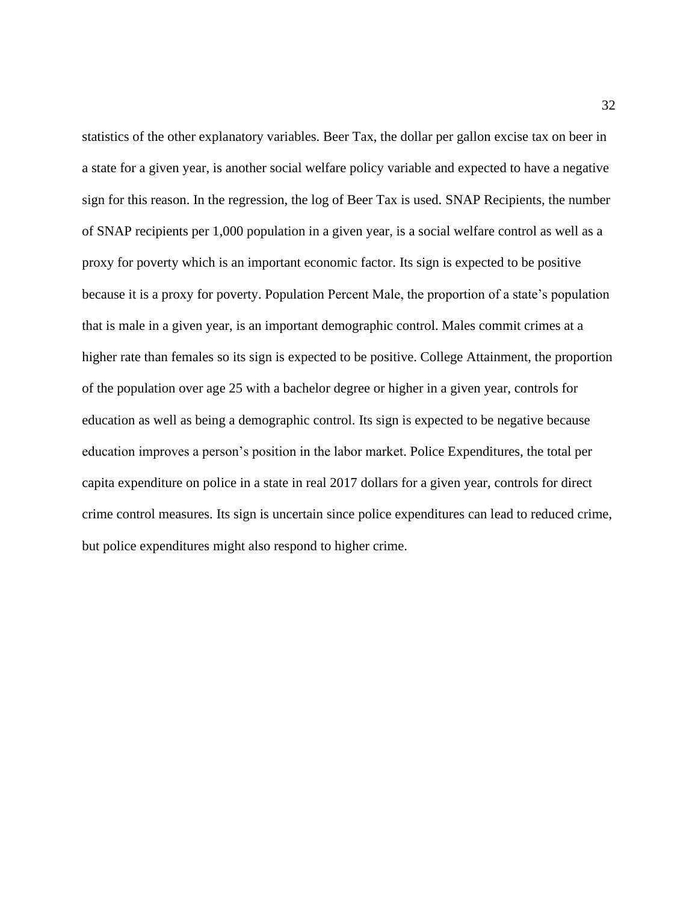statistics of the other explanatory variables. Beer Tax, the dollar per gallon excise tax on beer in a state for a given year, is another social welfare policy variable and expected to have a negative sign for this reason. In the regression, the log of Beer Tax is used. SNAP Recipients, the number of SNAP recipients per 1,000 population in a given year, is a social welfare control as well as a proxy for poverty which is an important economic factor. Its sign is expected to be positive because it is a proxy for poverty. Population Percent Male, the proportion of a state's population that is male in a given year, is an important demographic control. Males commit crimes at a higher rate than females so its sign is expected to be positive. College Attainment, the proportion of the population over age 25 with a bachelor degree or higher in a given year, controls for education as well as being a demographic control. Its sign is expected to be negative because education improves a person's position in the labor market. Police Expenditures, the total per capita expenditure on police in a state in real 2017 dollars for a given year, controls for direct crime control measures. Its sign is uncertain since police expenditures can lead to reduced crime, but police expenditures might also respond to higher crime.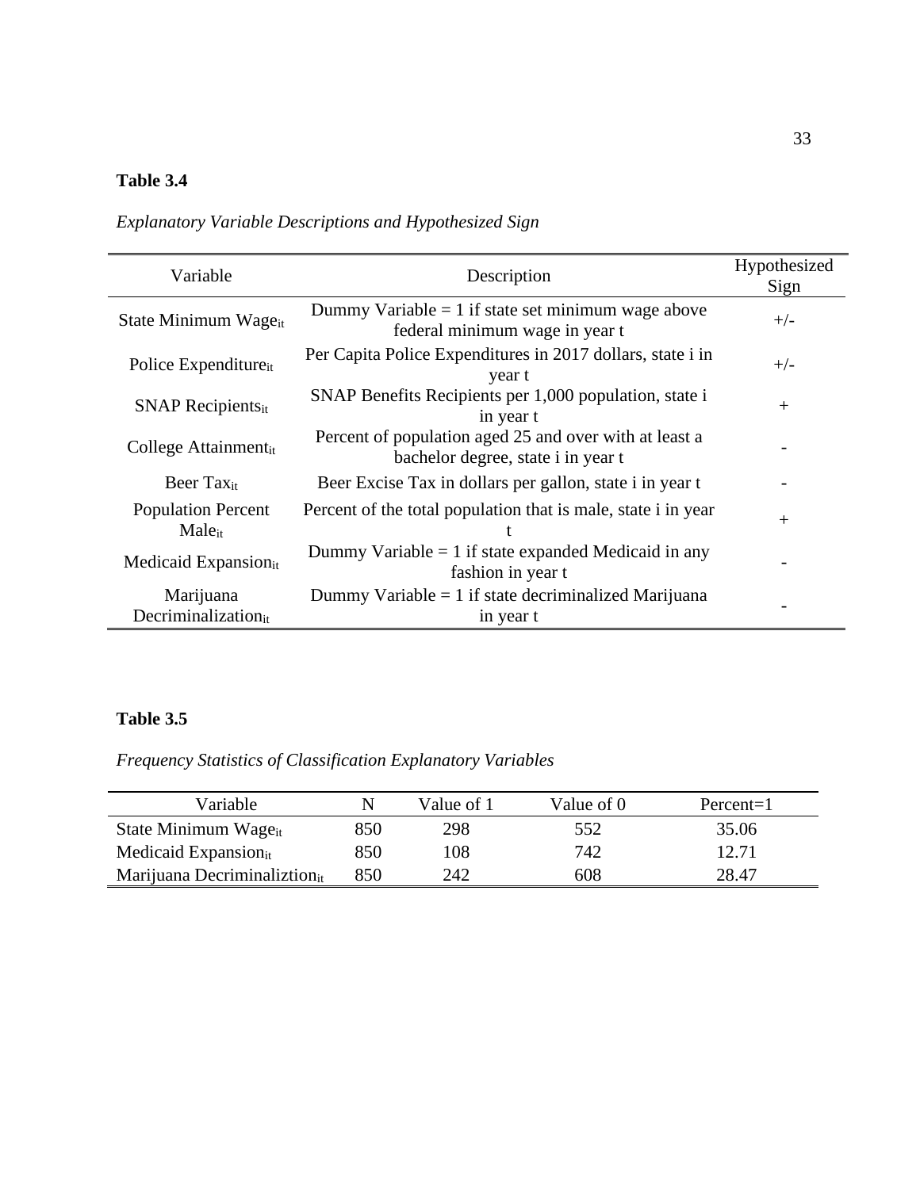**Table 3.4**

*Explanatory Variable Descriptions and Hypothesized Sign*

| Variable | Description | Hypothesized Sign |
|---|---|---|
| State Minimum Wage$_{it}$ | Dummy Variable = 1 if state set minimum wage above federal minimum wage in year t | +/- |
| Police Expenditure$_{it}$ | Per Capita Police Expenditures in 2017 dollars, state i in year t | +/- |
| SNAP Recipients$_{it}$ | SNAP Benefits Recipients per 1,000 population, state i in year t | + |
| College Attainment$_{it}$ | Percent of population aged 25 and over with at least a bachelor degree, state i in year t | - |
| Beer Tax$_{it}$ | Beer Excise Tax in dollars per gallon, state i in year t | - |
| Population Percent Male$_{it}$ | Percent of the total population that is male, state i in year t | + |
| Medicaid Expansion$_{it}$ | Dummy Variable = 1 if state expanded Medicaid in any fashion in year t | - |
| Marijuana Decriminalization$_{it}$ | Dummy Variable = 1 if state decriminalized Marijuana in year t | - |

**Table 3.5**

*Frequency Statistics of Classification Explanatory Variables*

| Variable | N | Value of 1 | Value of 0 | Percent=1 |
|---|---|---|---|---|
| State Minimum Wage$_{it}$ | 850 | 298 | 552 | 35.06 |
| Medicaid Expansion$_{it}$ | 850 | 108 | 742 | 12.71 |
| Marijuana Decriminaliztion$_{it}$ | 850 | 242 | 608 | 28.47 |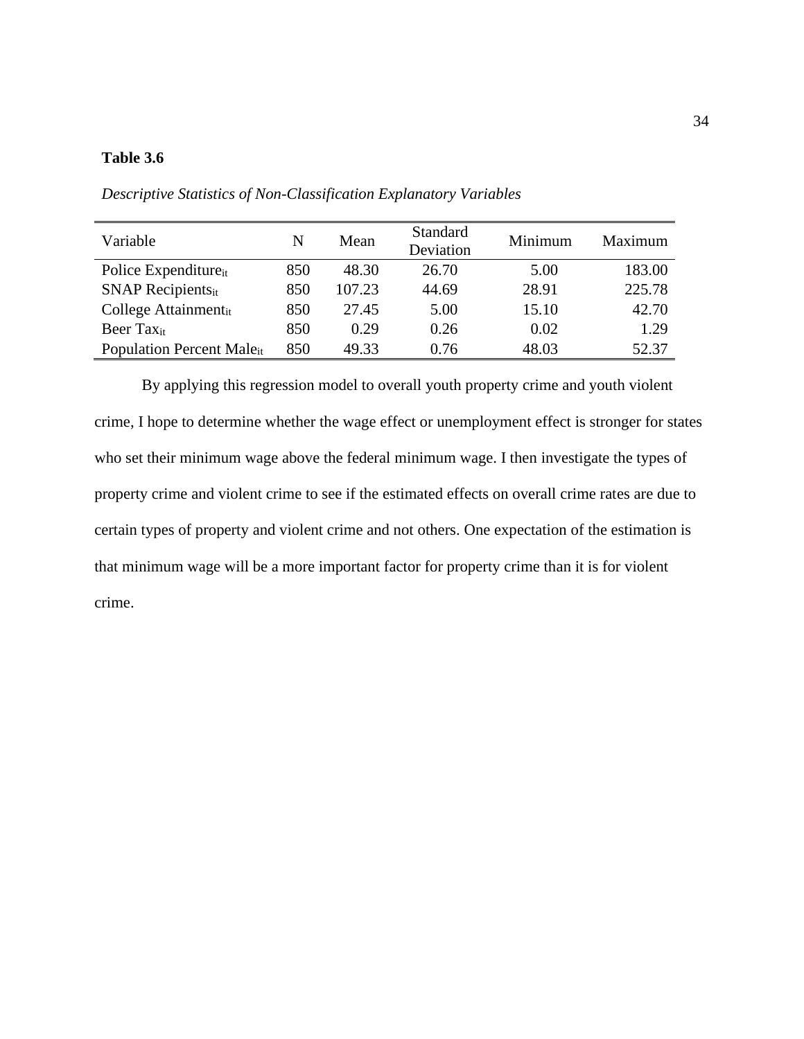**Table 3.6**

*Descriptive Statistics of Non-Classification Explanatory Variables*

| Variable | N | Mean | Standard Deviation | Minimum | Maximum |
|---|---|---|---|---|---|
| Police Expenditure$_{it}$ | 850 | 48.30 | 26.70 | 5.00 | 183.00 |
| SNAP Recipients$_{it}$ | 850 | 107.23 | 44.69 | 28.91 | 225.78 |
| College Attainment$_{it}$ | 850 | 27.45 | 5.00 | 15.10 | 42.70 |
| Beer Tax$_{it}$ | 850 | 0.29 | 0.26 | 0.02 | 1.29 |
| Population Percent Male$_{it}$ | 850 | 49.33 | 0.76 | 48.03 | 52.37 |

By applying this regression model to overall youth property crime and youth violent crime, I hope to determine whether the wage effect or unemployment effect is stronger for states who set their minimum wage above the federal minimum wage. I then investigate the types of property crime and violent crime to see if the estimated effects on overall crime rates are due to certain types of property and violent crime and not others. One expectation of the estimation is that minimum wage will be a more important factor for property crime than it is for violent crime.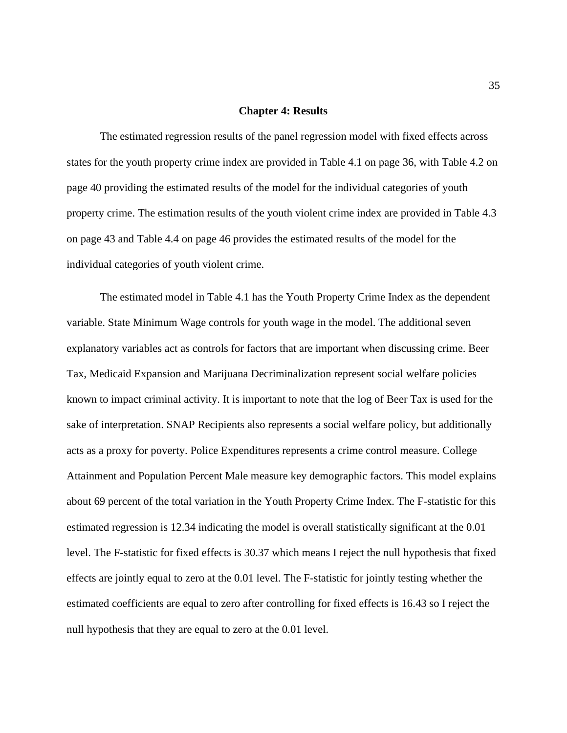# Chapter 4: Results

The estimated regression results of the panel regression model with fixed effects across states for the youth property crime index are provided in Table 4.1 on page 36, with Table 4.2 on page 40 providing the estimated results of the model for the individual categories of youth property crime. The estimation results of the youth violent crime index are provided in Table 4.3 on page 43 and Table 4.4 on page 46 provides the estimated results of the model for the individual categories of youth violent crime.

The estimated model in Table 4.1 has the Youth Property Crime Index as the dependent variable. State Minimum Wage controls for youth wage in the model. The additional seven explanatory variables act as controls for factors that are important when discussing crime. Beer Tax, Medicaid Expansion and Marijuana Decriminalization represent social welfare policies known to impact criminal activity. It is important to note that the log of Beer Tax is used for the sake of interpretation. SNAP Recipients also represents a social welfare policy, but additionally acts as a proxy for poverty. Police Expenditures represents a crime control measure. College Attainment and Population Percent Male measure key demographic factors. This model explains about 69 percent of the total variation in the Youth Property Crime Index. The F-statistic for this estimated regression is 12.34 indicating the model is overall statistically significant at the 0.01 level. The F-statistic for fixed effects is 30.37 which means I reject the null hypothesis that fixed effects are jointly equal to zero at the 0.01 level. The F-statistic for jointly testing whether the estimated coefficients are equal to zero after controlling for fixed effects is 16.43 so I reject the null hypothesis that they are equal to zero at the 0.01 level.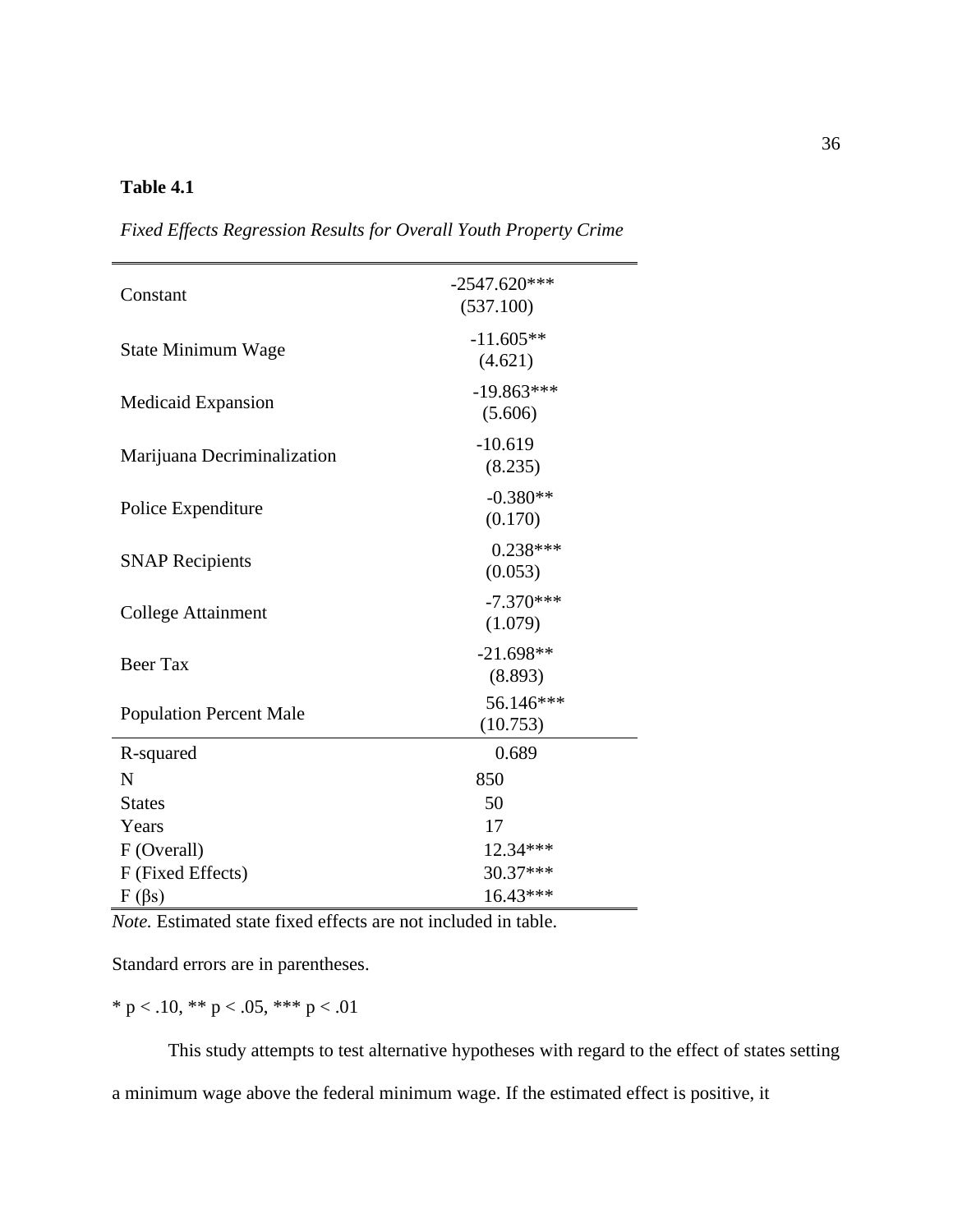**Table 4.1**

*Fixed Effects Regression Results for Overall Youth Property Crime*

| | |
|---|---|
| Constant | -2547.620***<br>(537.100) |
| State Minimum Wage | -11.605**<br>(4.621) |
| Medicaid Expansion | -19.863***<br>(5.606) |
| Marijuana Decriminalization | -10.619<br>(8.235) |
| Police Expenditure | -0.380**<br>(0.170) |
| SNAP Recipients | 0.238***<br>(0.053) |
| College Attainment | -7.370***<br>(1.079) |
| Beer Tax | -21.698**<br>(8.893) |
| Population Percent Male | 56.146***<br>(10.753) |
| R-squared | 0.689 |
| N | 850 |
| States | 50 |
| Years | 17 |
| F (Overall) | 12.34*** |
| F (Fixed Effects) | 30.37*** |
| F (βs) | 16.43*** |

*Note.* Estimated state fixed effects are not included in table.

Standard errors are in parentheses.

* $p < .10$, ** $p < .05$, *** $p < .01$

This study attempts to test alternative hypotheses with regard to the effect of states setting a minimum wage above the federal minimum wage. If the estimated effect is positive, it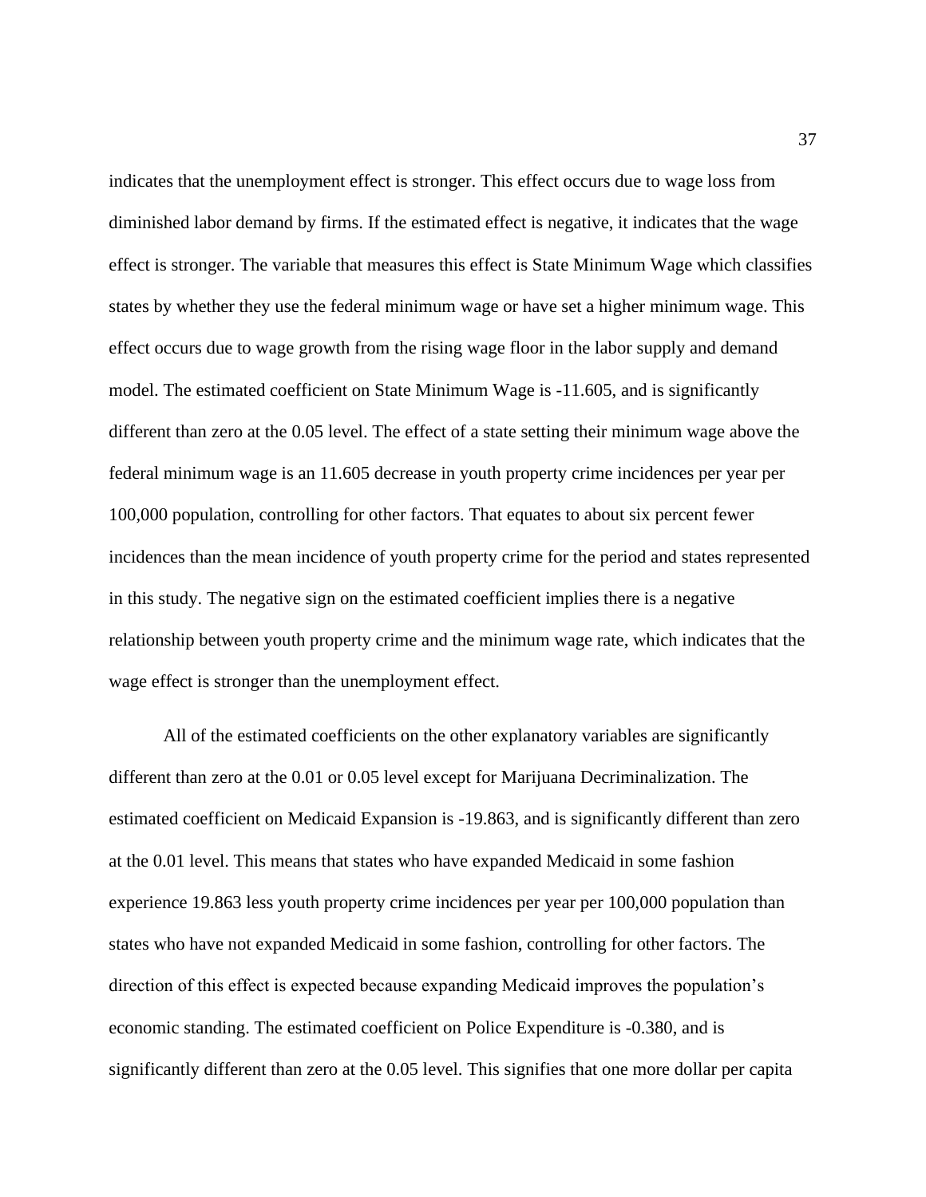indicates that the unemployment effect is stronger. This effect occurs due to wage loss from diminished labor demand by firms. If the estimated effect is negative, it indicates that the wage effect is stronger. The variable that measures this effect is State Minimum Wage which classifies states by whether they use the federal minimum wage or have set a higher minimum wage. This effect occurs due to wage growth from the rising wage floor in the labor supply and demand model. The estimated coefficient on State Minimum Wage is -11.605, and is significantly different than zero at the 0.05 level. The effect of a state setting their minimum wage above the federal minimum wage is an 11.605 decrease in youth property crime incidences per year per 100,000 population, controlling for other factors. That equates to about six percent fewer incidences than the mean incidence of youth property crime for the period and states represented in this study. The negative sign on the estimated coefficient implies there is a negative relationship between youth property crime and the minimum wage rate, which indicates that the wage effect is stronger than the unemployment effect.

All of the estimated coefficients on the other explanatory variables are significantly different than zero at the 0.01 or 0.05 level except for Marijuana Decriminalization. The estimated coefficient on Medicaid Expansion is -19.863, and is significantly different than zero at the 0.01 level. This means that states who have expanded Medicaid in some fashion experience 19.863 less youth property crime incidences per year per 100,000 population than states who have not expanded Medicaid in some fashion, controlling for other factors. The direction of this effect is expected because expanding Medicaid improves the population's economic standing. The estimated coefficient on Police Expenditure is -0.380, and is significantly different than zero at the 0.05 level. This signifies that one more dollar per capita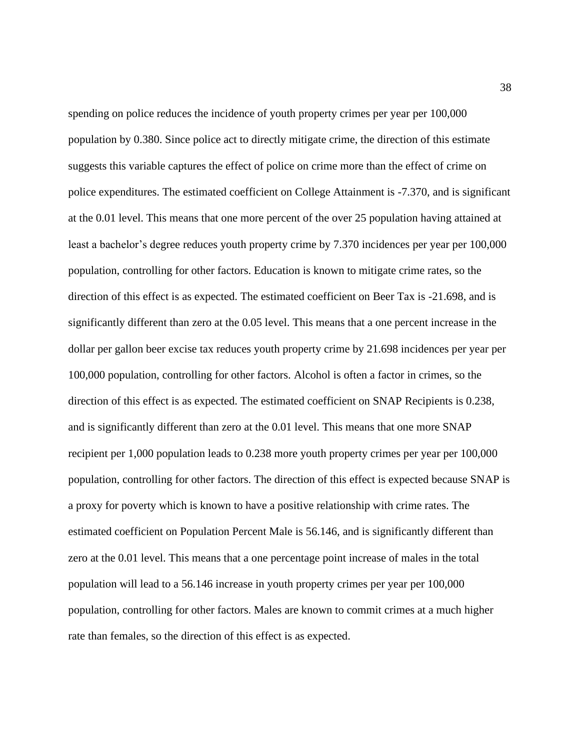spending on police reduces the incidence of youth property crimes per year per 100,000 population by 0.380. Since police act to directly mitigate crime, the direction of this estimate suggests this variable captures the effect of police on crime more than the effect of crime on police expenditures. The estimated coefficient on College Attainment is -7.370, and is significant at the 0.01 level. This means that one more percent of the over 25 population having attained at least a bachelor's degree reduces youth property crime by 7.370 incidences per year per 100,000 population, controlling for other factors. Education is known to mitigate crime rates, so the direction of this effect is as expected. The estimated coefficient on Beer Tax is -21.698, and is significantly different than zero at the 0.05 level. This means that a one percent increase in the dollar per gallon beer excise tax reduces youth property crime by 21.698 incidences per year per 100,000 population, controlling for other factors. Alcohol is often a factor in crimes, so the direction of this effect is as expected. The estimated coefficient on SNAP Recipients is 0.238, and is significantly different than zero at the 0.01 level. This means that one more SNAP recipient per 1,000 population leads to 0.238 more youth property crimes per year per 100,000 population, controlling for other factors. The direction of this effect is expected because SNAP is a proxy for poverty which is known to have a positive relationship with crime rates. The estimated coefficient on Population Percent Male is 56.146, and is significantly different than zero at the 0.01 level. This means that a one percentage point increase of males in the total population will lead to a 56.146 increase in youth property crimes per year per 100,000 population, controlling for other factors. Males are known to commit crimes at a much higher rate than females, so the direction of this effect is as expected.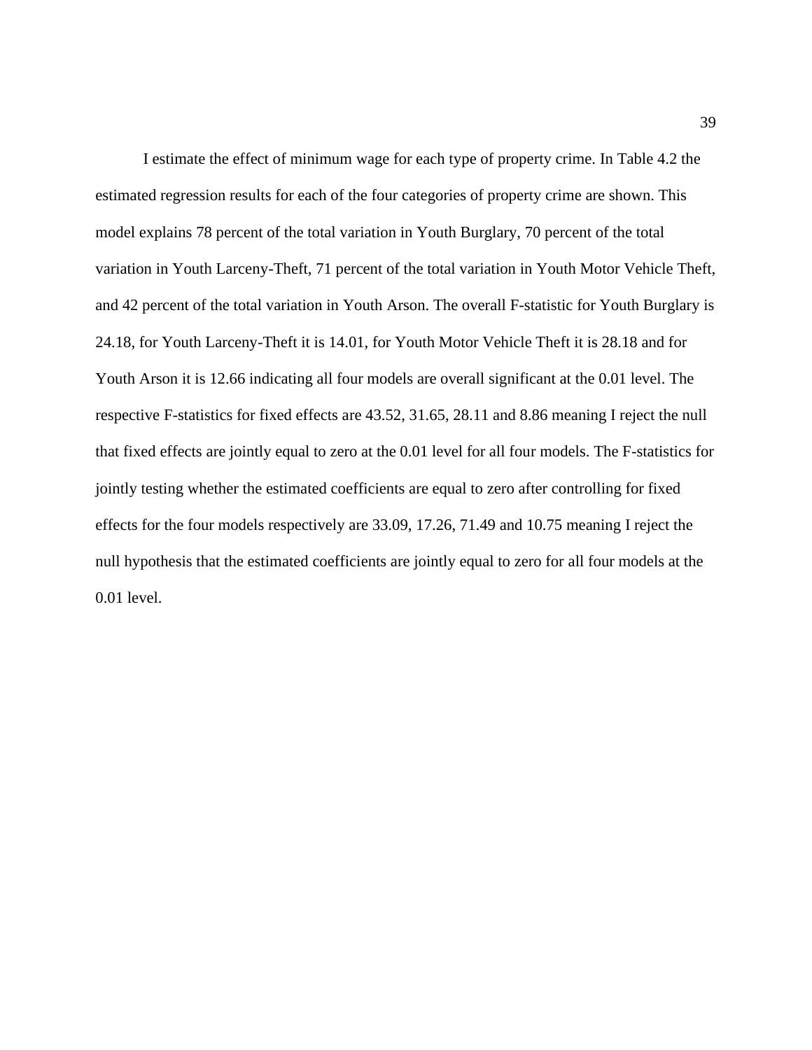I estimate the effect of minimum wage for each type of property crime. In Table 4.2 the estimated regression results for each of the four categories of property crime are shown. This model explains 78 percent of the total variation in Youth Burglary, 70 percent of the total variation in Youth Larceny-Theft, 71 percent of the total variation in Youth Motor Vehicle Theft, and 42 percent of the total variation in Youth Arson. The overall F-statistic for Youth Burglary is 24.18, for Youth Larceny-Theft it is 14.01, for Youth Motor Vehicle Theft it is 28.18 and for Youth Arson it is 12.66 indicating all four models are overall significant at the 0.01 level. The respective F-statistics for fixed effects are 43.52, 31.65, 28.11 and 8.86 meaning I reject the null that fixed effects are jointly equal to zero at the 0.01 level for all four models. The F-statistics for jointly testing whether the estimated coefficients are equal to zero after controlling for fixed effects for the four models respectively are 33.09, 17.26, 71.49 and 10.75 meaning I reject the null hypothesis that the estimated coefficients are jointly equal to zero for all four models at the 0.01 level.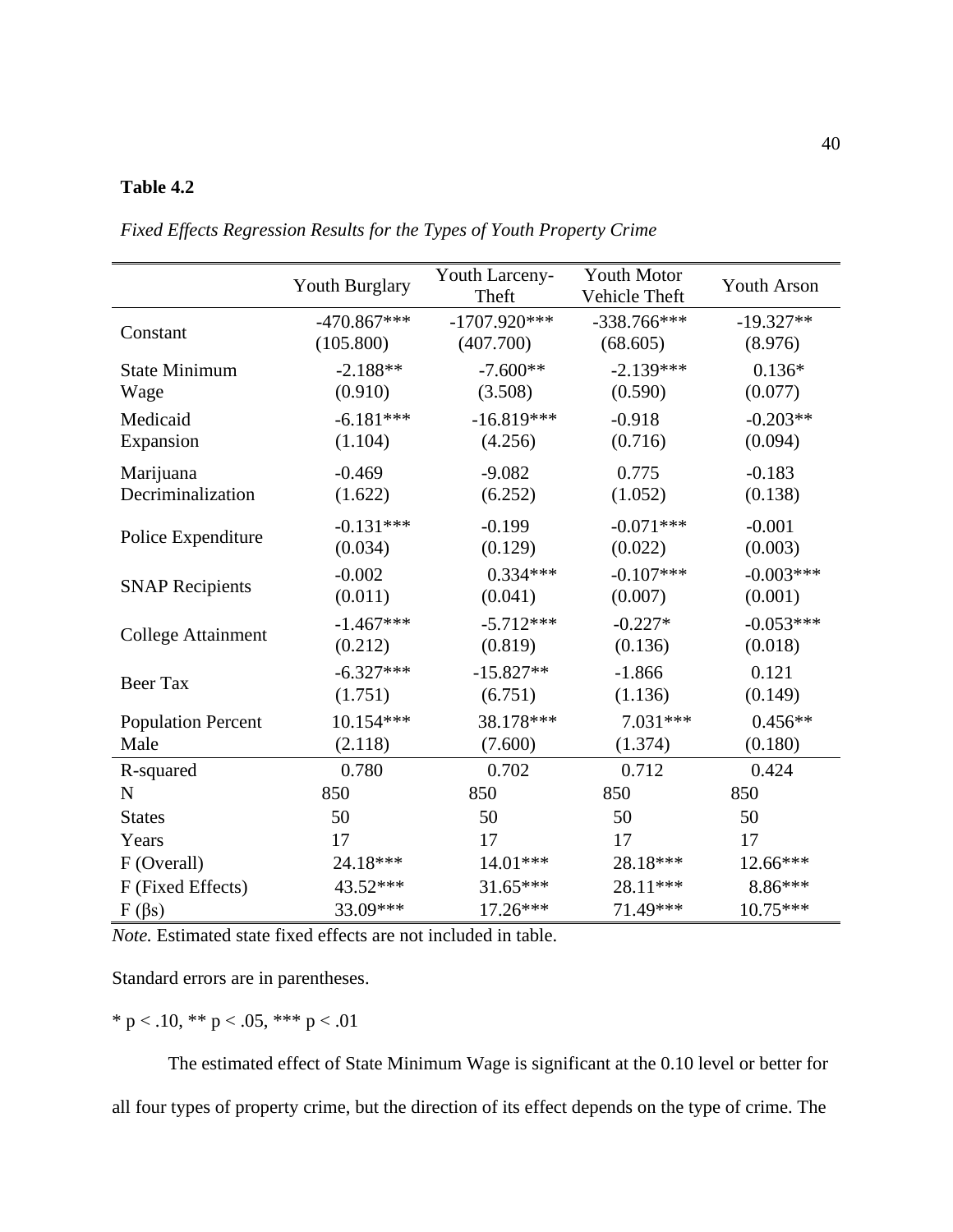**Table 4.2**

*Fixed Effects Regression Results for the Types of Youth Property Crime*

| | Youth Burglary | Youth Larceny-Theft | Youth Motor Vehicle Theft | Youth Arson |
|---|---|---|---|---|
| Constant | -470.867*** (105.800) | -1707.920*** (407.700) | -338.766*** (68.605) | -19.327** (8.976) |
| State Minimum Wage | -2.188** (0.910) | -7.600** (3.508) | -2.139*** (0.590) | 0.136* (0.077) |
| Medicaid Expansion | -6.181*** (1.104) | -16.819*** (4.256) | -0.918 (0.716) | -0.203** (0.094) |
| Marijuana Decriminalization | -0.469 (1.622) | -9.082 (6.252) | 0.775 (1.052) | -0.183 (0.138) |
| Police Expenditure | -0.131*** (0.034) | -0.199 (0.129) | -0.071*** (0.022) | -0.001 (0.003) |
| SNAP Recipients | -0.002 (0.011) | 0.334*** (0.041) | -0.107*** (0.007) | -0.003*** (0.001) |
| College Attainment | -1.467*** (0.212) | -5.712*** (0.819) | -0.227* (0.136) | -0.053*** (0.018) |
| Beer Tax | -6.327*** (1.751) | -15.827** (6.751) | -1.866 (1.136) | 0.121 (0.149) |
| Population Percent Male | 10.154*** (2.118) | 38.178*** (7.600) | 7.031*** (1.374) | 0.456** (0.180) |
| R-squared | 0.780 | 0.702 | 0.712 | 0.424 |
| N | 850 | 850 | 850 | 850 |
| States | 50 | 50 | 50 | 50 |
| Years | 17 | 17 | 17 | 17 |
| F (Overall) | 24.18*** | 14.01*** | 28.18*** | 12.66*** |
| F (Fixed Effects) | 43.52*** | 31.65*** | 28.11*** | 8.86*** |
| F ($\beta$s) | 33.09*** | 17.26*** | 71.49*** | 10.75*** |

*Note.* Estimated state fixed effects are not included in table.

Standard errors are in parentheses.

* $p < .10$, ** $p < .05$, *** $p < .01$

The estimated effect of State Minimum Wage is significant at the 0.10 level or better for all four types of property crime, but the direction of its effect depends on the type of crime. The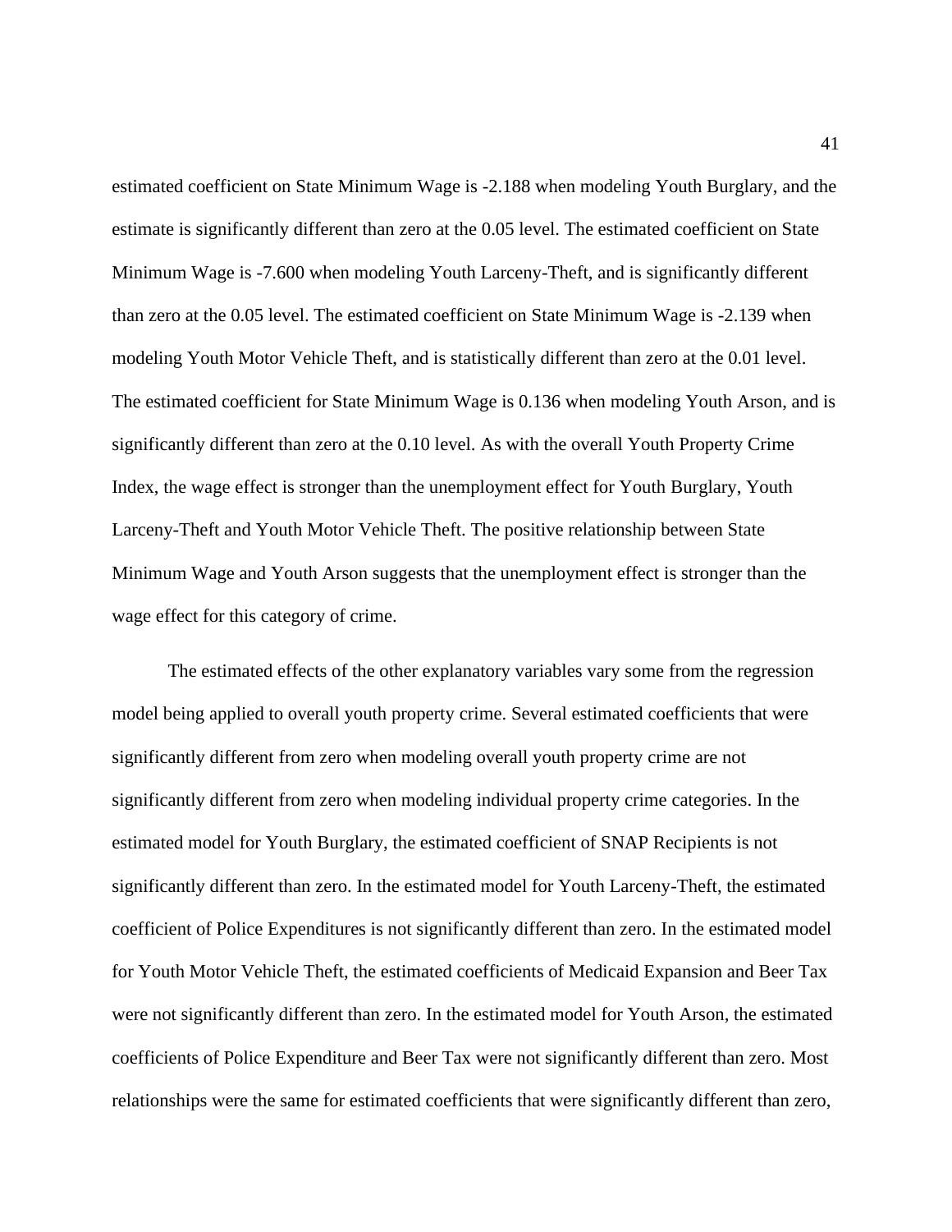estimated coefficient on State Minimum Wage is -2.188 when modeling Youth Burglary, and the estimate is significantly different than zero at the 0.05 level. The estimated coefficient on State Minimum Wage is -7.600 when modeling Youth Larceny-Theft, and is significantly different than zero at the 0.05 level. The estimated coefficient on State Minimum Wage is -2.139 when modeling Youth Motor Vehicle Theft, and is statistically different than zero at the 0.01 level. The estimated coefficient for State Minimum Wage is 0.136 when modeling Youth Arson, and is significantly different than zero at the 0.10 level. As with the overall Youth Property Crime Index, the wage effect is stronger than the unemployment effect for Youth Burglary, Youth Larceny-Theft and Youth Motor Vehicle Theft. The positive relationship between State Minimum Wage and Youth Arson suggests that the unemployment effect is stronger than the wage effect for this category of crime.

The estimated effects of the other explanatory variables vary some from the regression model being applied to overall youth property crime. Several estimated coefficients that were significantly different from zero when modeling overall youth property crime are not significantly different from zero when modeling individual property crime categories. In the estimated model for Youth Burglary, the estimated coefficient of SNAP Recipients is not significantly different than zero. In the estimated model for Youth Larceny-Theft, the estimated coefficient of Police Expenditures is not significantly different than zero. In the estimated model for Youth Motor Vehicle Theft, the estimated coefficients of Medicaid Expansion and Beer Tax were not significantly different than zero. In the estimated model for Youth Arson, the estimated coefficients of Police Expenditure and Beer Tax were not significantly different than zero. Most relationships were the same for estimated coefficients that were significantly different than zero,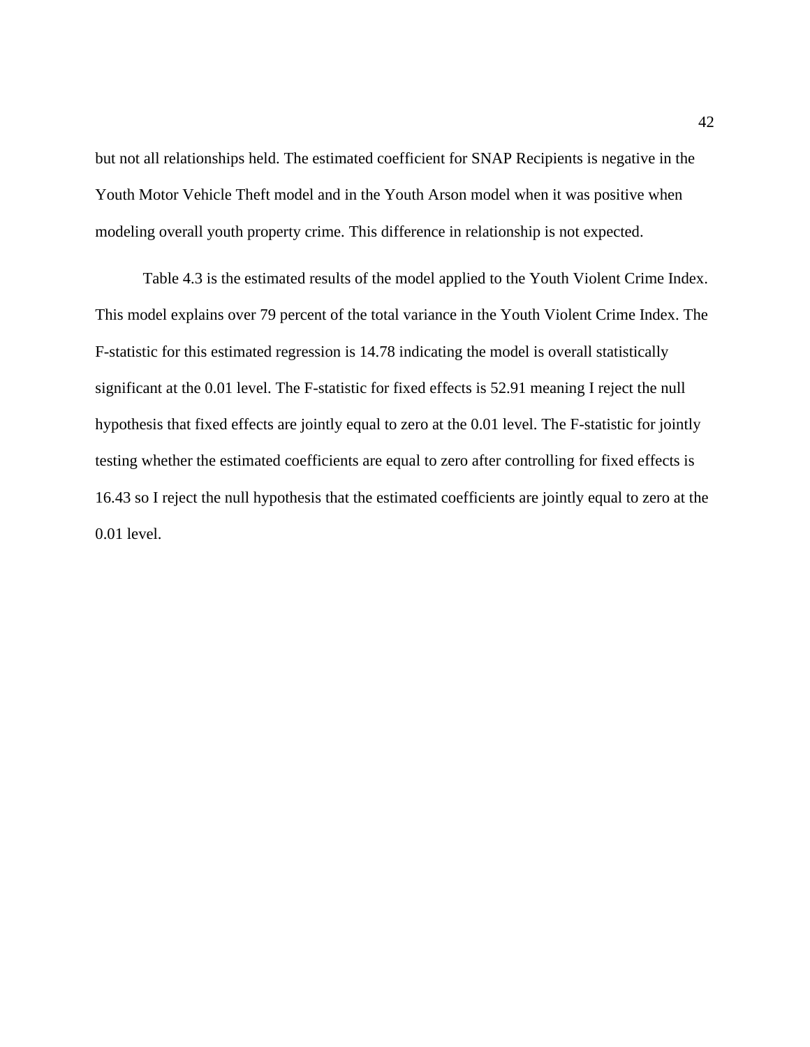but not all relationships held. The estimated coefficient for SNAP Recipients is negative in the Youth Motor Vehicle Theft model and in the Youth Arson model when it was positive when modeling overall youth property crime. This difference in relationship is not expected.

Table 4.3 is the estimated results of the model applied to the Youth Violent Crime Index. This model explains over 79 percent of the total variance in the Youth Violent Crime Index. The F-statistic for this estimated regression is 14.78 indicating the model is overall statistically significant at the 0.01 level. The F-statistic for fixed effects is 52.91 meaning I reject the null hypothesis that fixed effects are jointly equal to zero at the 0.01 level. The F-statistic for jointly testing whether the estimated coefficients are equal to zero after controlling for fixed effects is 16.43 so I reject the null hypothesis that the estimated coefficients are jointly equal to zero at the 0.01 level.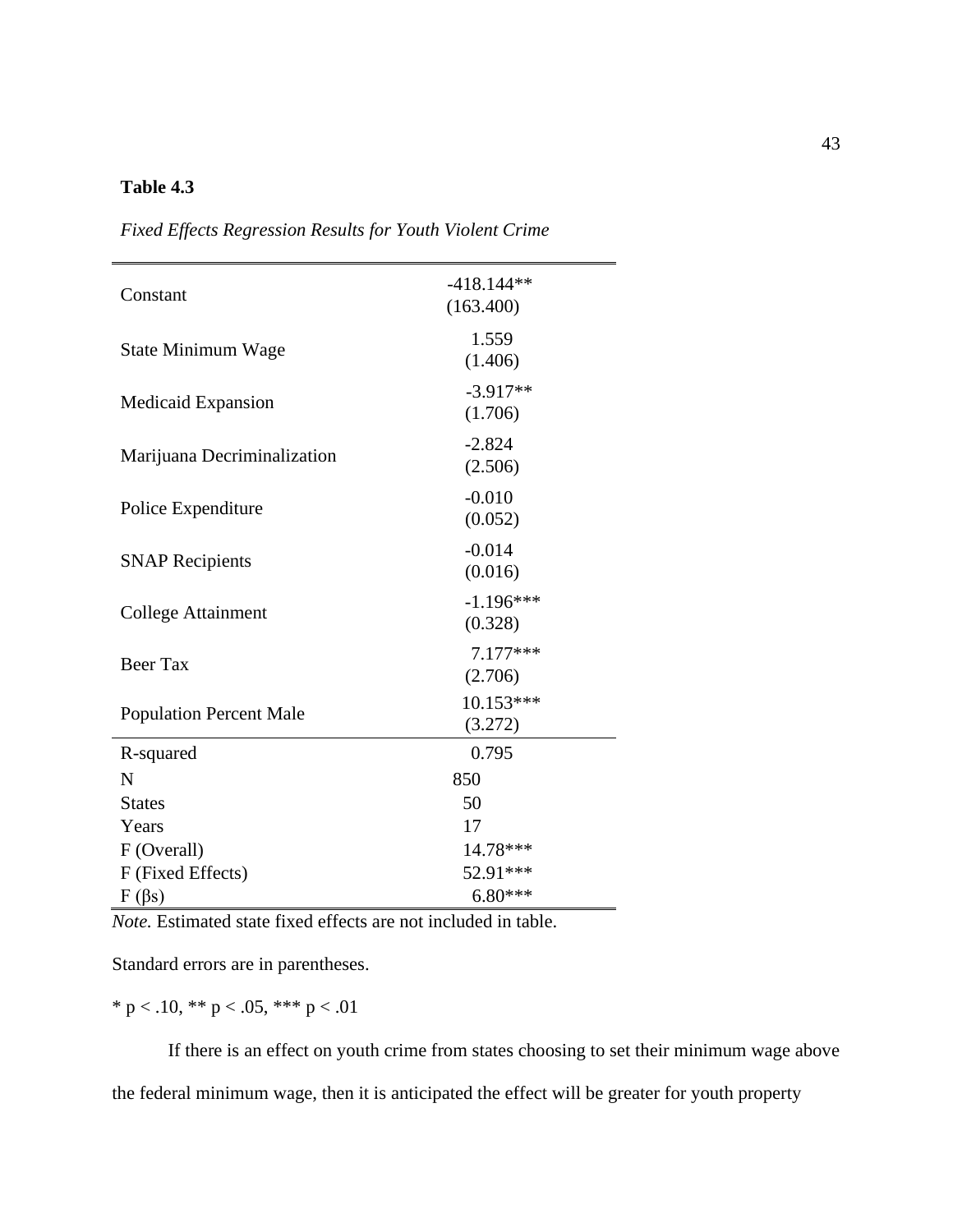**Table 4.3**

*Fixed Effects Regression Results for Youth Violent Crime*

| | |
|---|---|
| Constant | -418.144** (163.400) |
| State Minimum Wage | 1.559 (1.406) |
| Medicaid Expansion | -3.917** (1.706) |
| Marijuana Decriminalization | -2.824 (2.506) |
| Police Expenditure | -0.010 (0.052) |
| SNAP Recipients | -0.014 (0.016) |
| College Attainment | -1.196*** (0.328) |
| Beer Tax | 7.177*** (2.706) |
| Population Percent Male | 10.153*** (3.272) |
| R-squared | 0.795 |
| N | 850 |
| States | 50 |
| Years | 17 |
| F (Overall) | 14.78*** |
| F (Fixed Effects) | 52.91*** |
| F (βs) | 6.80*** |

*Note.* Estimated state fixed effects are not included in table.

Standard errors are in parentheses.

* $p < .10$, ** $p < .05$, *** $p < .01$

If there is an effect on youth crime from states choosing to set their minimum wage above the federal minimum wage, then it is anticipated the effect will be greater for youth property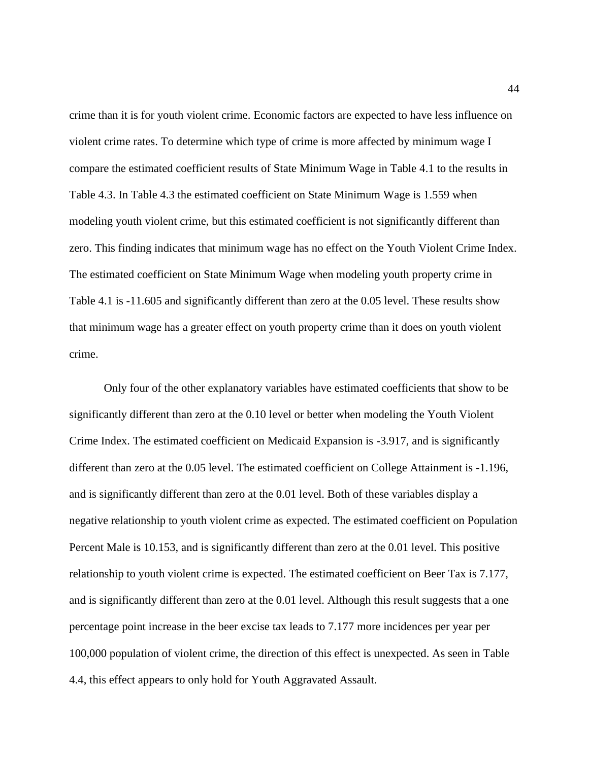crime than it is for youth violent crime. Economic factors are expected to have less influence on violent crime rates. To determine which type of crime is more affected by minimum wage I compare the estimated coefficient results of State Minimum Wage in Table 4.1 to the results in Table 4.3. In Table 4.3 the estimated coefficient on State Minimum Wage is 1.559 when modeling youth violent crime, but this estimated coefficient is not significantly different than zero. This finding indicates that minimum wage has no effect on the Youth Violent Crime Index. The estimated coefficient on State Minimum Wage when modeling youth property crime in Table 4.1 is -11.605 and significantly different than zero at the 0.05 level. These results show that minimum wage has a greater effect on youth property crime than it does on youth violent crime.

Only four of the other explanatory variables have estimated coefficients that show to be significantly different than zero at the 0.10 level or better when modeling the Youth Violent Crime Index. The estimated coefficient on Medicaid Expansion is -3.917, and is significantly different than zero at the 0.05 level. The estimated coefficient on College Attainment is -1.196, and is significantly different than zero at the 0.01 level. Both of these variables display a negative relationship to youth violent crime as expected. The estimated coefficient on Population Percent Male is 10.153, and is significantly different than zero at the 0.01 level. This positive relationship to youth violent crime is expected. The estimated coefficient on Beer Tax is 7.177, and is significantly different than zero at the 0.01 level. Although this result suggests that a one percentage point increase in the beer excise tax leads to 7.177 more incidences per year per 100,000 population of violent crime, the direction of this effect is unexpected. As seen in Table 4.4, this effect appears to only hold for Youth Aggravated Assault.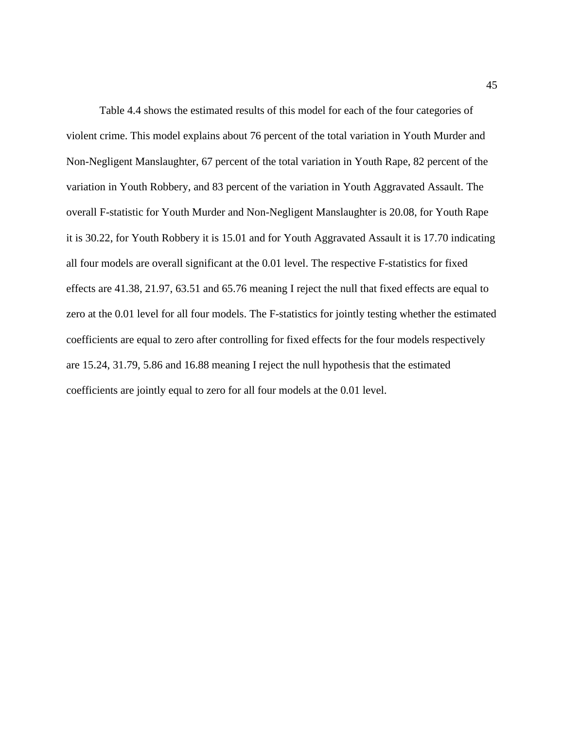Table 4.4 shows the estimated results of this model for each of the four categories of violent crime. This model explains about 76 percent of the total variation in Youth Murder and Non-Negligent Manslaughter, 67 percent of the total variation in Youth Rape, 82 percent of the variation in Youth Robbery, and 83 percent of the variation in Youth Aggravated Assault. The overall F-statistic for Youth Murder and Non-Negligent Manslaughter is 20.08, for Youth Rape it is 30.22, for Youth Robbery it is 15.01 and for Youth Aggravated Assault it is 17.70 indicating all four models are overall significant at the 0.01 level. The respective F-statistics for fixed effects are 41.38, 21.97, 63.51 and 65.76 meaning I reject the null that fixed effects are equal to zero at the 0.01 level for all four models. The F-statistics for jointly testing whether the estimated coefficients are equal to zero after controlling for fixed effects for the four models respectively are 15.24, 31.79, 5.86 and 16.88 meaning I reject the null hypothesis that the estimated coefficients are jointly equal to zero for all four models at the 0.01 level.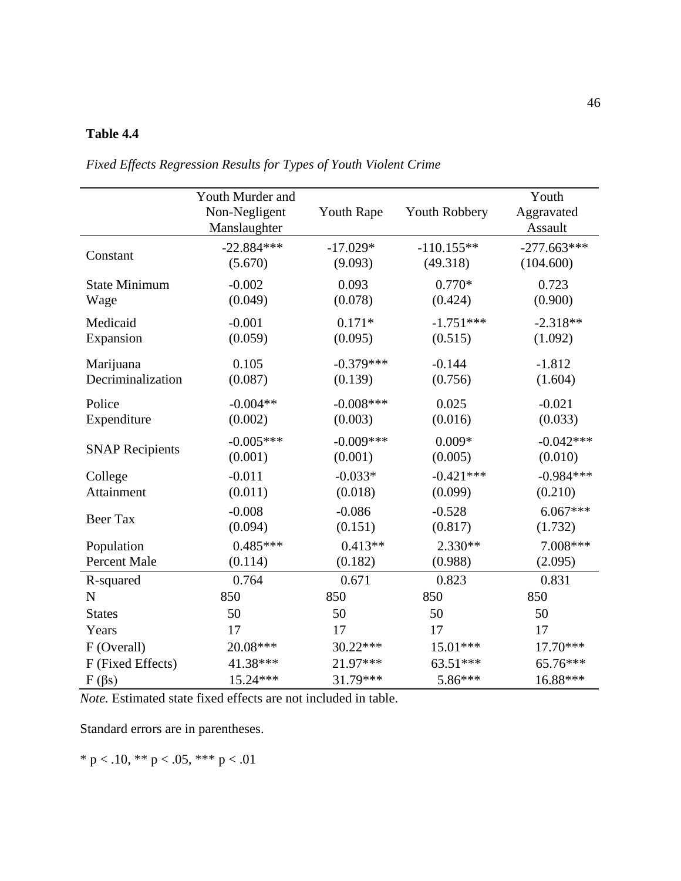**Table 4.4**

*Fixed Effects Regression Results for Types of Youth Violent Crime*

| | Youth Murder and Non-Negligent Manslaughter | Youth Rape | Youth Robbery | Youth Aggravated Assault |
|---|---|---|---|---|
| Constant | -22.884*** | -17.029* | -110.155** | -277.663*** |
| | (5.670) | (9.093) | (49.318) | (104.600) |
| State Minimum Wage | -0.002 | 0.093 | 0.770* | 0.723 |
| | (0.049) | (0.078) | (0.424) | (0.900) |
| Medicaid Expansion | -0.001 | 0.171* | -1.751*** | -2.318** |
| | (0.059) | (0.095) | (0.515) | (1.092) |
| Marijuana Decriminalization | 0.105 | -0.379*** | -0.144 | -1.812 |
| | (0.087) | (0.139) | (0.756) | (1.604) |
| Police Expenditure | -0.004** | -0.008*** | 0.025 | -0.021 |
| | (0.002) | (0.003) | (0.016) | (0.033) |
| SNAP Recipients | -0.005*** | -0.009*** | 0.009* | -0.042*** |
| | (0.001) | (0.001) | (0.005) | (0.010) |
| College Attainment | -0.011 | -0.033* | -0.421*** | -0.984*** |
| | (0.011) | (0.018) | (0.099) | (0.210) |
| Beer Tax | -0.008 | -0.086 | -0.528 | 6.067*** |
| | (0.094) | (0.151) | (0.817) | (1.732) |
| Population Percent Male | 0.485*** | 0.413** | 2.330** | 7.008*** |
| | (0.114) | (0.182) | (0.988) | (2.095) |
| R-squared | 0.764 | 0.671 | 0.823 | 0.831 |
| N | 850 | 850 | 850 | 850 |
| States | 50 | 50 | 50 | 50 |
| Years | 17 | 17 | 17 | 17 |
| F (Overall) | 20.08*** | 30.22*** | 15.01*** | 17.70*** |
| F (Fixed Effects) | 41.38*** | 21.97*** | 63.51*** | 65.76*** |
| F (βs) | 15.24*** | 31.79*** | 5.86*** | 16.88*** |

*Note.* Estimated state fixed effects are not included in table.

Standard errors are in parentheses.

* $p < .10$, ** $p < .05$, *** $p < .01$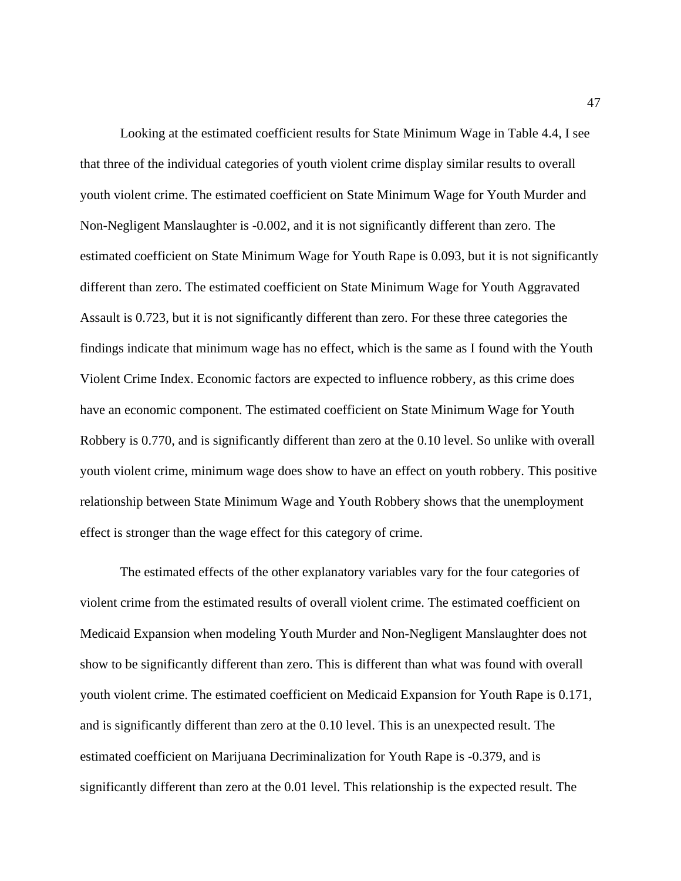Looking at the estimated coefficient results for State Minimum Wage in Table 4.4, I see that three of the individual categories of youth violent crime display similar results to overall youth violent crime. The estimated coefficient on State Minimum Wage for Youth Murder and Non-Negligent Manslaughter is -0.002, and it is not significantly different than zero. The estimated coefficient on State Minimum Wage for Youth Rape is 0.093, but it is not significantly different than zero. The estimated coefficient on State Minimum Wage for Youth Aggravated Assault is 0.723, but it is not significantly different than zero. For these three categories the findings indicate that minimum wage has no effect, which is the same as I found with the Youth Violent Crime Index. Economic factors are expected to influence robbery, as this crime does have an economic component. The estimated coefficient on State Minimum Wage for Youth Robbery is 0.770, and is significantly different than zero at the 0.10 level. So unlike with overall youth violent crime, minimum wage does show to have an effect on youth robbery. This positive relationship between State Minimum Wage and Youth Robbery shows that the unemployment effect is stronger than the wage effect for this category of crime.

The estimated effects of the other explanatory variables vary for the four categories of violent crime from the estimated results of overall violent crime. The estimated coefficient on Medicaid Expansion when modeling Youth Murder and Non-Negligent Manslaughter does not show to be significantly different than zero. This is different than what was found with overall youth violent crime. The estimated coefficient on Medicaid Expansion for Youth Rape is 0.171, and is significantly different than zero at the 0.10 level. This is an unexpected result. The estimated coefficient on Marijuana Decriminalization for Youth Rape is -0.379, and is significantly different than zero at the 0.01 level. This relationship is the expected result. The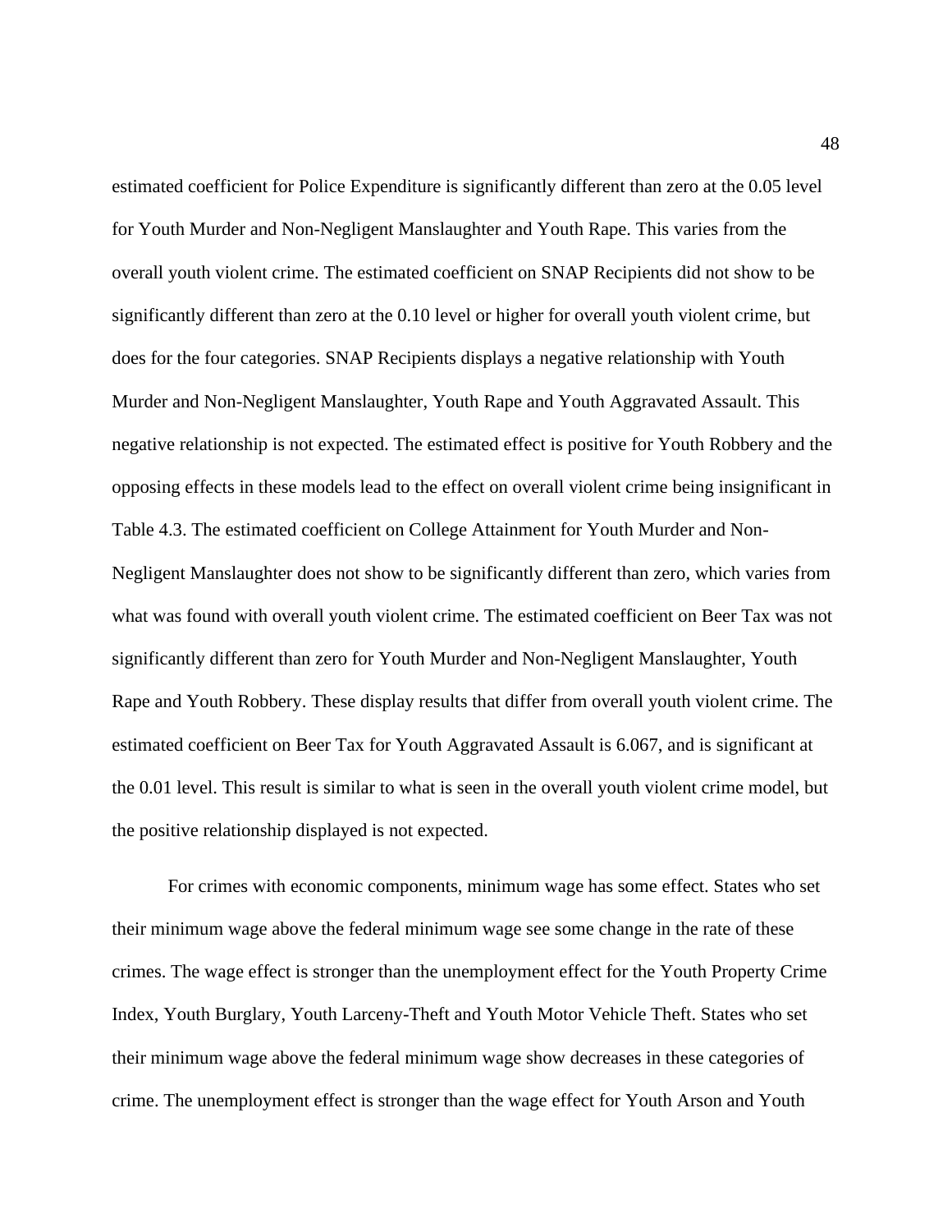estimated coefficient for Police Expenditure is significantly different than zero at the 0.05 level for Youth Murder and Non-Negligent Manslaughter and Youth Rape. This varies from the overall youth violent crime. The estimated coefficient on SNAP Recipients did not show to be significantly different than zero at the 0.10 level or higher for overall youth violent crime, but does for the four categories. SNAP Recipients displays a negative relationship with Youth Murder and Non-Negligent Manslaughter, Youth Rape and Youth Aggravated Assault. This negative relationship is not expected. The estimated effect is positive for Youth Robbery and the opposing effects in these models lead to the effect on overall violent crime being insignificant in Table 4.3. The estimated coefficient on College Attainment for Youth Murder and Non-Negligent Manslaughter does not show to be significantly different than zero, which varies from what was found with overall youth violent crime. The estimated coefficient on Beer Tax was not significantly different than zero for Youth Murder and Non-Negligent Manslaughter, Youth Rape and Youth Robbery. These display results that differ from overall youth violent crime. The estimated coefficient on Beer Tax for Youth Aggravated Assault is 6.067, and is significant at the 0.01 level. This result is similar to what is seen in the overall youth violent crime model, but the positive relationship displayed is not expected.

For crimes with economic components, minimum wage has some effect. States who set their minimum wage above the federal minimum wage see some change in the rate of these crimes. The wage effect is stronger than the unemployment effect for the Youth Property Crime Index, Youth Burglary, Youth Larceny-Theft and Youth Motor Vehicle Theft. States who set their minimum wage above the federal minimum wage show decreases in these categories of crime. The unemployment effect is stronger than the wage effect for Youth Arson and Youth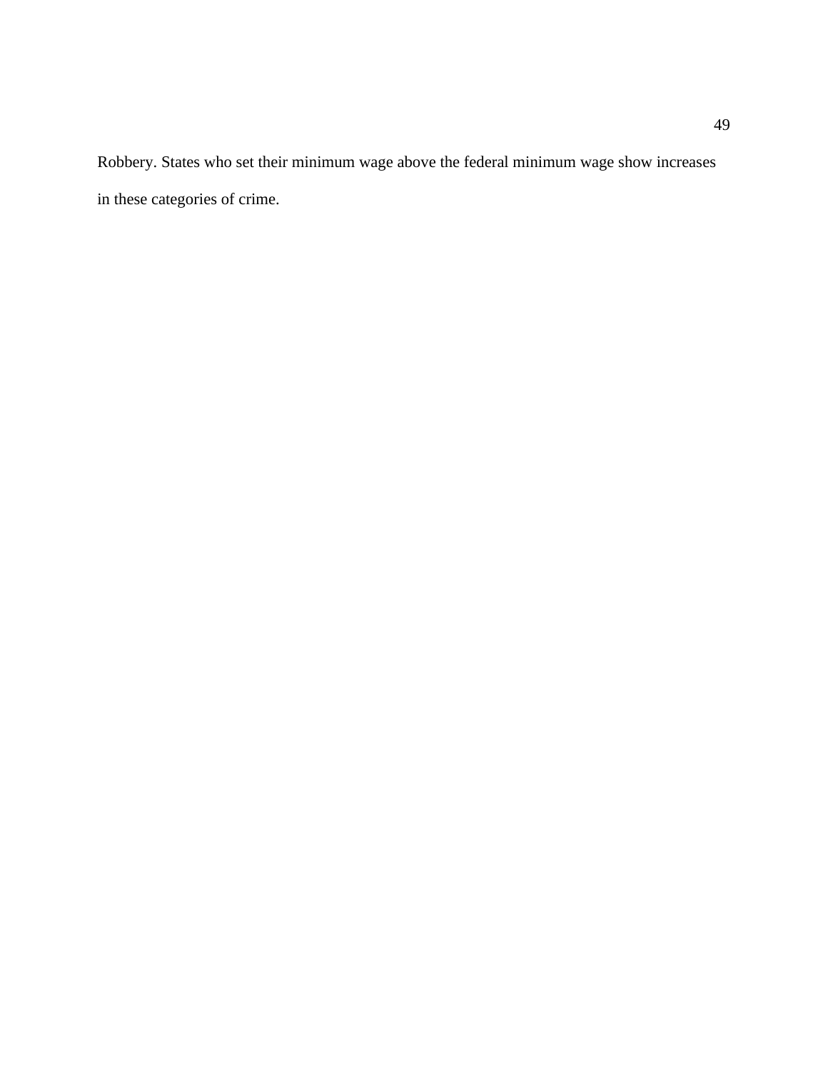Robbery. States who set their minimum wage above the federal minimum wage show increases in these categories of crime.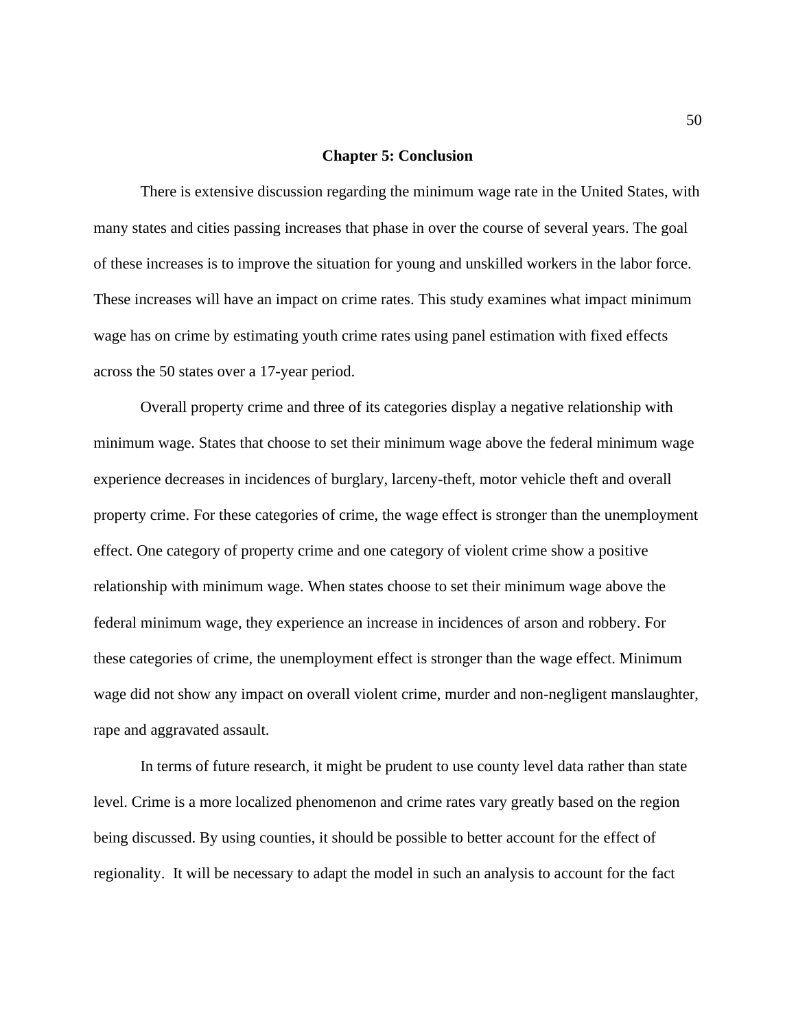## Chapter 5: Conclusion

There is extensive discussion regarding the minimum wage rate in the United States, with many states and cities passing increases that phase in over the course of several years. The goal of these increases is to improve the situation for young and unskilled workers in the labor force. These increases will have an impact on crime rates. This study examines what impact minimum wage has on crime by estimating youth crime rates using panel estimation with fixed effects across the 50 states over a 17-year period.

Overall property crime and three of its categories display a negative relationship with minimum wage. States that choose to set their minimum wage above the federal minimum wage experience decreases in incidences of burglary, larceny-theft, motor vehicle theft and overall property crime. For these categories of crime, the wage effect is stronger than the unemployment effect. One category of property crime and one category of violent crime show a positive relationship with minimum wage. When states choose to set their minimum wage above the federal minimum wage, they experience an increase in incidences of arson and robbery. For these categories of crime, the unemployment effect is stronger than the wage effect. Minimum wage did not show any impact on overall violent crime, murder and non-negligent manslaughter, rape and aggravated assault.

In terms of future research, it might be prudent to use county level data rather than state level. Crime is a more localized phenomenon and crime rates vary greatly based on the region being discussed. By using counties, it should be possible to better account for the effect of regionality. It will be necessary to adapt the model in such an analysis to account for the fact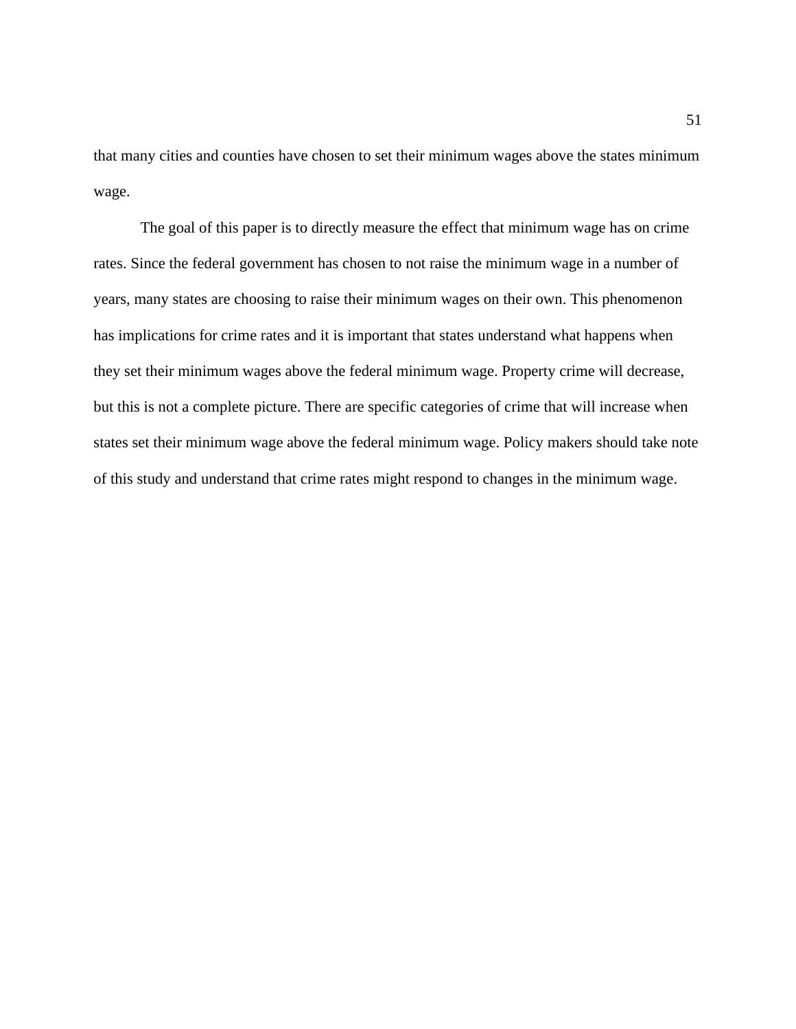that many cities and counties have chosen to set their minimum wages above the states minimum wage.

The goal of this paper is to directly measure the effect that minimum wage has on crime rates. Since the federal government has chosen to not raise the minimum wage in a number of years, many states are choosing to raise their minimum wages on their own. This phenomenon has implications for crime rates and it is important that states understand what happens when they set their minimum wages above the federal minimum wage. Property crime will decrease, but this is not a complete picture. There are specific categories of crime that will increase when states set their minimum wage above the federal minimum wage. Policy makers should take note of this study and understand that crime rates might respond to changes in the minimum wage.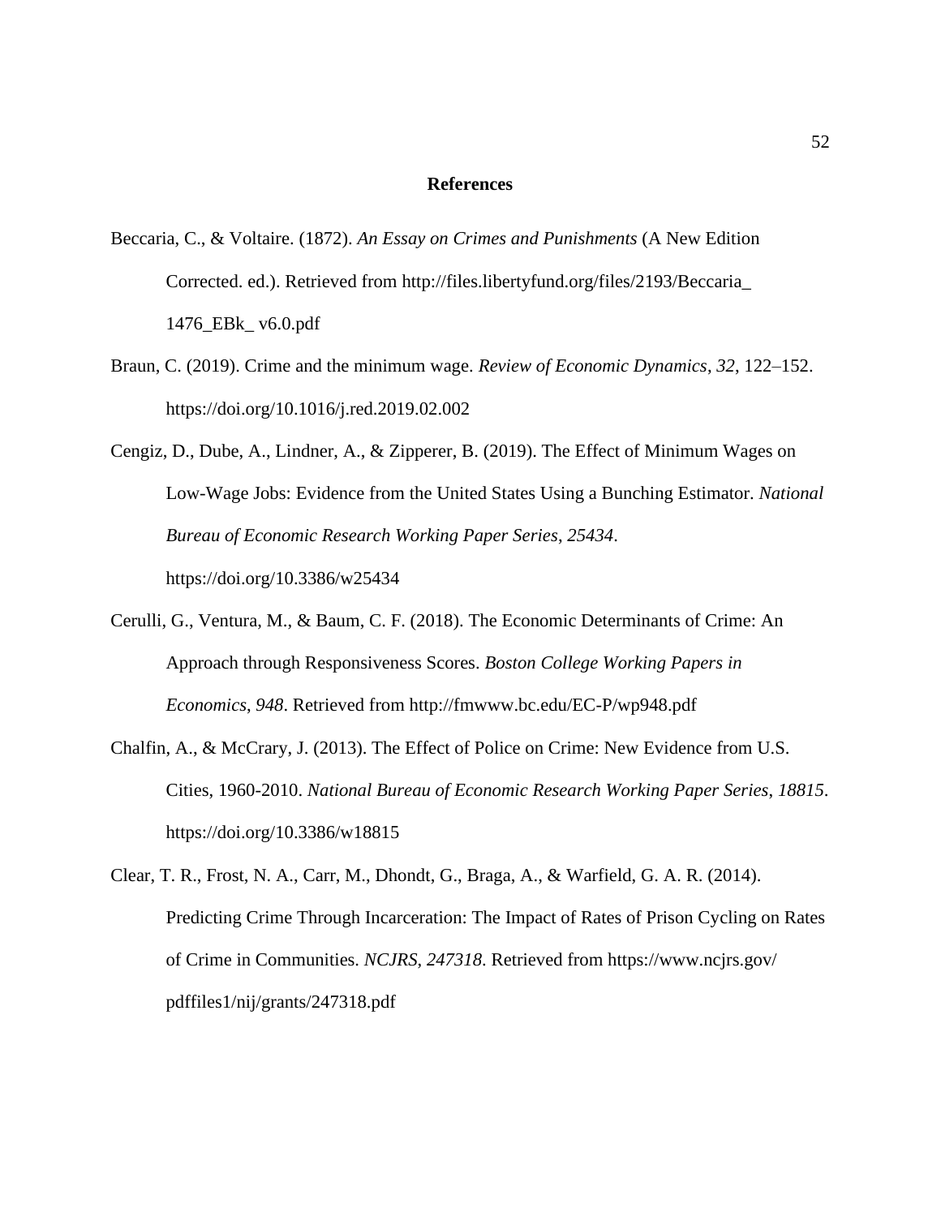# References

Beccaria, C., & Voltaire. (1872). *An Essay on Crimes and Punishments* (A New Edition Corrected. ed.). Retrieved from http://files.libertyfund.org/files/2193/Beccaria_ 1476_EBk_ v6.0.pdf

Braun, C. (2019). Crime and the minimum wage. *Review of Economic Dynamics*, *32*, 122–152. https://doi.org/10.1016/j.red.2019.02.002

Cengiz, D., Dube, A., Lindner, A., & Zipperer, B. (2019). The Effect of Minimum Wages on Low-Wage Jobs: Evidence from the United States Using a Bunching Estimator. *National Bureau of Economic Research Working Paper Series*, *25434*. https://doi.org/10.3386/w25434

Cerulli, G., Ventura, M., & Baum, C. F. (2018). The Economic Determinants of Crime: An Approach through Responsiveness Scores. *Boston College Working Papers in Economics*, *948*. Retrieved from http://fmwww.bc.edu/EC-P/wp948.pdf

Chalfin, A., & McCrary, J. (2013). The Effect of Police on Crime: New Evidence from U.S. Cities, 1960-2010. *National Bureau of Economic Research Working Paper Series*, *18815*. https://doi.org/10.3386/w18815

Clear, T. R., Frost, N. A., Carr, M., Dhondt, G., Braga, A., & Warfield, G. A. R. (2014). Predicting Crime Through Incarceration: The Impact of Rates of Prison Cycling on Rates of Crime in Communities. *NCJRS*, *247318*. Retrieved from https://www.ncjrs.gov/ pdffiles1/nij/grants/247318.pdf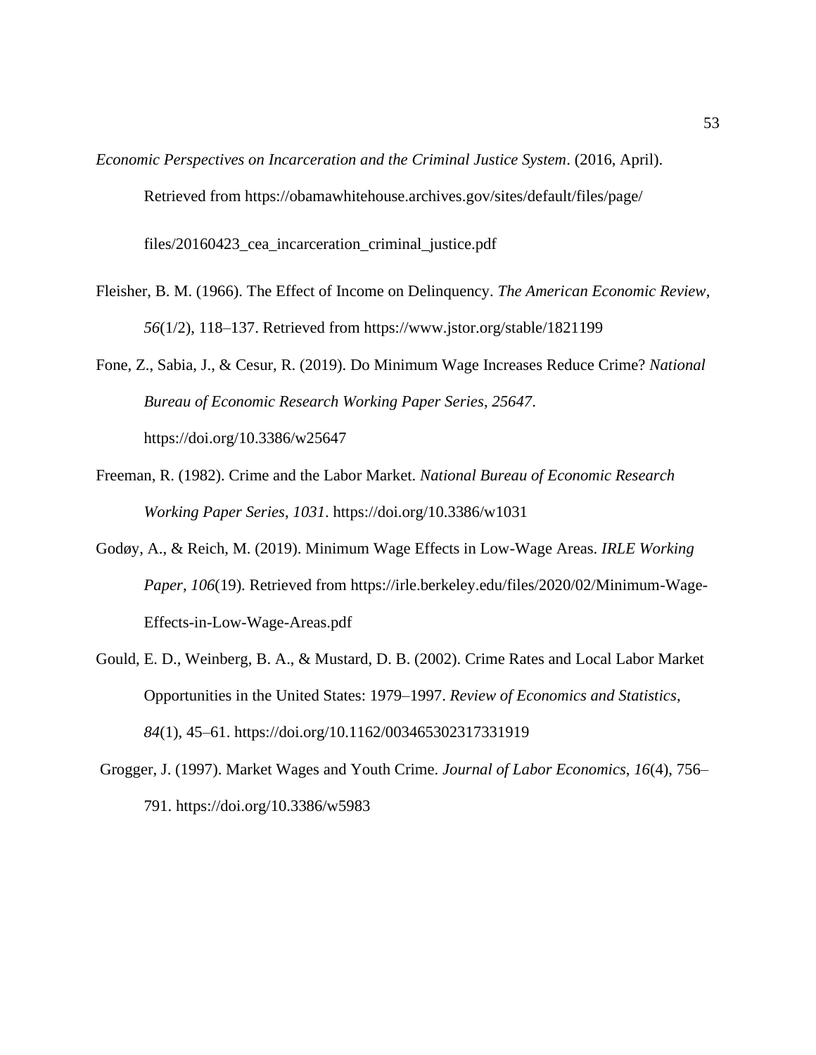*Economic Perspectives on Incarceration and the Criminal Justice System*. (2016, April). Retrieved from https://obamawhitehouse.archives.gov/sites/default/files/page/files/20160423_cea_incarceration_criminal_justice.pdf

Fleisher, B. M. (1966). The Effect of Income on Delinquency. *The American Economic Review*, *56*(1/2), 118–137. Retrieved from https://www.jstor.org/stable/1821199

Fone, Z., Sabia, J., & Cesur, R. (2019). Do Minimum Wage Increases Reduce Crime? *National Bureau of Economic Research Working Paper Series*, *25647*. https://doi.org/10.3386/w25647

Freeman, R. (1982). Crime and the Labor Market. *National Bureau of Economic Research Working Paper Series*, *1031*. https://doi.org/10.3386/w1031

Godøy, A., & Reich, M. (2019). Minimum Wage Effects in Low-Wage Areas. *IRLE Working Paper*, *106*(19). Retrieved from https://irle.berkeley.edu/files/2020/02/Minimum-Wage-Effects-in-Low-Wage-Areas.pdf

Gould, E. D., Weinberg, B. A., & Mustard, D. B. (2002). Crime Rates and Local Labor Market Opportunities in the United States: 1979–1997. *Review of Economics and Statistics*, *84*(1), 45–61. https://doi.org/10.1162/003465302317331919

Grogger, J. (1997). Market Wages and Youth Crime. *Journal of Labor Economics*, *16*(4), 756–791. https://doi.org/10.3386/w5983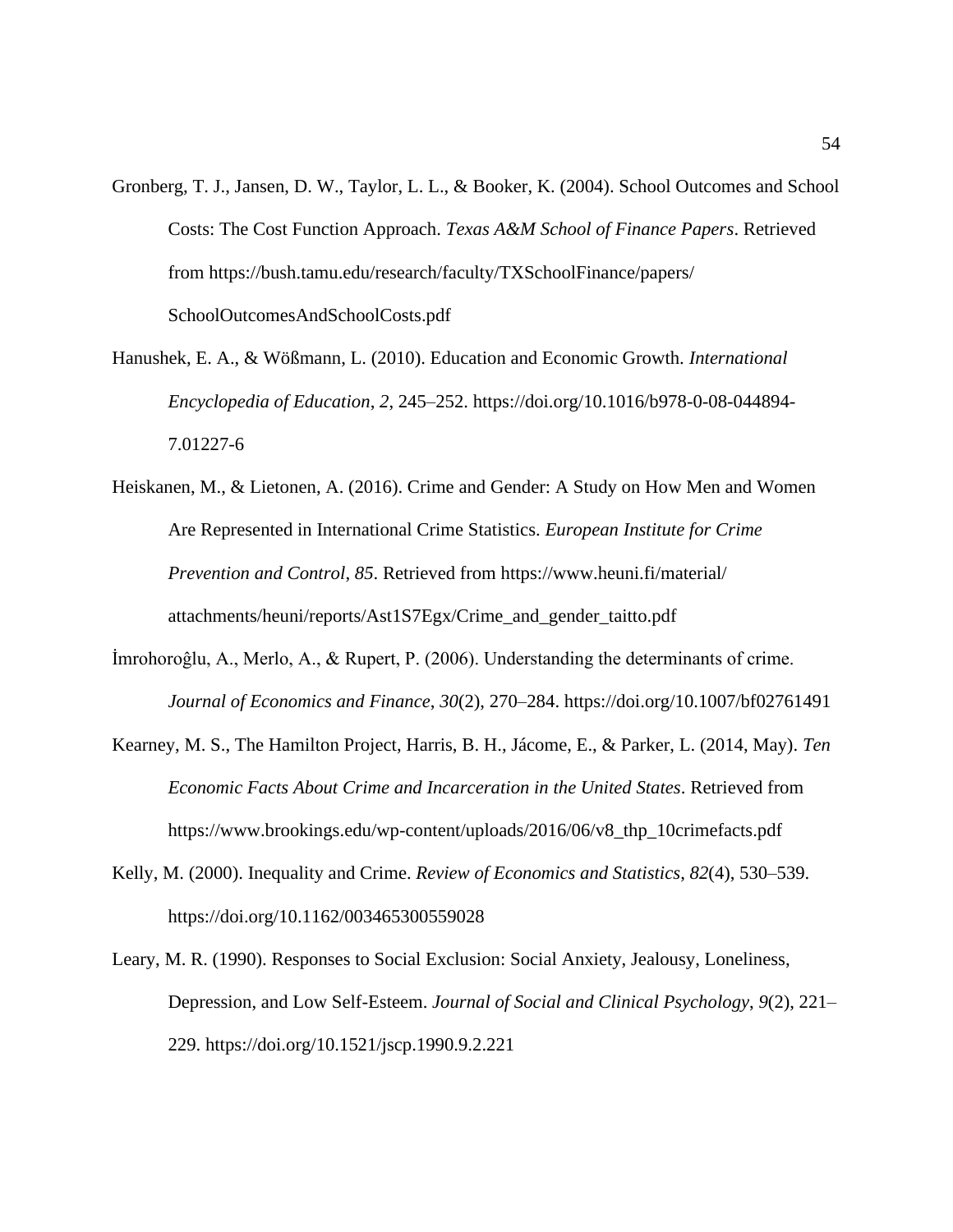Gronberg, T. J., Jansen, D. W., Taylor, L. L., & Booker, K. (2004). School Outcomes and School Costs: The Cost Function Approach. *Texas A&M School of Finance Papers*. Retrieved from https://bush.tamu.edu/research/faculty/TXSchoolFinance/papers/SchoolOutcomesAndSchoolCosts.pdf

Hanushek, E. A., & Wößmann, L. (2010). Education and Economic Growth. *International Encyclopedia of Education*, *2*, 245–252. https://doi.org/10.1016/b978-0-08-044894-7.01227-6

Heiskanen, M., & Lietonen, A. (2016). Crime and Gender: A Study on How Men and Women Are Represented in International Crime Statistics. *European Institute for Crime Prevention and Control*, *85*. Retrieved from https://www.heuni.fi/material/attachments/heuni/reports/Ast1S7Egx/Crime_and_gender_taitto.pdf

İmrohoroĝlu, A., Merlo, A., & Rupert, P. (2006). Understanding the determinants of crime. *Journal of Economics and Finance*, *30*(2), 270–284. https://doi.org/10.1007/bf02761491

Kearney, M. S., The Hamilton Project, Harris, B. H., Jácome, E., & Parker, L. (2014, May). *Ten Economic Facts About Crime and Incarceration in the United States*. Retrieved from https://www.brookings.edu/wp-content/uploads/2016/06/v8_thp_10crimefacts.pdf

Kelly, M. (2000). Inequality and Crime. *Review of Economics and Statistics*, *82*(4), 530–539. https://doi.org/10.1162/003465300559028

Leary, M. R. (1990). Responses to Social Exclusion: Social Anxiety, Jealousy, Loneliness, Depression, and Low Self-Esteem. *Journal of Social and Clinical Psychology*, *9*(2), 221–229. https://doi.org/10.1521/jscp.1990.9.2.221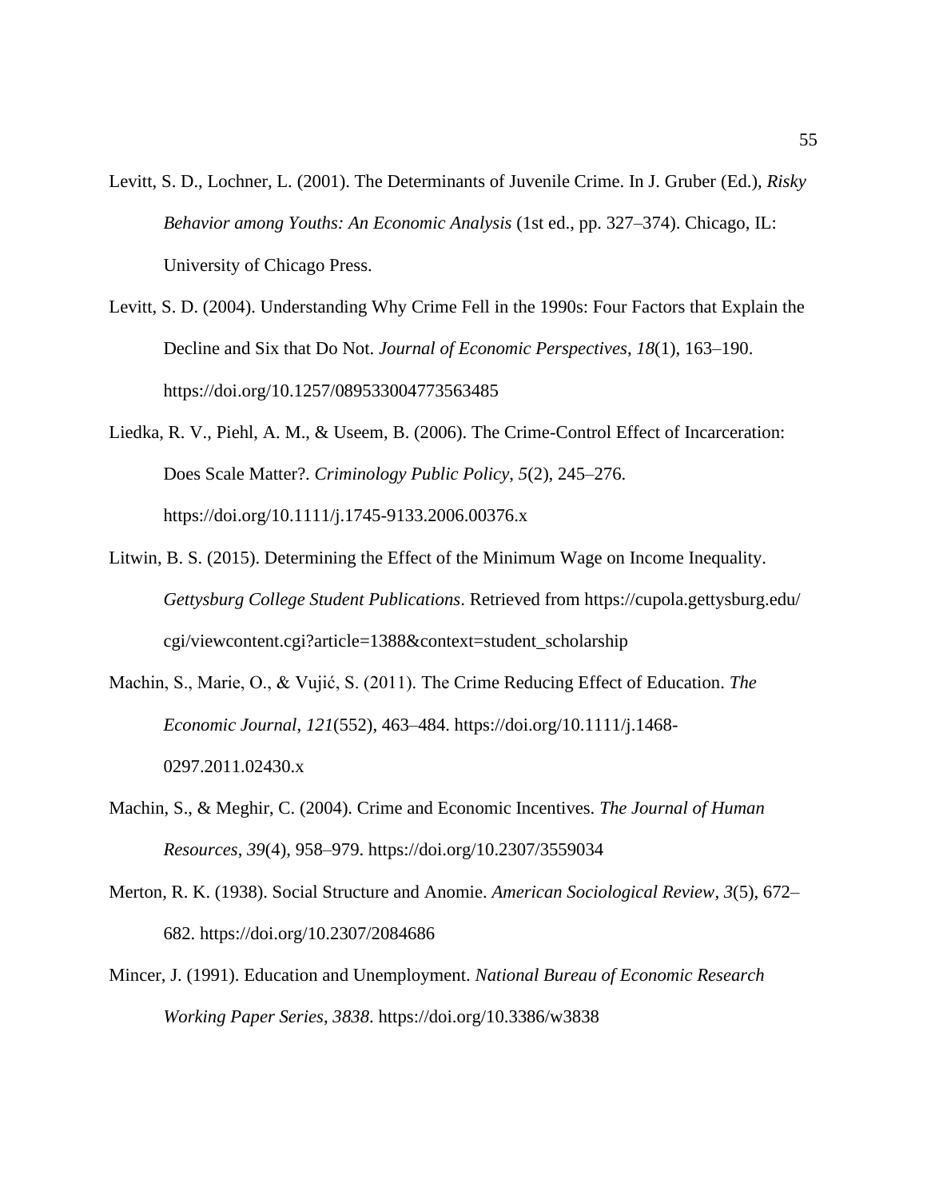Levitt, S. D., Lochner, L. (2001). The Determinants of Juvenile Crime. In J. Gruber (Ed.), *Risky Behavior among Youths: An Economic Analysis* (1st ed., pp. 327–374). Chicago, IL: University of Chicago Press.

Levitt, S. D. (2004). Understanding Why Crime Fell in the 1990s: Four Factors that Explain the Decline and Six that Do Not. *Journal of Economic Perspectives*, *18*(1), 163–190. https://doi.org/10.1257/089533004773563485

Liedka, R. V., Piehl, A. M., & Useem, B. (2006). The Crime-Control Effect of Incarceration: Does Scale Matter?. *Criminology Public Policy*, *5*(2), 245–276. https://doi.org/10.1111/j.1745-9133.2006.00376.x

Litwin, B. S. (2015). Determining the Effect of the Minimum Wage on Income Inequality. *Gettysburg College Student Publications*. Retrieved from https://cupola.gettysburg.edu/cgi/viewcontent.cgi?article=1388&context=student_scholarship

Machin, S., Marie, O., & Vujić, S. (2011). The Crime Reducing Effect of Education. *The Economic Journal*, *121*(552), 463–484. https://doi.org/10.1111/j.1468-0297.2011.02430.x

Machin, S., & Meghir, C. (2004). Crime and Economic Incentives. *The Journal of Human Resources*, *39*(4), 958–979. https://doi.org/10.2307/3559034

Merton, R. K. (1938). Social Structure and Anomie. *American Sociological Review*, *3*(5), 672–682. https://doi.org/10.2307/2084686

Mincer, J. (1991). Education and Unemployment. *National Bureau of Economic Research Working Paper Series*, *3838*. https://doi.org/10.3386/w3838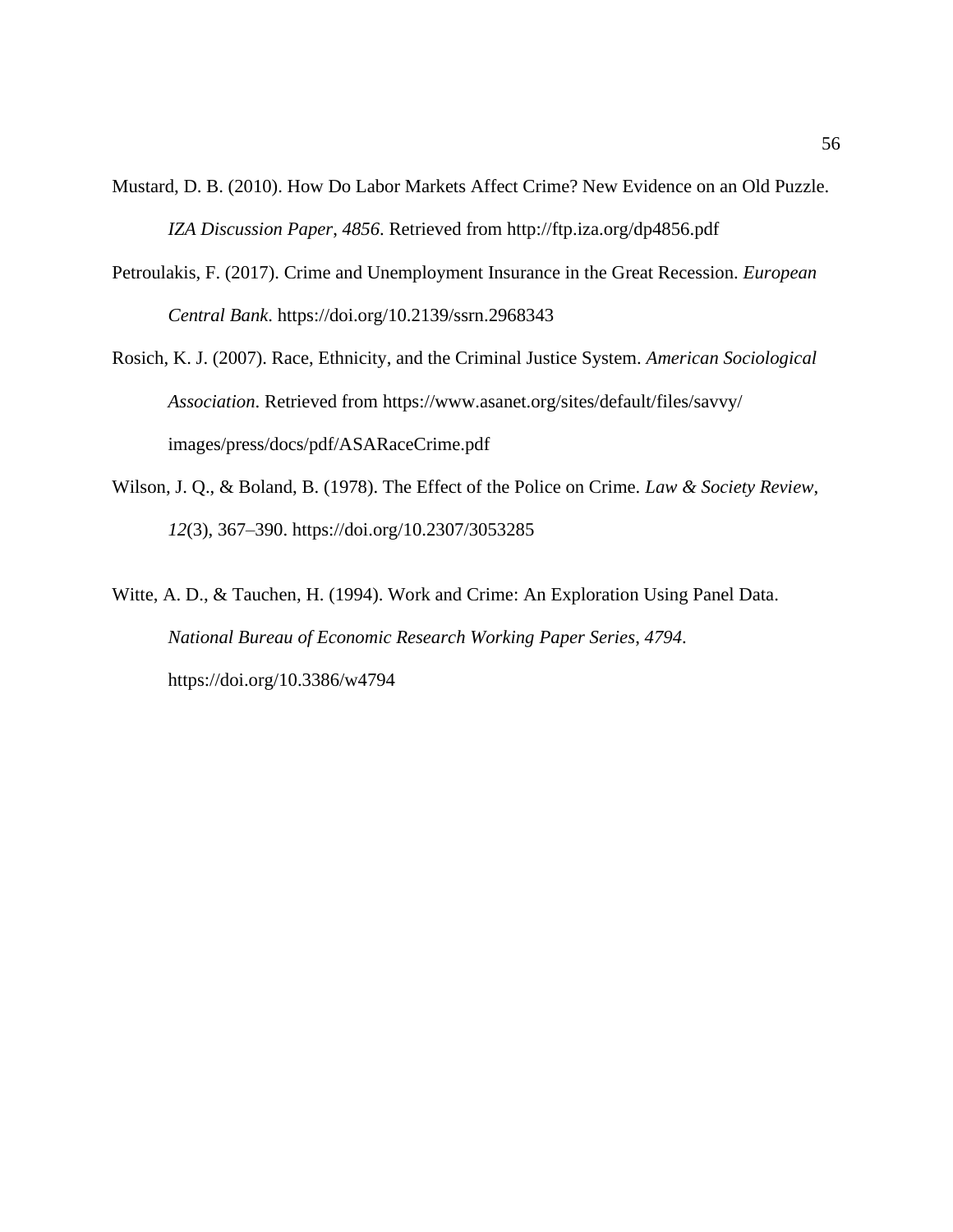Mustard, D. B. (2010). How Do Labor Markets Affect Crime? New Evidence on an Old Puzzle. *IZA Discussion Paper*, *4856*. Retrieved from http://ftp.iza.org/dp4856.pdf

Petroulakis, F. (2017). Crime and Unemployment Insurance in the Great Recession. *European Central Bank*. https://doi.org/10.2139/ssrn.2968343

Rosich, K. J. (2007). Race, Ethnicity, and the Criminal Justice System. *American Sociological Association*. Retrieved from https://www.asanet.org/sites/default/files/savvy/images/press/docs/pdf/ASARaceCrime.pdf

Wilson, J. Q., & Boland, B. (1978). The Effect of the Police on Crime. *Law & Society Review*, *12*(3), 367–390. https://doi.org/10.2307/3053285

Witte, A. D., & Tauchen, H. (1994). Work and Crime: An Exploration Using Panel Data. *National Bureau of Economic Research Working Paper Series*, *4794*. https://doi.org/10.3386/w4794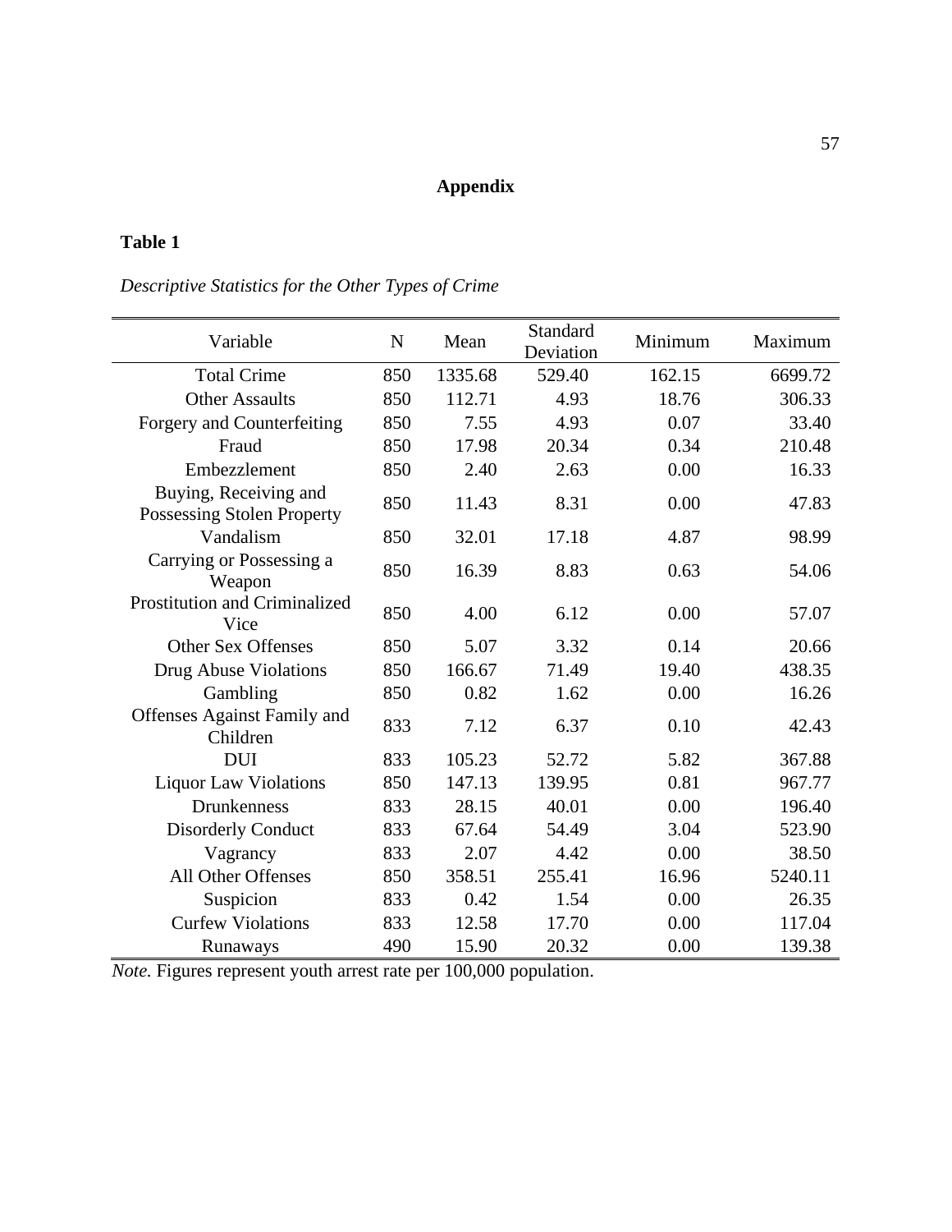# Appendix

**Table 1**

*Descriptive Statistics for the Other Types of Crime*

| Variable | N | Mean | Standard Deviation | Minimum | Maximum |
|---|---|---|---|---|---|
| Total Crime | 850 | 1335.68 | 529.40 | 162.15 | 6699.72 |
| Other Assaults | 850 | 112.71 | 4.93 | 18.76 | 306.33 |
| Forgery and Counterfeiting | 850 | 7.55 | 4.93 | 0.07 | 33.40 |
| Fraud | 850 | 17.98 | 20.34 | 0.34 | 210.48 |
| Embezzlement | 850 | 2.40 | 2.63 | 0.00 | 16.33 |
| Buying, Receiving and Possessing Stolen Property | 850 | 11.43 | 8.31 | 0.00 | 47.83 |
| Vandalism | 850 | 32.01 | 17.18 | 4.87 | 98.99 |
| Carrying or Possessing a Weapon | 850 | 16.39 | 8.83 | 0.63 | 54.06 |
| Prostitution and Criminalized Vice | 850 | 4.00 | 6.12 | 0.00 | 57.07 |
| Other Sex Offenses | 850 | 5.07 | 3.32 | 0.14 | 20.66 |
| Drug Abuse Violations | 850 | 166.67 | 71.49 | 19.40 | 438.35 |
| Gambling | 850 | 0.82 | 1.62 | 0.00 | 16.26 |
| Offenses Against Family and Children | 833 | 7.12 | 6.37 | 0.10 | 42.43 |
| DUI | 833 | 105.23 | 52.72 | 5.82 | 367.88 |
| Liquor Law Violations | 850 | 147.13 | 139.95 | 0.81 | 967.77 |
| Drunkenness | 833 | 28.15 | 40.01 | 0.00 | 196.40 |
| Disorderly Conduct | 833 | 67.64 | 54.49 | 3.04 | 523.90 |
| Vagrancy | 833 | 2.07 | 4.42 | 0.00 | 38.50 |
| All Other Offenses | 850 | 358.51 | 255.41 | 16.96 | 5240.11 |
| Suspicion | 833 | 0.42 | 1.54 | 0.00 | 26.35 |
| Curfew Violations | 833 | 12.58 | 17.70 | 0.00 | 117.04 |
| Runaways | 490 | 15.90 | 20.32 | 0.00 | 139.38 |

*Note.* Figures represent youth arrest rate per 100,000 population.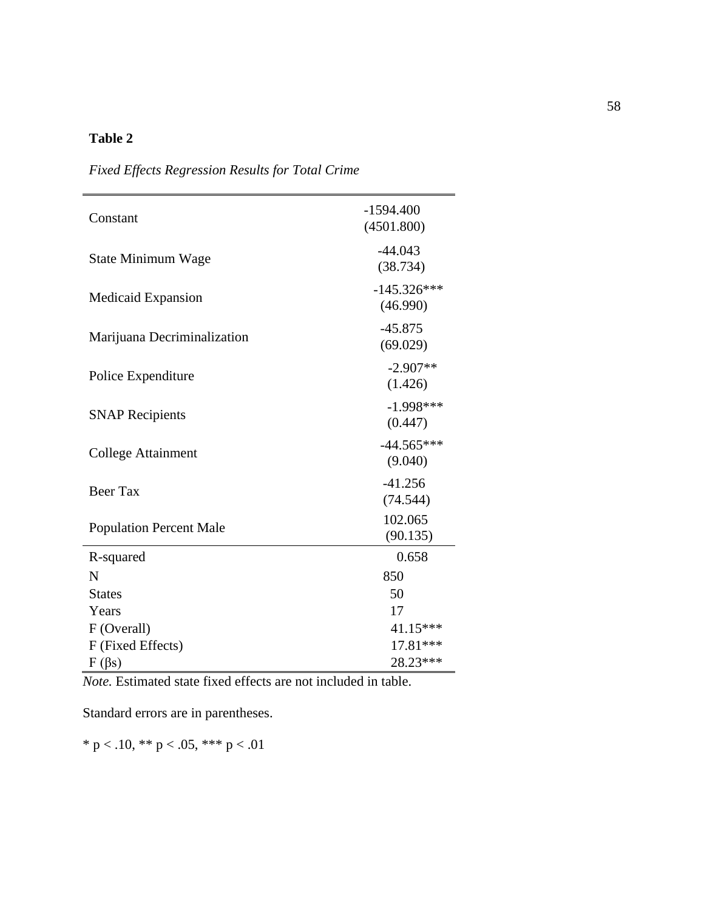**Table 2**

*Fixed Effects Regression Results for Total Crime*

| | |
|---|---|
| Constant | -1594.400<br>(4501.800) |
| State Minimum Wage | -44.043<br>(38.734) |
| Medicaid Expansion | -145.326***<br>(46.990) |
| Marijuana Decriminalization | -45.875<br>(69.029) |
| Police Expenditure | -2.907**<br>(1.426) |
| SNAP Recipients | -1.998***<br>(0.447) |
| College Attainment | -44.565***<br>(9.040) |
| Beer Tax | -41.256<br>(74.544) |
| Population Percent Male | 102.065<br>(90.135) |
| R-squared | 0.658 |
| N | 850 |
| States | 50 |
| Years | 17 |
| F (Overall) | 41.15*** |
| F (Fixed Effects) | 17.81*** |
| F (βs) | 28.23*** |

*Note.* Estimated state fixed effects are not included in table.

Standard errors are in parentheses.

* $p < .10$, ** $p < .05$, *** $p < .01$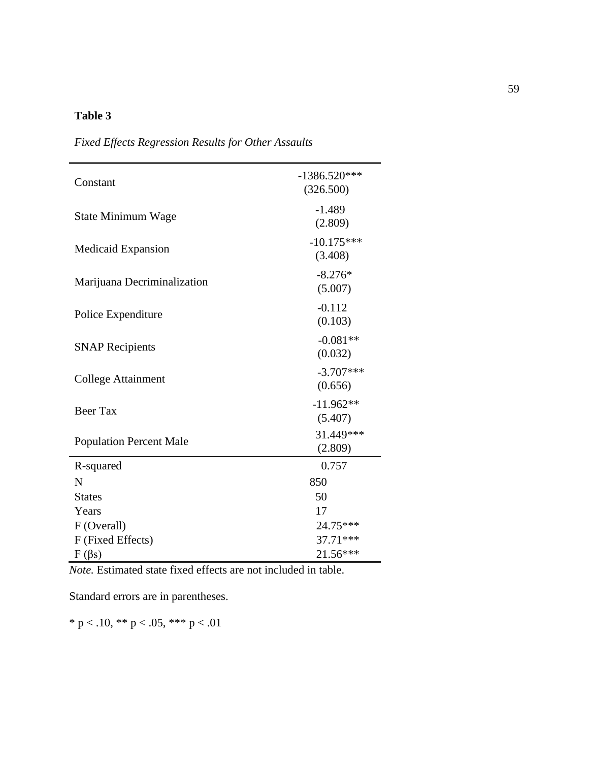**Table 3**

*Fixed Effects Regression Results for Other Assaults*

| | |
|---|---|
| Constant | -1386.520*** (326.500) |
| State Minimum Wage | -1.489 (2.809) |
| Medicaid Expansion | -10.175*** (3.408) |
| Marijuana Decriminalization | -8.276* (5.007) |
| Police Expenditure | -0.112 (0.103) |
| SNAP Recipients | -0.081** (0.032) |
| College Attainment | -3.707*** (0.656) |
| Beer Tax | -11.962** (5.407) |
| Population Percent Male | 31.449*** (2.809) |
| R-squared | 0.757 |
| N | 850 |
| States | 50 |
| Years | 17 |
| F (Overall) | 24.75*** |
| F (Fixed Effects) | 37.71*** |
| F (βs) | 21.56*** |

*Note.* Estimated state fixed effects are not included in table.

Standard errors are in parentheses.

* $p < .10$, ** $p < .05$, *** $p < .01$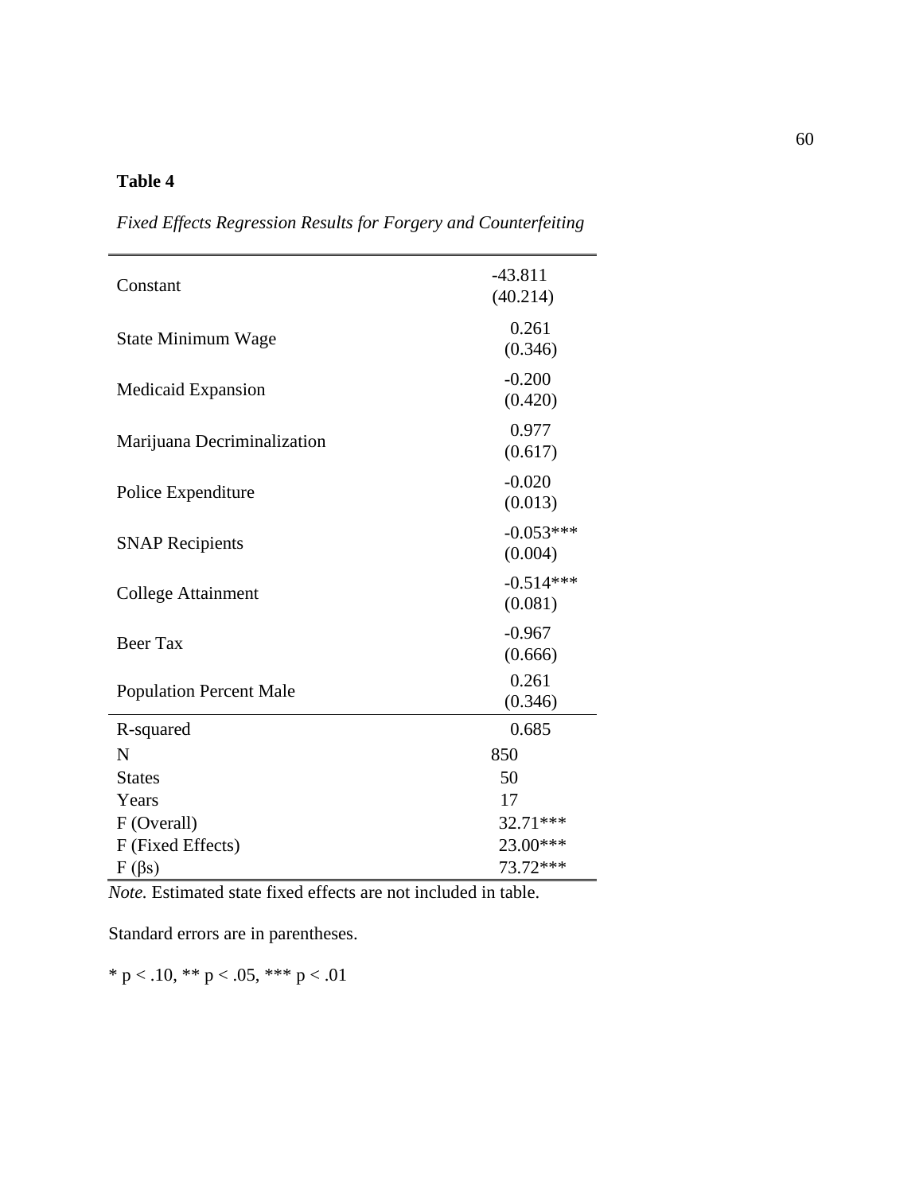**Table 4**

*Fixed Effects Regression Results for Forgery and Counterfeiting*

| | |
|---|---|
| Constant | -43.811<br>(40.214) |
| State Minimum Wage | 0.261<br>(0.346) |
| Medicaid Expansion | -0.200<br>(0.420) |
| Marijuana Decriminalization | 0.977<br>(0.617) |
| Police Expenditure | -0.020<br>(0.013) |
| SNAP Recipients | -0.053***<br>(0.004) |
| College Attainment | -0.514***<br>(0.081) |
| Beer Tax | -0.967<br>(0.666) |
| Population Percent Male | 0.261<br>(0.346) |
| R-squared | 0.685 |
| N | 850 |
| States | 50 |
| Years | 17 |
| F (Overall) | 32.71*** |
| F (Fixed Effects) | 23.00*** |
| F (βs) | 73.72*** |

*Note.* Estimated state fixed effects are not included in table.

Standard errors are in parentheses.

* $p < .10$, ** $p < .05$, *** $p < .01$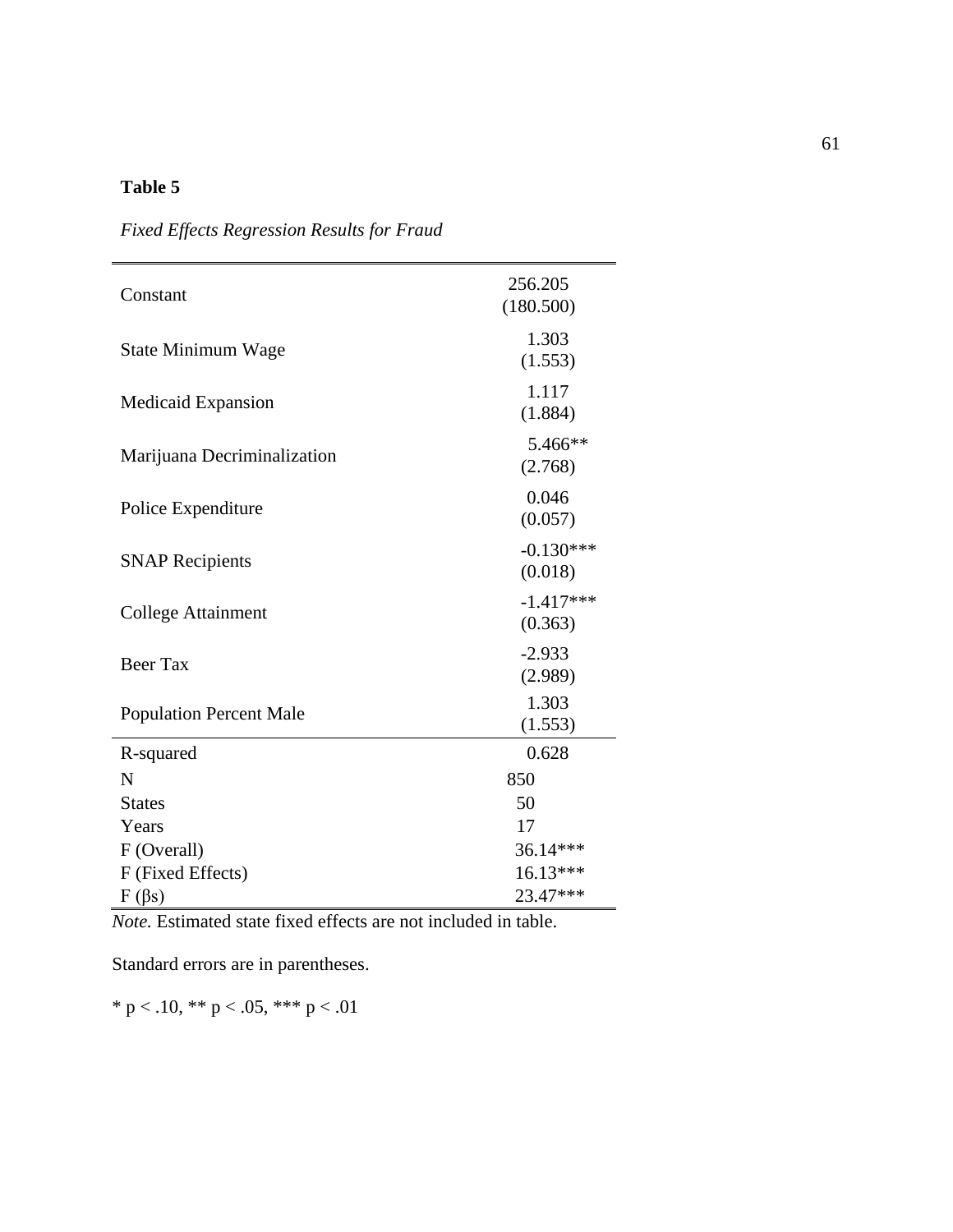**Table 5**

*Fixed Effects Regression Results for Fraud*

| | |
|---|---|
| Constant | 256.205<br>(180.500) |
| State Minimum Wage | 1.303<br>(1.553) |
| Medicaid Expansion | 1.117<br>(1.884) |
| Marijuana Decriminalization | 5.466**<br>(2.768) |
| Police Expenditure | 0.046<br>(0.057) |
| SNAP Recipients | -0.130***<br>(0.018) |
| College Attainment | -1.417***<br>(0.363) |
| Beer Tax | -2.933<br>(2.989) |
| Population Percent Male | 1.303<br>(1.553) |
| R-squared | 0.628 |
| N | 850 |
| States | 50 |
| Years | 17 |
| F (Overall) | 36.14*** |
| F (Fixed Effects) | 16.13*** |
| F (βs) | 23.47*** |

*Note.* Estimated state fixed effects are not included in table.

Standard errors are in parentheses.

* $p < .10$, ** $p < .05$, *** $p < .01$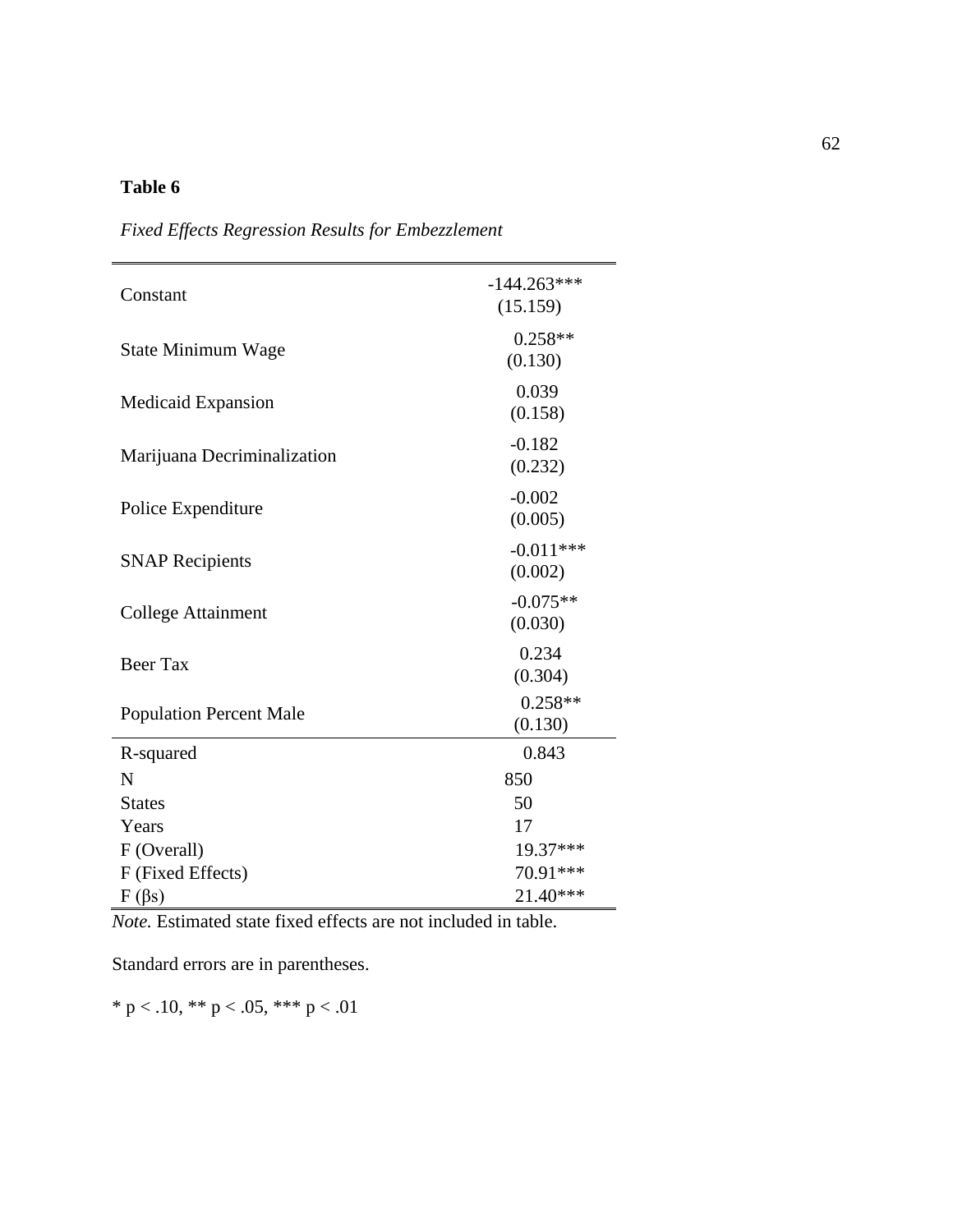**Table 6**

*Fixed Effects Regression Results for Embezzlement*

| | |
|---|---|
| Constant | -144.263*** (15.159) |
| State Minimum Wage | 0.258** (0.130) |
| Medicaid Expansion | 0.039 (0.158) |
| Marijuana Decriminalization | -0.182 (0.232) |
| Police Expenditure | -0.002 (0.005) |
| SNAP Recipients | -0.011*** (0.002) |
| College Attainment | -0.075** (0.030) |
| Beer Tax | 0.234 (0.304) |
| Population Percent Male | 0.258** (0.130) |
| R-squared | 0.843 |
| N | 850 |
| States | 50 |
| Years | 17 |
| F (Overall) | 19.37*** |
| F (Fixed Effects) | 70.91*** |
| F (βs) | 21.40*** |

*Note.* Estimated state fixed effects are not included in table.

Standard errors are in parentheses.

* $p < .10$, ** $p < .05$, *** $p < .01$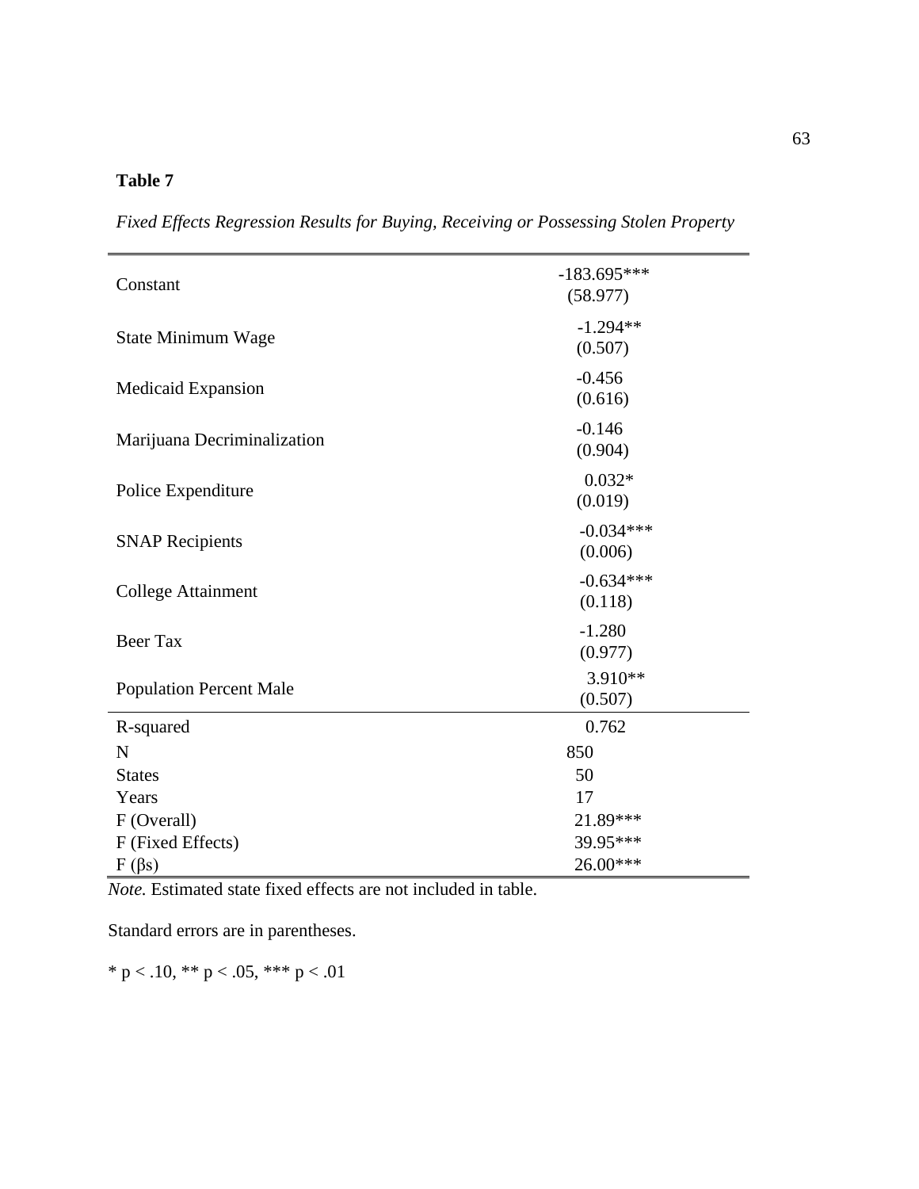**Table 7**

*Fixed Effects Regression Results for Buying, Receiving or Possessing Stolen Property*

| | |
|---|---|
| Constant | -183.695*** (58.977) |
| State Minimum Wage | -1.294** (0.507) |
| Medicaid Expansion | -0.456 (0.616) |
| Marijuana Decriminalization | -0.146 (0.904) |
| Police Expenditure | 0.032* (0.019) |
| SNAP Recipients | -0.034*** (0.006) |
| College Attainment | -0.634*** (0.118) |
| Beer Tax | -1.280 (0.977) |
| Population Percent Male | 3.910** (0.507) |
| R-squared | 0.762 |
| N | 850 |
| States | 50 |
| Years | 17 |
| F (Overall) | 21.89*** |
| F (Fixed Effects) | 39.95*** |
| F (βs) | 26.00*** |

*Note.* Estimated state fixed effects are not included in table.

Standard errors are in parentheses.

* p < .10, ** p < .05, *** p < .01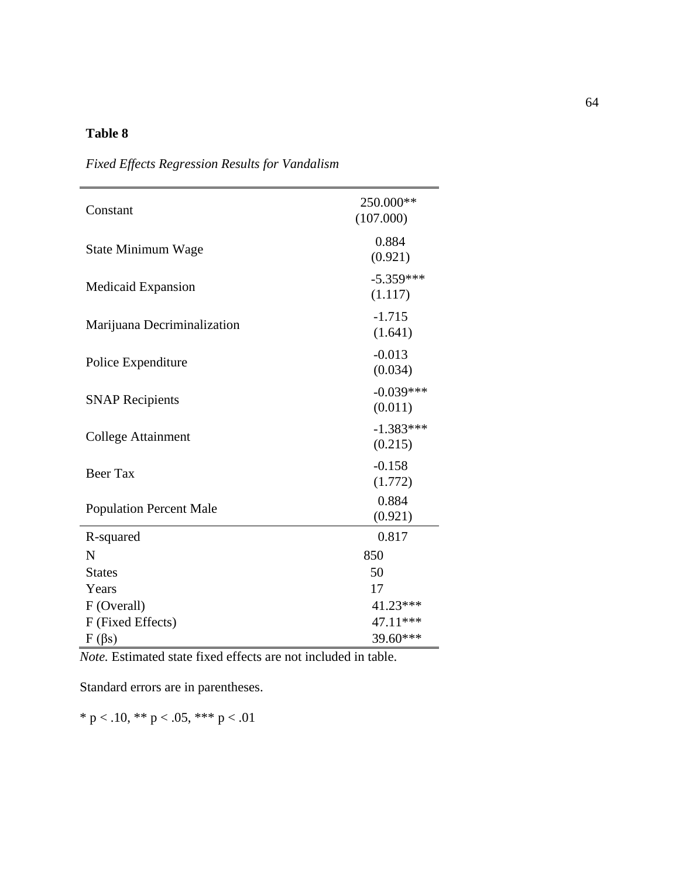**Table 8**

*Fixed Effects Regression Results for Vandalism*

| | |
|---|---|
| Constant | 250.000** (107.000) |
| State Minimum Wage | 0.884 (0.921) |
| Medicaid Expansion | -5.359*** (1.117) |
| Marijuana Decriminalization | -1.715 (1.641) |
| Police Expenditure | -0.013 (0.034) |
| SNAP Recipients | -0.039*** (0.011) |
| College Attainment | -1.383*** (0.215) |
| Beer Tax | -0.158 (1.772) |
| Population Percent Male | 0.884 (0.921) |
| R-squared | 0.817 |
| N | 850 |
| States | 50 |
| Years | 17 |
| F (Overall) | 41.23*** |
| F (Fixed Effects) | 47.11*** |
| F (βs) | 39.60*** |

*Note.* Estimated state fixed effects are not included in table.

Standard errors are in parentheses.

* $p < .10$, ** $p < .05$, *** $p < .01$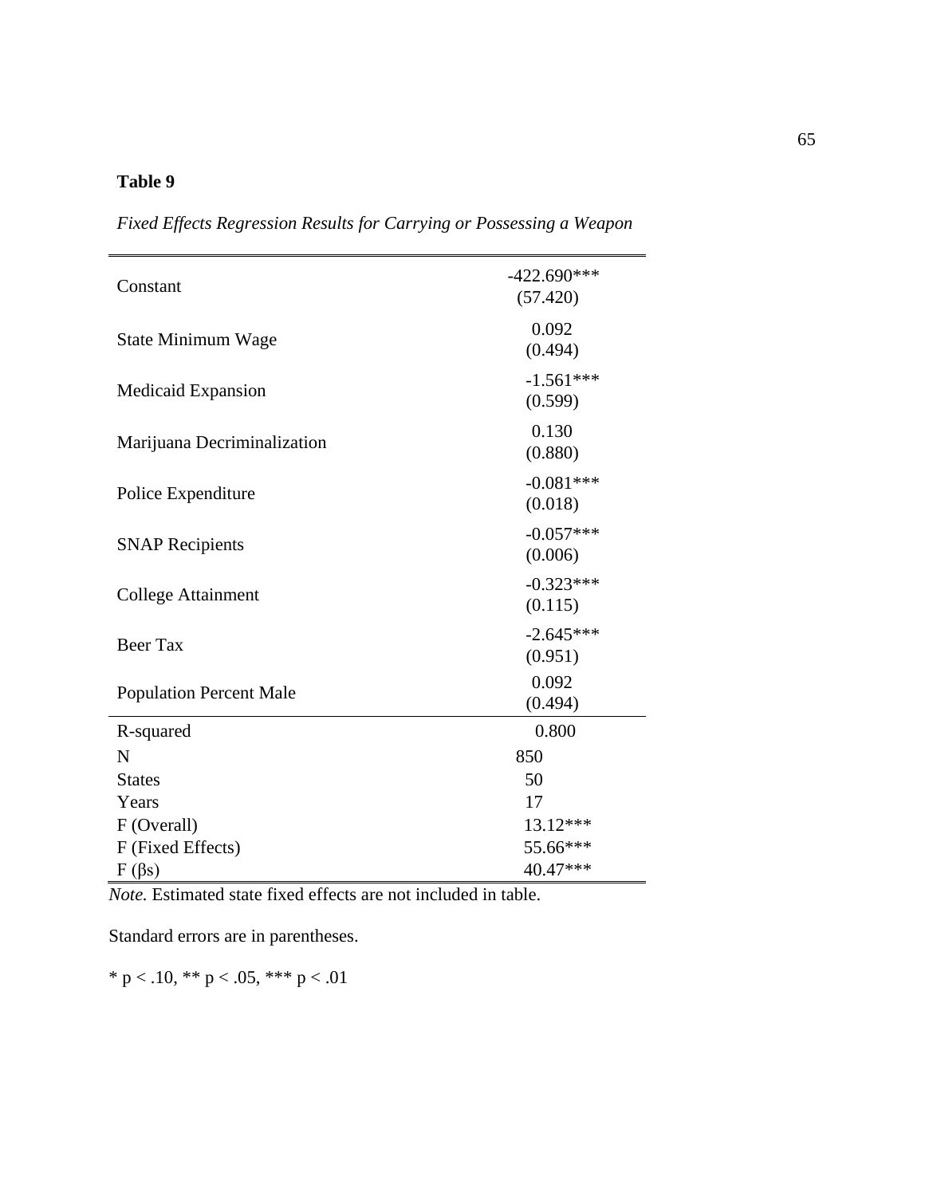**Table 9**

*Fixed Effects Regression Results for Carrying or Possessing a Weapon*

| | |
|---|---|
| Constant | -422.690*** (57.420) |
| State Minimum Wage | 0.092 (0.494) |
| Medicaid Expansion | -1.561*** (0.599) |
| Marijuana Decriminalization | 0.130 (0.880) |
| Police Expenditure | -0.081*** (0.018) |
| SNAP Recipients | -0.057*** (0.006) |
| College Attainment | -0.323*** (0.115) |
| Beer Tax | -2.645*** (0.951) |
| Population Percent Male | 0.092 (0.494) |
| R-squared | 0.800 |
| N | 850 |
| States | 50 |
| Years | 17 |
| F (Overall) | 13.12*** |
| F (Fixed Effects) | 55.66*** |
| F (βs) | 40.47*** |

*Note.* Estimated state fixed effects are not included in table.

Standard errors are in parentheses.

* $p < .10$, ** $p < .05$, *** $p < .01$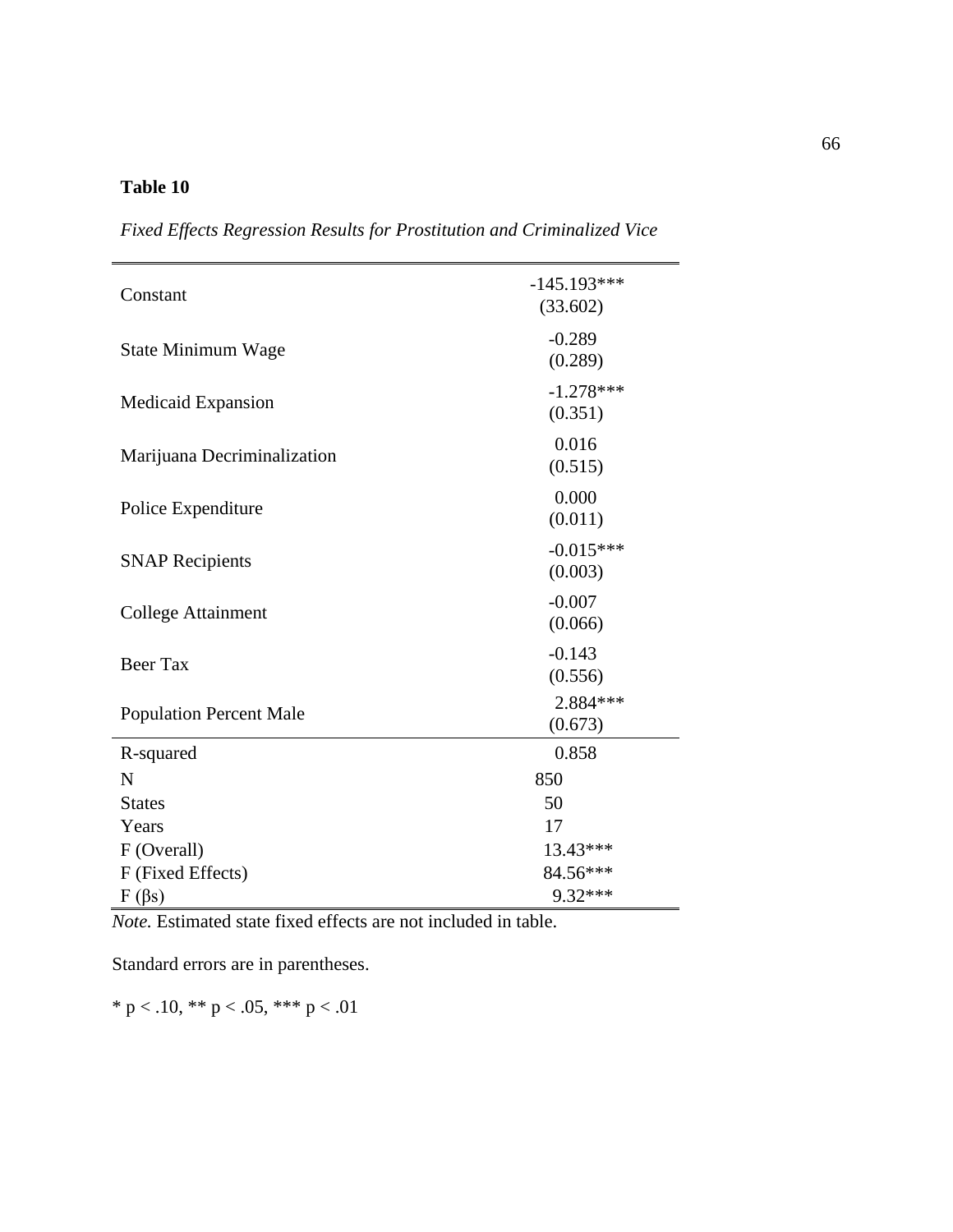**Table 10**

*Fixed Effects Regression Results for Prostitution and Criminalized Vice*

| | |
|---|---|
| Constant | -145.193***<br>(33.602) |
| State Minimum Wage | -0.289<br>(0.289) |
| Medicaid Expansion | -1.278***<br>(0.351) |
| Marijuana Decriminalization | 0.016<br>(0.515) |
| Police Expenditure | 0.000<br>(0.011) |
| SNAP Recipients | -0.015***<br>(0.003) |
| College Attainment | -0.007<br>(0.066) |
| Beer Tax | -0.143<br>(0.556) |
| Population Percent Male | 2.884***<br>(0.673) |
| R-squared | 0.858 |
| N | 850 |
| States | 50 |
| Years | 17 |
| F (Overall) | 13.43*** |
| F (Fixed Effects) | 84.56*** |
| F (βs) | 9.32*** |

*Note.* Estimated state fixed effects are not included in table.

Standard errors are in parentheses.

* $p < .10$, ** $p < .05$, *** $p < .01$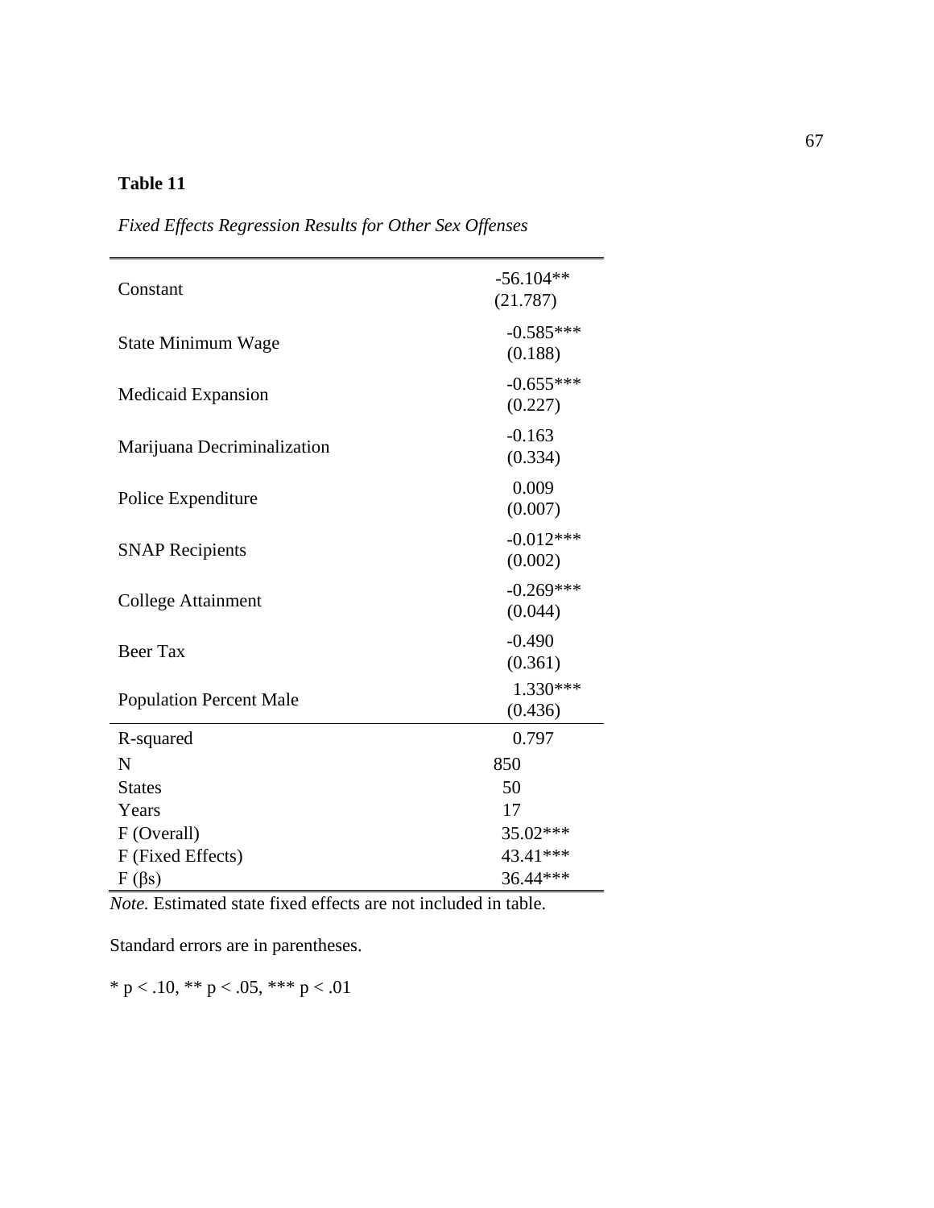**Table 11**

*Fixed Effects Regression Results for Other Sex Offenses*

| | |
|---|---|
| Constant | -56.104** (21.787) |
| State Minimum Wage | -0.585*** (0.188) |
| Medicaid Expansion | -0.655*** (0.227) |
| Marijuana Decriminalization | -0.163 (0.334) |
| Police Expenditure | 0.009 (0.007) |
| SNAP Recipients | -0.012*** (0.002) |
| College Attainment | -0.269*** (0.044) |
| Beer Tax | -0.490 (0.361) |
| Population Percent Male | 1.330*** (0.436) |
| R-squared | 0.797 |
| N | 850 |
| States | 50 |
| Years | 17 |
| F (Overall) | 35.02*** |
| F (Fixed Effects) | 43.41*** |
| F (βs) | 36.44*** |

*Note.* Estimated state fixed effects are not included in table.

Standard errors are in parentheses.

* $p < .10$, ** $p < .05$, *** $p < .01$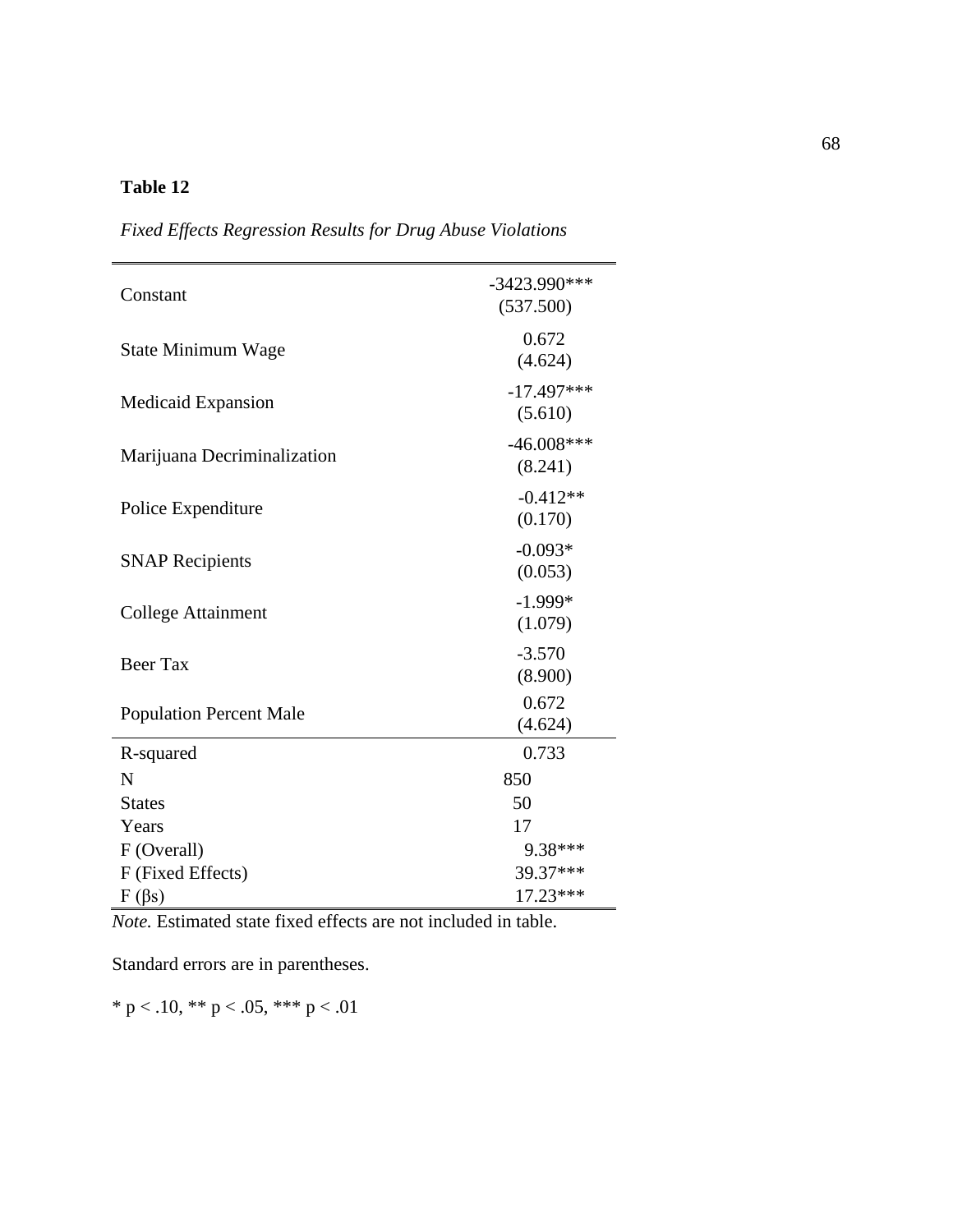**Table 12**

*Fixed Effects Regression Results for Drug Abuse Violations*

| | |
|---|---|
| Constant | -3423.990*** (537.500) |
| State Minimum Wage | 0.672 (4.624) |
| Medicaid Expansion | -17.497*** (5.610) |
| Marijuana Decriminalization | -46.008*** (8.241) |
| Police Expenditure | -0.412** (0.170) |
| SNAP Recipients | -0.093* (0.053) |
| College Attainment | -1.999* (1.079) |
| Beer Tax | -3.570 (8.900) |
| Population Percent Male | 0.672 (4.624) |
| R-squared | 0.733 |
| N | 850 |
| States | 50 |
| Years | 17 |
| F (Overall) | 9.38*** |
| F (Fixed Effects) | 39.37*** |
| F (βs) | 17.23*** |

*Note.* Estimated state fixed effects are not included in table.

Standard errors are in parentheses.

* $p < .10$, ** $p < .05$, *** $p < .01$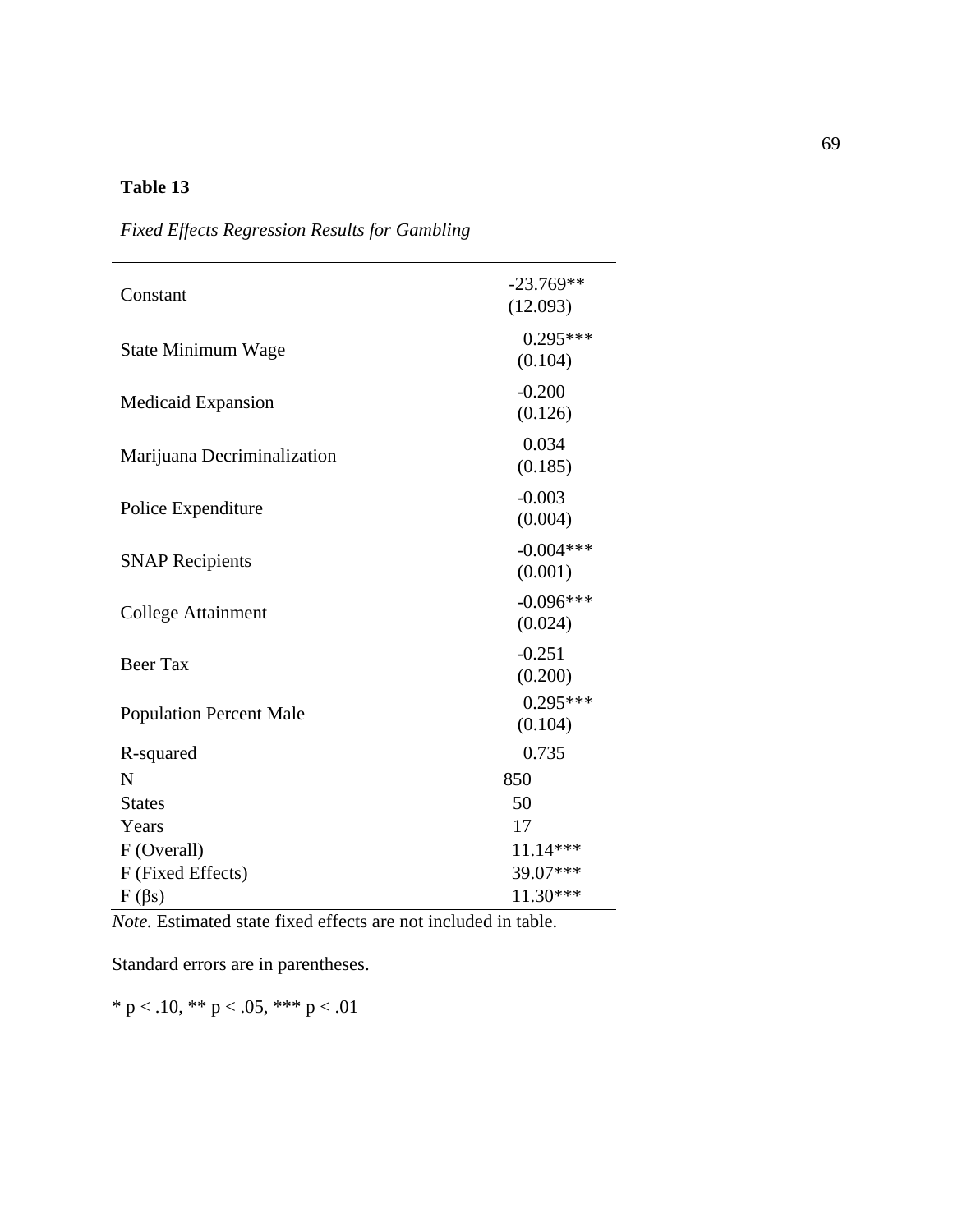**Table 13**

*Fixed Effects Regression Results for Gambling*

| | |
|---|---|
| Constant | -23.769** (12.093) |
| State Minimum Wage | 0.295*** (0.104) |
| Medicaid Expansion | -0.200 (0.126) |
| Marijuana Decriminalization | 0.034 (0.185) |
| Police Expenditure | -0.003 (0.004) |
| SNAP Recipients | -0.004*** (0.001) |
| College Attainment | -0.096*** (0.024) |
| Beer Tax | -0.251 (0.200) |
| Population Percent Male | 0.295*** (0.104) |
| R-squared | 0.735 |
| N | 850 |
| States | 50 |
| Years | 17 |
| F (Overall) | 11.14*** |
| F (Fixed Effects) | 39.07*** |
| F (βs) | 11.30*** |

*Note.* Estimated state fixed effects are not included in table.

Standard errors are in parentheses.

* $p < .10$, ** $p < .05$, *** $p < .01$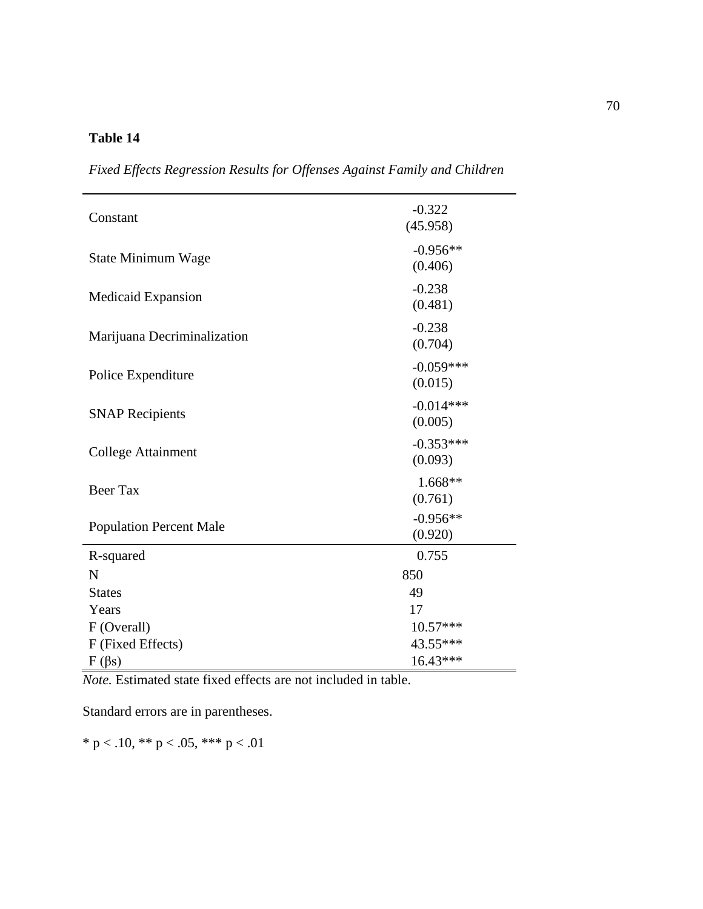**Table 14**

*Fixed Effects Regression Results for Offenses Against Family and Children*

| | |
|---|---|
| Constant | -0.322 (45.958) |
| State Minimum Wage | -0.956** (0.406) |
| Medicaid Expansion | -0.238 (0.481) |
| Marijuana Decriminalization | -0.238 (0.704) |
| Police Expenditure | -0.059*** (0.015) |
| SNAP Recipients | -0.014*** (0.005) |
| College Attainment | -0.353*** (0.093) |
| Beer Tax | 1.668** (0.761) |
| Population Percent Male | -0.956** (0.920) |
| R-squared | 0.755 |
| N | 850 |
| States | 49 |
| Years | 17 |
| F (Overall) | 10.57*** |
| F (Fixed Effects) | 43.55*** |
| F (βs) | 16.43*** |

*Note.* Estimated state fixed effects are not included in table.

Standard errors are in parentheses.

* $p < .10$, ** $p < .05$, *** $p < .01$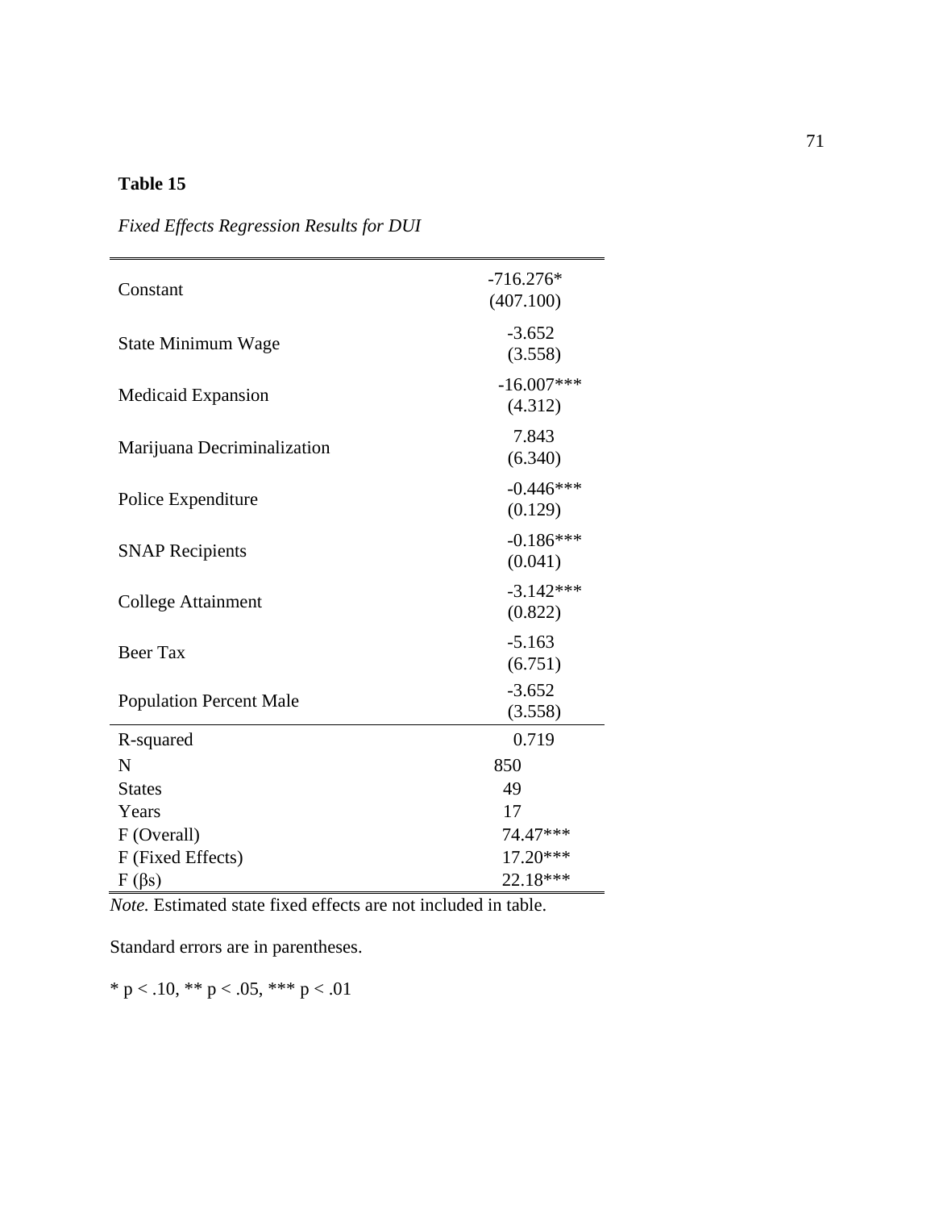**Table 15**

*Fixed Effects Regression Results for DUI*

| | |
|---|---|
| Constant | -716.276* (407.100) |
| State Minimum Wage | -3.652 (3.558) |
| Medicaid Expansion | -16.007*** (4.312) |
| Marijuana Decriminalization | 7.843 (6.340) |
| Police Expenditure | -0.446*** (0.129) |
| SNAP Recipients | -0.186*** (0.041) |
| College Attainment | -3.142*** (0.822) |
| Beer Tax | -5.163 (6.751) |
| Population Percent Male | -3.652 (3.558) |
| R-squared | 0.719 |
| N | 850 |
| States | 49 |
| Years | 17 |
| F (Overall) | 74.47*** |
| F (Fixed Effects) | 17.20*** |
| F (βs) | 22.18*** |

*Note.* Estimated state fixed effects are not included in table.

Standard errors are in parentheses.

* $p < .10$, ** $p < .05$, *** $p < .01$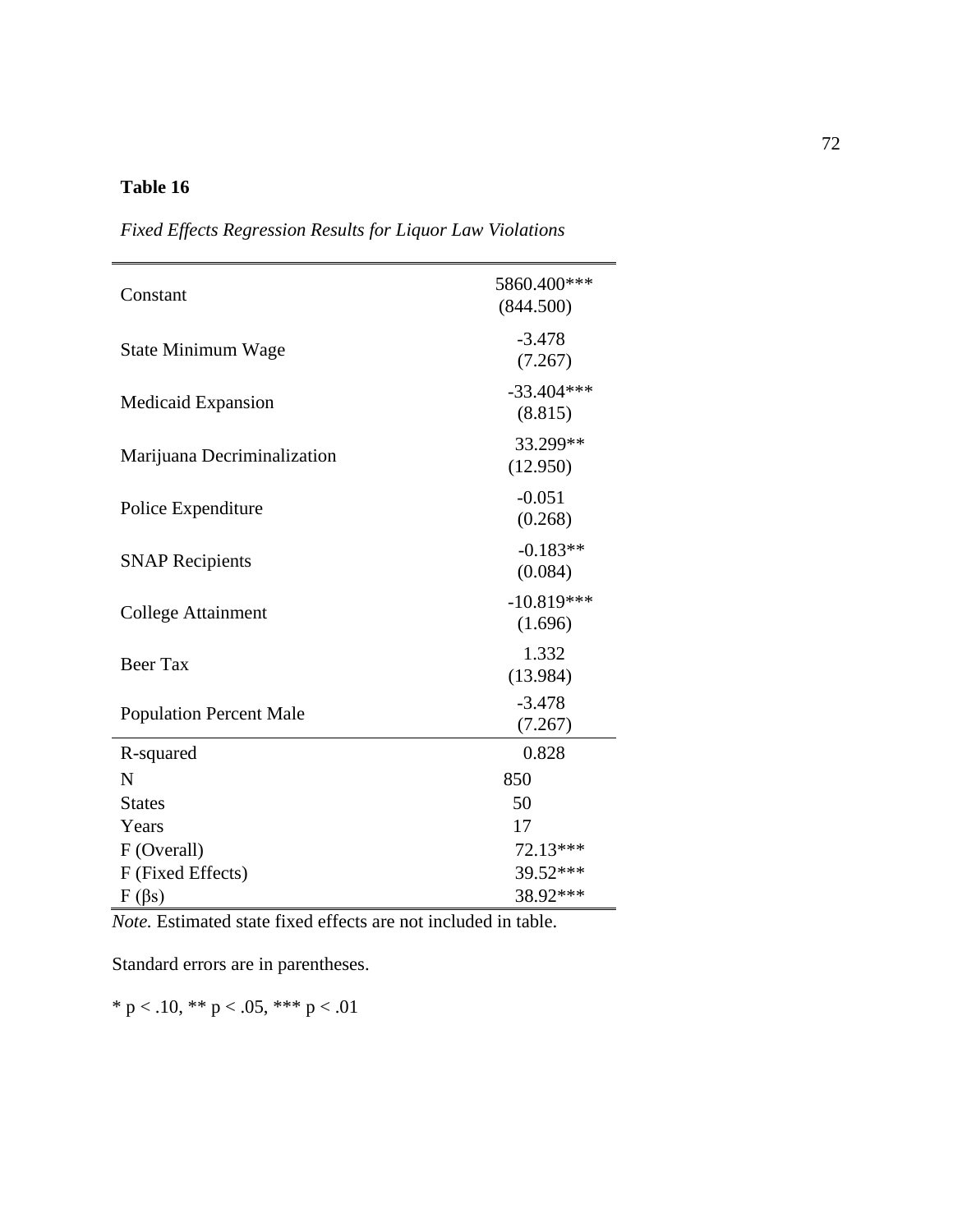**Table 16**

*Fixed Effects Regression Results for Liquor Law Violations*

| | |
|---|---|
| Constant | 5860.400***<br>(844.500) |
| State Minimum Wage | -3.478<br>(7.267) |
| Medicaid Expansion | -33.404***<br>(8.815) |
| Marijuana Decriminalization | 33.299**<br>(12.950) |
| Police Expenditure | -0.051<br>(0.268) |
| SNAP Recipients | -0.183**<br>(0.084) |
| College Attainment | -10.819***<br>(1.696) |
| Beer Tax | 1.332<br>(13.984) |
| Population Percent Male | -3.478<br>(7.267) |
| R-squared | 0.828 |
| N | 850 |
| States | 50 |
| Years | 17 |
| F (Overall) | 72.13*** |
| F (Fixed Effects) | 39.52*** |
| F (βs) | 38.92*** |

*Note.* Estimated state fixed effects are not included in table.

Standard errors are in parentheses.

* $p < .10$, ** $p < .05$, *** $p < .01$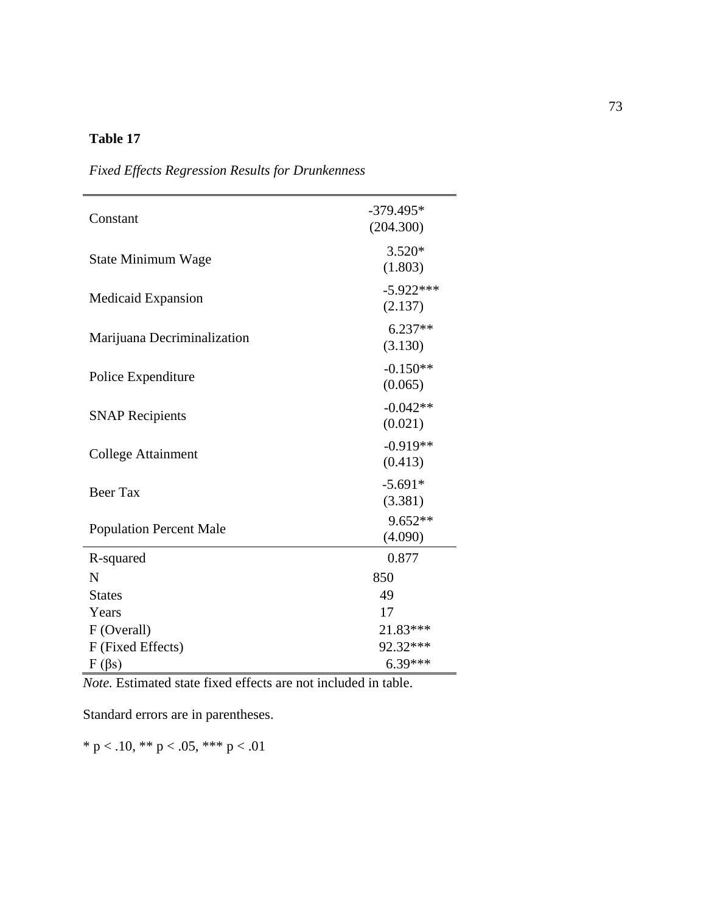**Table 17**

*Fixed Effects Regression Results for Drunkenness*

| | |
|---|---|
| Constant | -379.495* (204.300) |
| State Minimum Wage | 3.520* (1.803) |
| Medicaid Expansion | -5.922*** (2.137) |
| Marijuana Decriminalization | 6.237** (3.130) |
| Police Expenditure | -0.150** (0.065) |
| SNAP Recipients | -0.042** (0.021) |
| College Attainment | -0.919** (0.413) |
| Beer Tax | -5.691* (3.381) |
| Population Percent Male | 9.652** (4.090) |
| R-squared | 0.877 |
| N | 850 |
| States | 49 |
| Years | 17 |
| F (Overall) | 21.83*** |
| F (Fixed Effects) | 92.32*** |
| F (βs) | 6.39*** |

*Note.* Estimated state fixed effects are not included in table.

Standard errors are in parentheses.

* $p < .10$, ** $p < .05$, *** $p < .01$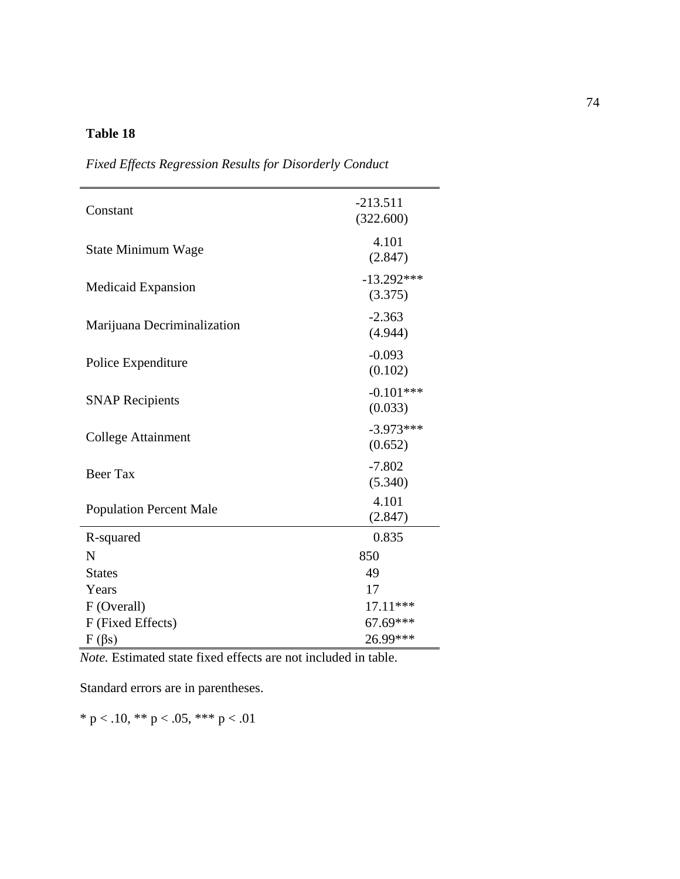**Table 18**

*Fixed Effects Regression Results for Disorderly Conduct*

| | |
|---|---|
| Constant | -213.511<br>(322.600) |
| State Minimum Wage | 4.101<br>(2.847) |
| Medicaid Expansion | -13.292***<br>(3.375) |
| Marijuana Decriminalization | -2.363<br>(4.944) |
| Police Expenditure | -0.093<br>(0.102) |
| SNAP Recipients | -0.101***<br>(0.033) |
| College Attainment | -3.973***<br>(0.652) |
| Beer Tax | -7.802<br>(5.340) |
| Population Percent Male | 4.101<br>(2.847) |
| R-squared | 0.835 |
| N | 850 |
| States | 49 |
| Years | 17 |
| F (Overall) | 17.11*** |
| F (Fixed Effects) | 67.69*** |
| F (βs) | 26.99*** |

*Note.* Estimated state fixed effects are not included in table.

Standard errors are in parentheses.

* p < .10, ** p < .05, *** p < .01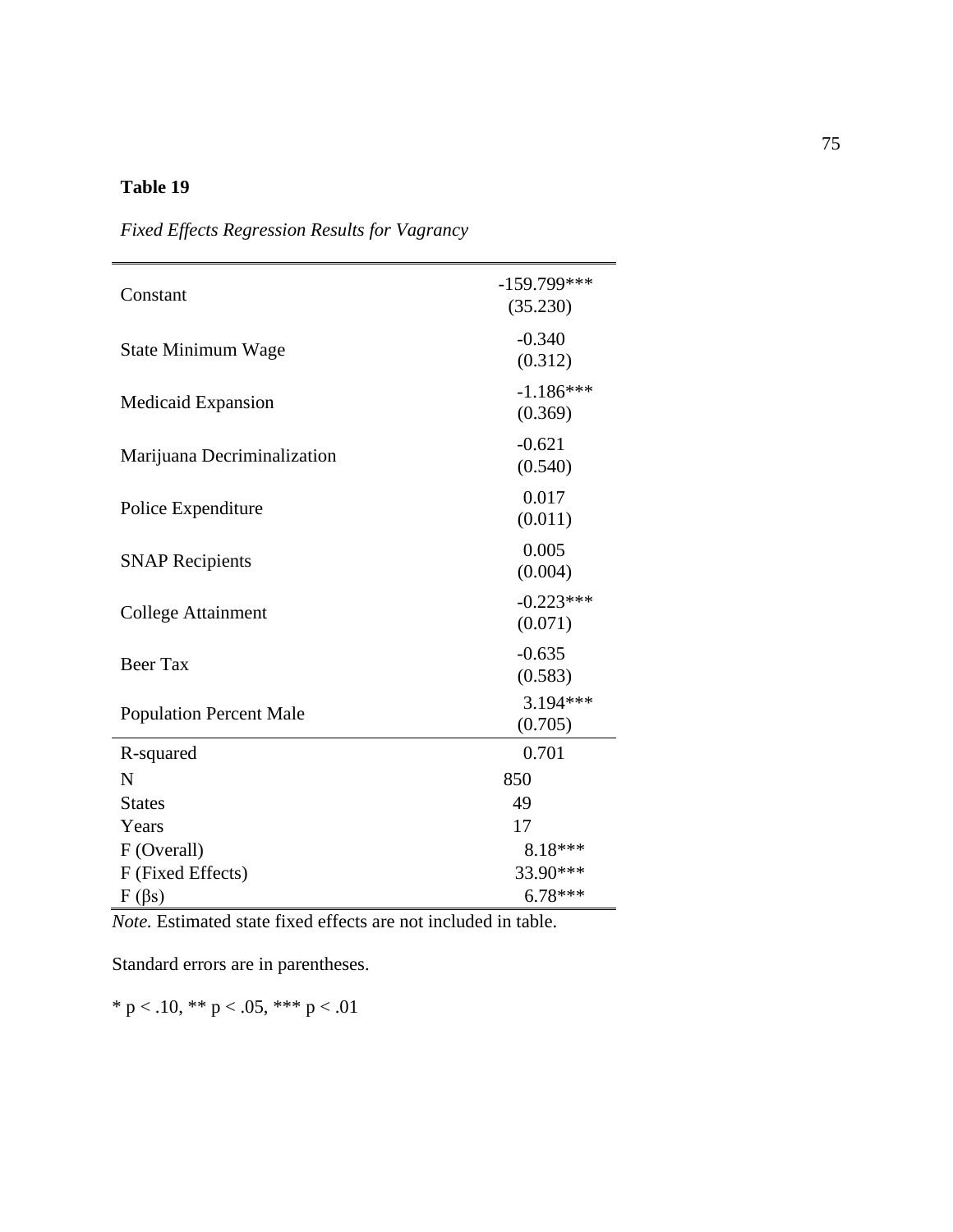**Table 19**

*Fixed Effects Regression Results for Vagrancy*

| | |
|---|---|
| Constant | -159.799*** (35.230) |
| State Minimum Wage | -0.340 (0.312) |
| Medicaid Expansion | -1.186*** (0.369) |
| Marijuana Decriminalization | -0.621 (0.540) |
| Police Expenditure | 0.017 (0.011) |
| SNAP Recipients | 0.005 (0.004) |
| College Attainment | -0.223*** (0.071) |
| Beer Tax | -0.635 (0.583) |
| Population Percent Male | 3.194*** (0.705) |
| R-squared | 0.701 |
| N | 850 |
| States | 49 |
| Years | 17 |
| F (Overall) | 8.18*** |
| F (Fixed Effects) | 33.90*** |
| F (βs) | 6.78*** |

*Note.* Estimated state fixed effects are not included in table.

Standard errors are in parentheses.

* $p < .10$, ** $p < .05$, *** $p < .01$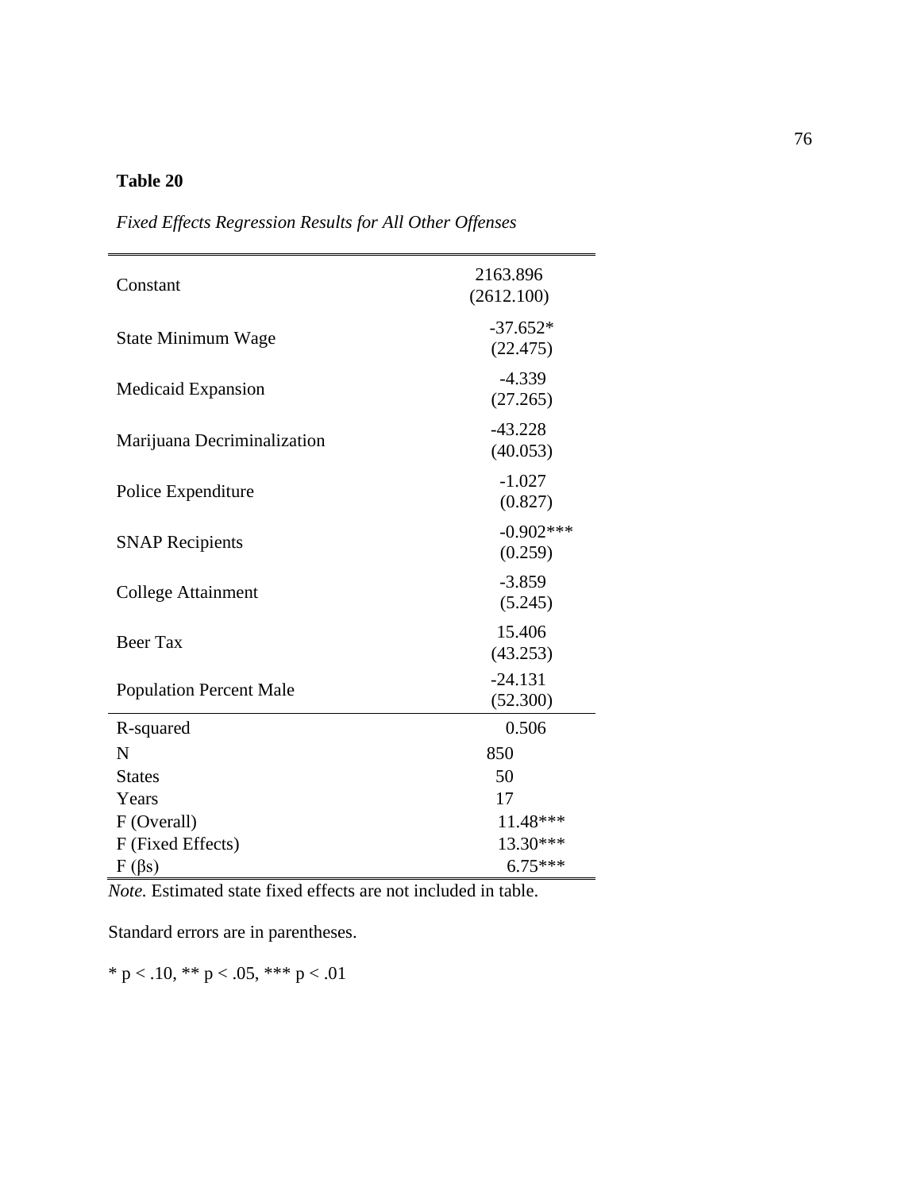**Table 20**

*Fixed Effects Regression Results for All Other Offenses*

| | |
|---|---|
| Constant | 2163.896<br>(2612.100) |
| State Minimum Wage | -37.652*<br>(22.475) |
| Medicaid Expansion | -4.339<br>(27.265) |
| Marijuana Decriminalization | -43.228<br>(40.053) |
| Police Expenditure | -1.027<br>(0.827) |
| SNAP Recipients | -0.902***<br>(0.259) |
| College Attainment | -3.859<br>(5.245) |
| Beer Tax | 15.406<br>(43.253) |
| Population Percent Male | -24.131<br>(52.300) |
| R-squared | 0.506 |
| N | 850 |
| States | 50 |
| Years | 17 |
| F (Overall) | 11.48*** |
| F (Fixed Effects) | 13.30*** |
| F (βs) | 6.75*** |

*Note.* Estimated state fixed effects are not included in table.

Standard errors are in parentheses.

* $p < .10$, ** $p < .05$, *** $p < .01$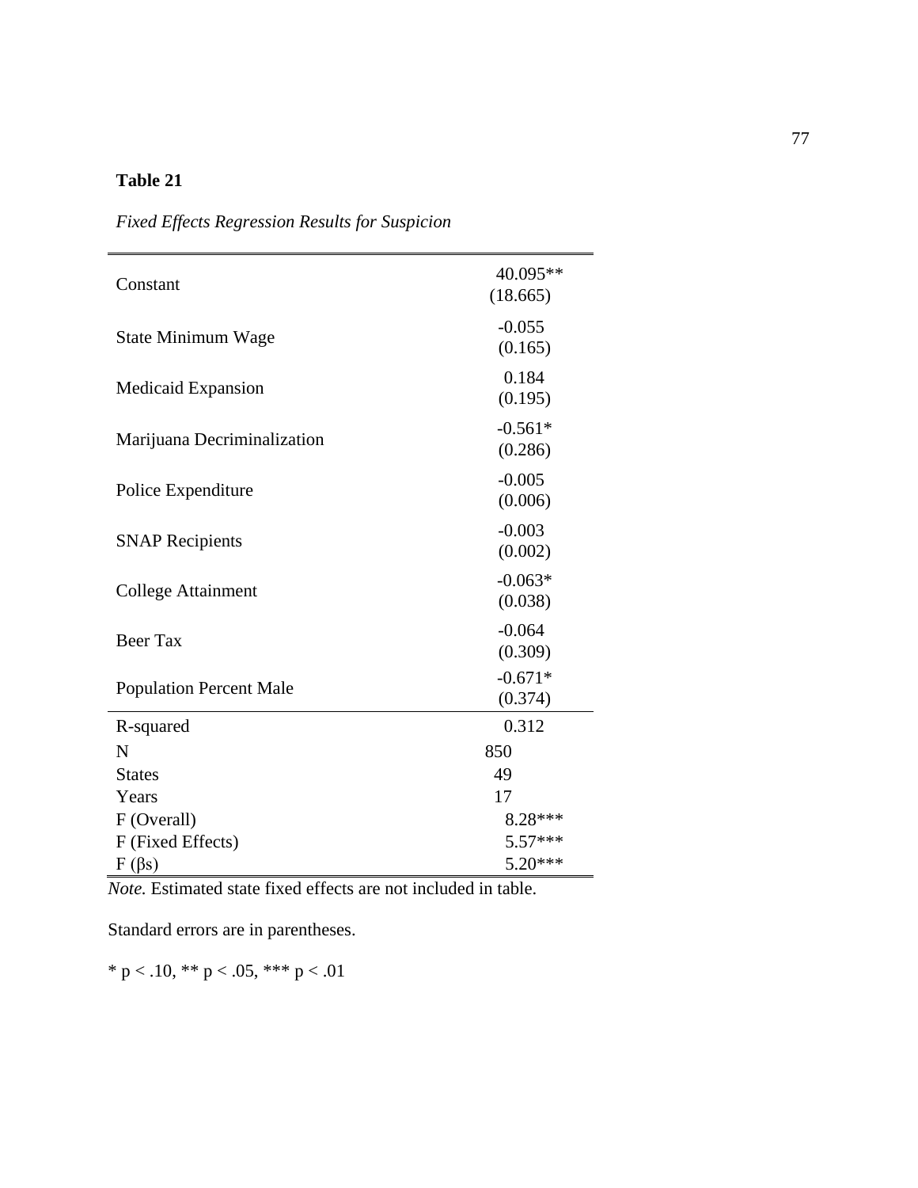**Table 21**

*Fixed Effects Regression Results for Suspicion*

| | |
|---|---|
| Constant | 40.095** (18.665) |
| State Minimum Wage | -0.055 (0.165) |
| Medicaid Expansion | 0.184 (0.195) |
| Marijuana Decriminalization | -0.561* (0.286) |
| Police Expenditure | -0.005 (0.006) |
| SNAP Recipients | -0.003 (0.002) |
| College Attainment | -0.063* (0.038) |
| Beer Tax | -0.064 (0.309) |
| Population Percent Male | -0.671* (0.374) |
| R-squared | 0.312 |
| N | 850 |
| States | 49 |
| Years | 17 |
| F (Overall) | 8.28*** |
| F (Fixed Effects) | 5.57*** |
| F (βs) | 5.20*** |

*Note.* Estimated state fixed effects are not included in table.

Standard errors are in parentheses.

* $p < .10$, ** $p < .05$, *** $p < .01$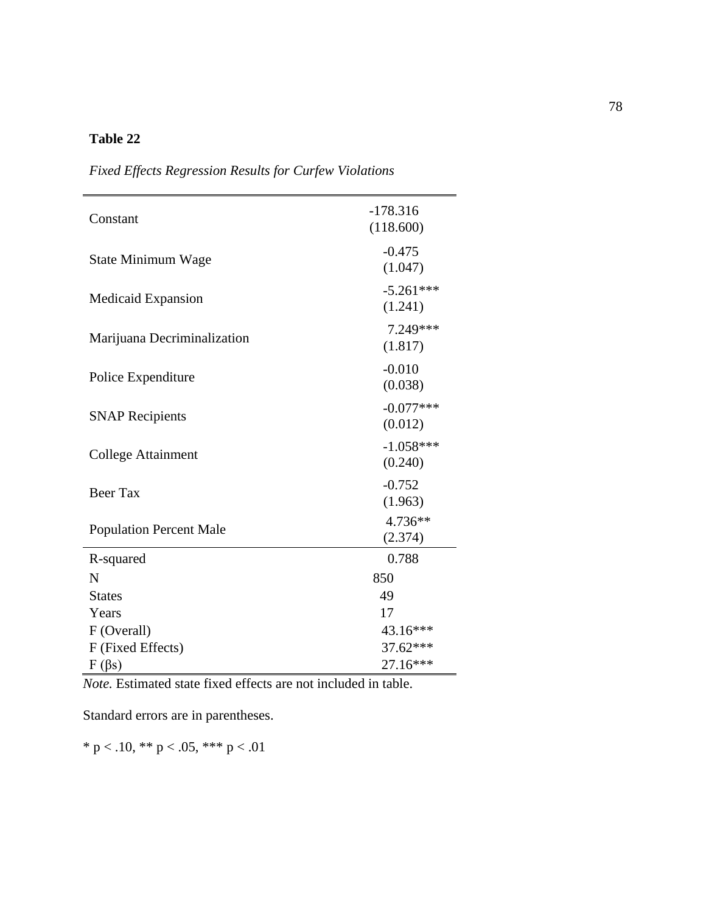**Table 22**

*Fixed Effects Regression Results for Curfew Violations*

| | |
|---|---|
| Constant | -178.316 (118.600) |
| State Minimum Wage | -0.475 (1.047) |
| Medicaid Expansion | -5.261*** (1.241) |
| Marijuana Decriminalization | 7.249*** (1.817) |
| Police Expenditure | -0.010 (0.038) |
| SNAP Recipients | -0.077*** (0.012) |
| College Attainment | -1.058*** (0.240) |
| Beer Tax | -0.752 (1.963) |
| Population Percent Male | 4.736** (2.374) |
| R-squared | 0.788 |
| N | 850 |
| States | 49 |
| Years | 17 |
| F (Overall) | 43.16*** |
| F (Fixed Effects) | 37.62*** |
| F (βs) | 27.16*** |

*Note.* Estimated state fixed effects are not included in table.

Standard errors are in parentheses.

* $p < .10$, ** $p < .05$, *** $p < .01$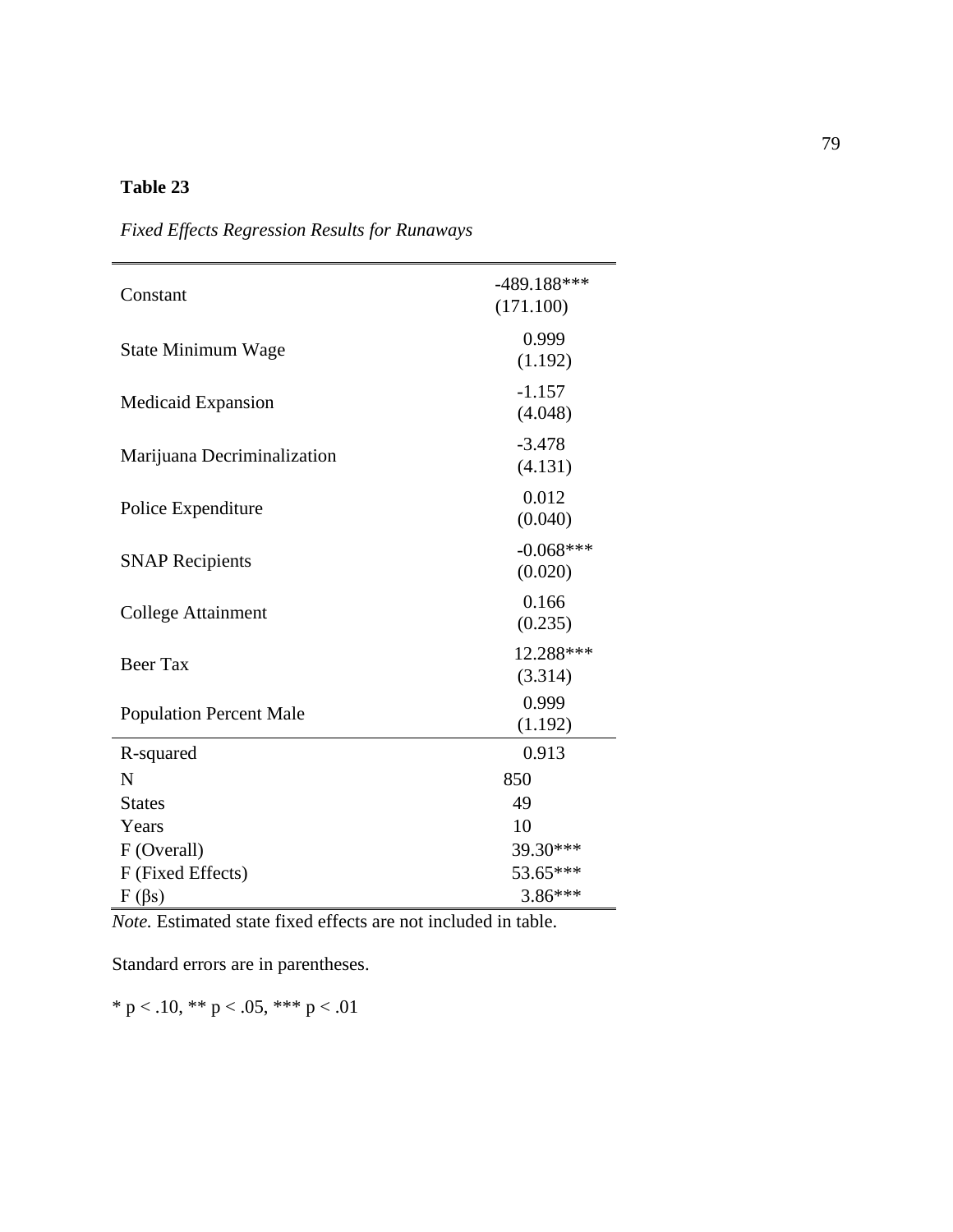**Table 23**

*Fixed Effects Regression Results for Runaways*

| | |
|---|---|
| Constant | -489.188*** (171.100) |
| State Minimum Wage | 0.999 (1.192) |
| Medicaid Expansion | -1.157 (4.048) |
| Marijuana Decriminalization | -3.478 (4.131) |
| Police Expenditure | 0.012 (0.040) |
| SNAP Recipients | -0.068*** (0.020) |
| College Attainment | 0.166 (0.235) |
| Beer Tax | 12.288*** (3.314) |
| Population Percent Male | 0.999 (1.192) |
| R-squared | 0.913 |
| N | 850 |
| States | 49 |
| Years | 10 |
| F (Overall) | 39.30*** |
| F (Fixed Effects) | 53.65*** |
| F (βs) | 3.86*** |

*Note.* Estimated state fixed effects are not included in table.

Standard errors are in parentheses.

* $p < .10$, ** $p < .05$, *** $p < .01$